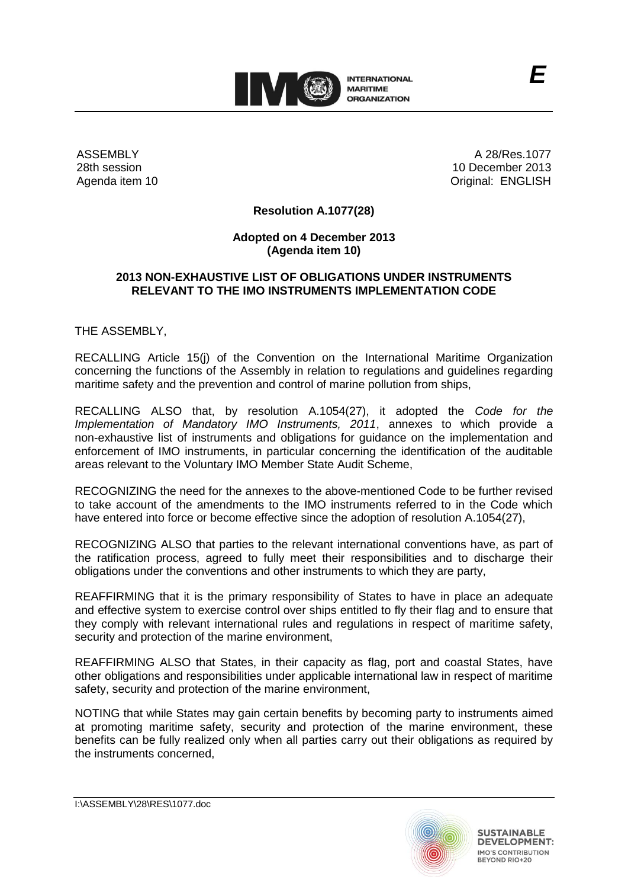INTERNATIONAL MARITIME ORGANIZATION

*E*

ASSEMBLY
28th session
Agenda item 10

A 28/Res.1077
10 December 2013
Original: ENGLISH

**Resolution A.1077(28)**

**Adopted on 4 December 2013**
**(Agenda item 10)**

**2013 NON-EXHAUSTIVE LIST OF OBLIGATIONS UNDER INSTRUMENTS RELEVANT TO THE IMO INSTRUMENTS IMPLEMENTATION CODE**

THE ASSEMBLY,

RECALLING Article 15(j) of the Convention on the International Maritime Organization concerning the functions of the Assembly in relation to regulations and guidelines regarding maritime safety and the prevention and control of marine pollution from ships,

RECALLING ALSO that, by resolution A.1054(27), it adopted the *Code for the Implementation of Mandatory IMO Instruments, 2011*, annexes to which provide a non-exhaustive list of instruments and obligations for guidance on the implementation and enforcement of IMO instruments, in particular concerning the identification of the auditable areas relevant to the Voluntary IMO Member State Audit Scheme,

RECOGNIZING the need for the annexes to the above-mentioned Code to be further revised to take account of the amendments to the IMO instruments referred to in the Code which have entered into force or become effective since the adoption of resolution A.1054(27),

RECOGNIZING ALSO that parties to the relevant international conventions have, as part of the ratification process, agreed to fully meet their responsibilities and to discharge their obligations under the conventions and other instruments to which they are party,

REAFFIRMING that it is the primary responsibility of States to have in place an adequate and effective system to exercise control over ships entitled to fly their flag and to ensure that they comply with relevant international rules and regulations in respect of maritime safety, security and protection of the marine environment,

REAFFIRMING ALSO that States, in their capacity as flag, port and coastal States, have other obligations and responsibilities under applicable international law in respect of maritime safety, security and protection of the marine environment,

NOTING that while States may gain certain benefits by becoming party to instruments aimed at promoting maritime safety, security and protection of the marine environment, these benefits can be fully realized only when all parties carry out their obligations as required by the instruments concerned,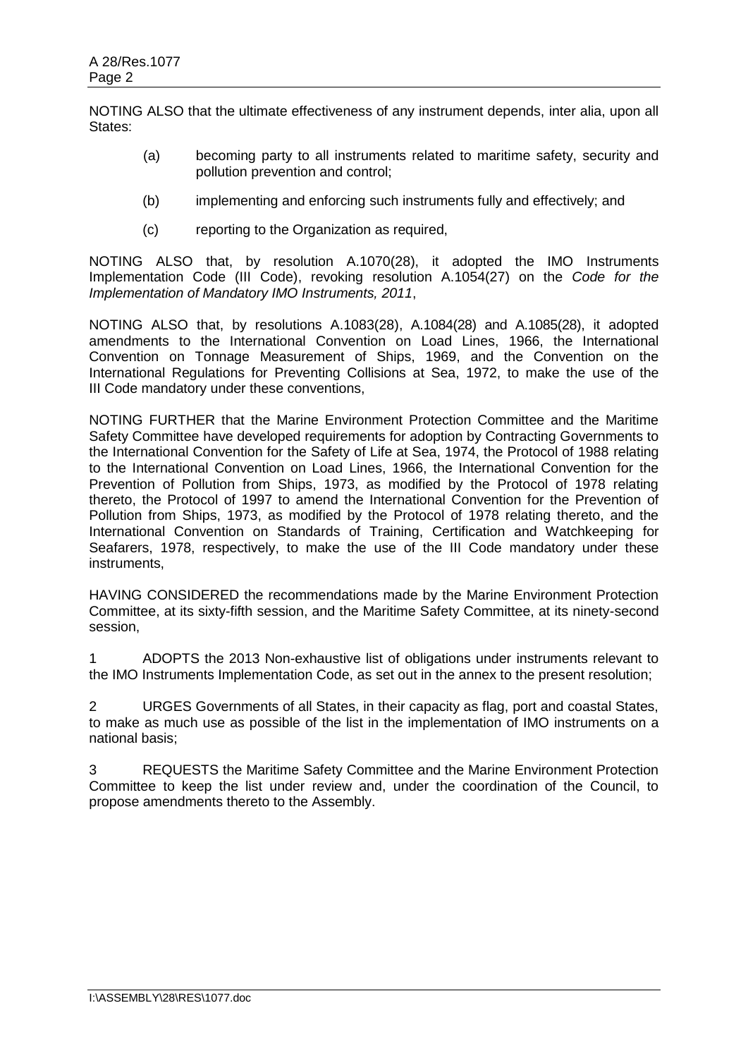NOTING ALSO that the ultimate effectiveness of any instrument depends, inter alia, upon all States:

(a) becoming party to all instruments related to maritime safety, security and pollution prevention and control;

(b) implementing and enforcing such instruments fully and effectively; and

(c) reporting to the Organization as required,

NOTING ALSO that, by resolution A.1070(28), it adopted the IMO Instruments Implementation Code (III Code), revoking resolution A.1054(27) on the *Code for the Implementation of Mandatory IMO Instruments, 2011*,

NOTING ALSO that, by resolutions A.1083(28), A.1084(28) and A.1085(28), it adopted amendments to the International Convention on Load Lines, 1966, the International Convention on Tonnage Measurement of Ships, 1969, and the Convention on the International Regulations for Preventing Collisions at Sea, 1972, to make the use of the III Code mandatory under these conventions,

NOTING FURTHER that the Marine Environment Protection Committee and the Maritime Safety Committee have developed requirements for adoption by Contracting Governments to the International Convention for the Safety of Life at Sea, 1974, the Protocol of 1988 relating to the International Convention on Load Lines, 1966, the International Convention for the Prevention of Pollution from Ships, 1973, as modified by the Protocol of 1978 relating thereto, the Protocol of 1997 to amend the International Convention for the Prevention of Pollution from Ships, 1973, as modified by the Protocol of 1978 relating thereto, and the International Convention on Standards of Training, Certification and Watchkeeping for Seafarers, 1978, respectively, to make the use of the III Code mandatory under these instruments,

HAVING CONSIDERED the recommendations made by the Marine Environment Protection Committee, at its sixty-fifth session, and the Maritime Safety Committee, at its ninety-second session,

1 ADOPTS the 2013 Non-exhaustive list of obligations under instruments relevant to the IMO Instruments Implementation Code, as set out in the annex to the present resolution;

2 URGES Governments of all States, in their capacity as flag, port and coastal States, to make as much use as possible of the list in the implementation of IMO instruments on a national basis;

3 REQUESTS the Maritime Safety Committee and the Marine Environment Protection Committee to keep the list under review and, under the coordination of the Council, to propose amendments thereto to the Assembly.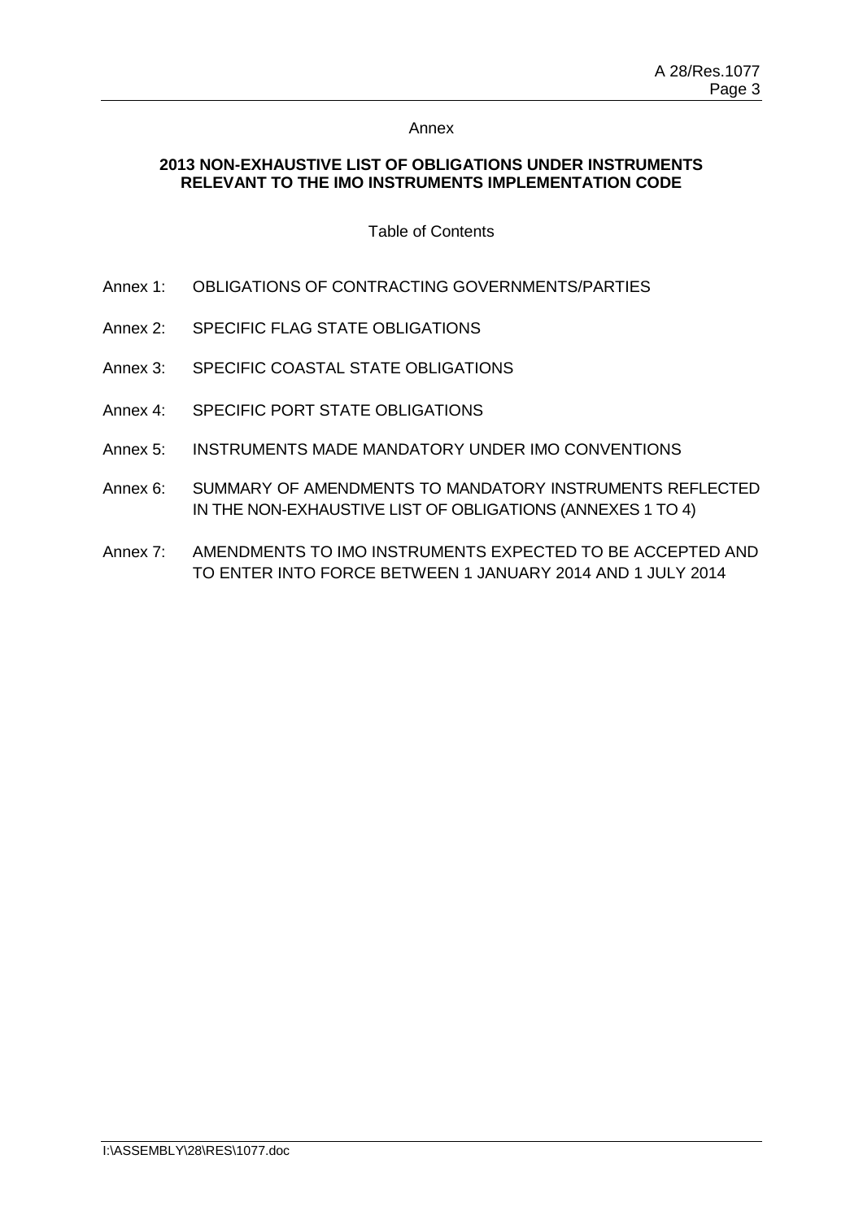Annex

## 2013 NON-EXHAUSTIVE LIST OF OBLIGATIONS UNDER INSTRUMENTS RELEVANT TO THE IMO INSTRUMENTS IMPLEMENTATION CODE

Table of Contents

- Annex 1: OBLIGATIONS OF CONTRACTING GOVERNMENTS/PARTIES
- Annex 2: SPECIFIC FLAG STATE OBLIGATIONS
- Annex 3: SPECIFIC COASTAL STATE OBLIGATIONS
- Annex 4: SPECIFIC PORT STATE OBLIGATIONS
- Annex 5: INSTRUMENTS MADE MANDATORY UNDER IMO CONVENTIONS
- Annex 6: SUMMARY OF AMENDMENTS TO MANDATORY INSTRUMENTS REFLECTED IN THE NON-EXHAUSTIVE LIST OF OBLIGATIONS (ANNEXES 1 TO 4)
- Annex 7: AMENDMENTS TO IMO INSTRUMENTS EXPECTED TO BE ACCEPTED AND TO ENTER INTO FORCE BETWEEN 1 JANUARY 2014 AND 1 JULY 2014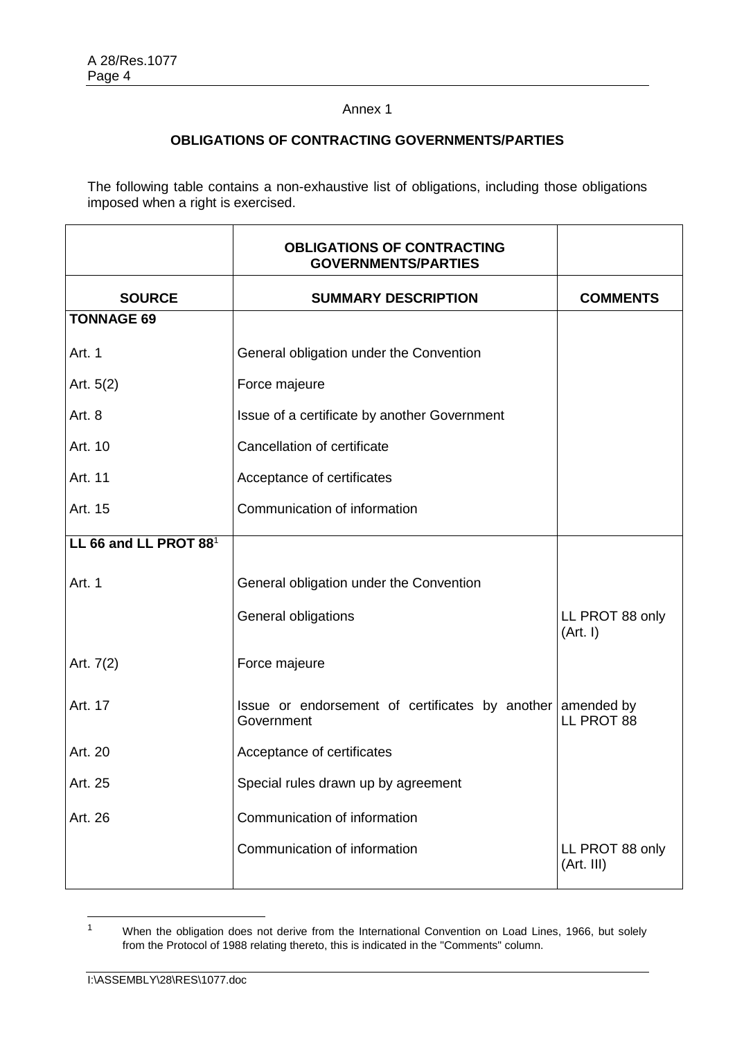Annex 1

## OBLIGATIONS OF CONTRACTING GOVERNMENTS/PARTIES

The following table contains a non-exhaustive list of obligations, including those obligations imposed when a right is exercised.

| | **OBLIGATIONS OF CONTRACTING GOVERNMENTS/PARTIES** | |
|---|---|---|
| **SOURCE** | **SUMMARY DESCRIPTION** | **COMMENTS** |
| **TONNAGE 69** | | |
| Art. 1 | General obligation under the Convention | |
| Art. 5(2) | Force majeure | |
| Art. 8 | Issue of a certificate by another Government | |
| Art. 10 | Cancellation of certificate | |
| Art. 11 | Acceptance of certificates | |
| Art. 15 | Communication of information | |
| **LL 66 and LL PROT 88**[1] | | |
| Art. 1 | General obligation under the Convention | |
| | General obligations | LL PROT 88 only (Art. I) |
| Art. 7(2) | Force majeure | |
| Art. 17 | Issue or endorsement of certificates by another Government | amended by LL PROT 88 |
| Art. 20 | Acceptance of certificates | |
| Art. 25 | Special rules drawn up by agreement | |
| Art. 26 | Communication of information | |
| | Communication of information | LL PROT 88 only (Art. III) |

[1] When the obligation does not derive from the International Convention on Load Lines, 1966, but solely from the Protocol of 1988 relating thereto, this is indicated in the "Comments" column.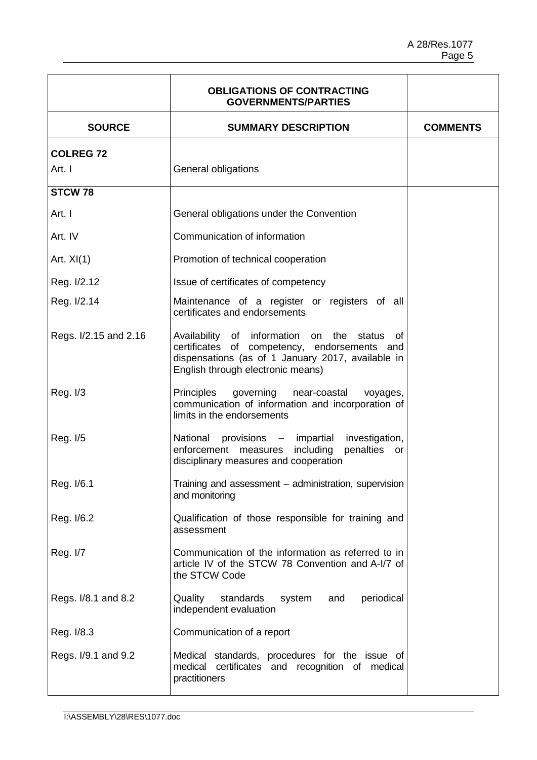| | OBLIGATIONS OF CONTRACTING GOVERNMENTS/PARTIES | |
|---|---|---|
| **SOURCE** | **SUMMARY DESCRIPTION** | **COMMENTS** |
| **COLREG 72** | | |
| Art. I | General obligations | |
| **STCW 78** | | |
| Art. I | General obligations under the Convention | |
| Art. IV | Communication of information | |
| Art. XI(1) | Promotion of technical cooperation | |
| Reg. I/2.12 | Issue of certificates of competency | |
| Reg. I/2.14 | Maintenance of a register or registers of all certificates and endorsements | |
| Regs. I/2.15 and 2.16 | Availability of information on the status of certificates of competency, endorsements and dispensations (as of 1 January 2017, available in English through electronic means) | |
| Reg. I/3 | Principles governing near-coastal voyages, communication of information and incorporation of limits in the endorsements | |
| Reg. I/5 | National provisions – impartial investigation, enforcement measures including penalties or disciplinary measures and cooperation | |
| Reg. I/6.1 | Training and assessment – administration, supervision and monitoring | |
| Reg. I/6.2 | Qualification of those responsible for training and assessment | |
| Reg. I/7 | Communication of the information as referred to in article IV of the STCW 78 Convention and A-I/7 of the STCW Code | |
| Regs. I/8.1 and 8.2 | Quality standards system and periodical independent evaluation | |
| Reg. I/8.3 | Communication of a report | |
| Regs. I/9.1 and 9.2 | Medical standards, procedures for the issue of medical certificates and recognition of medical practitioners | |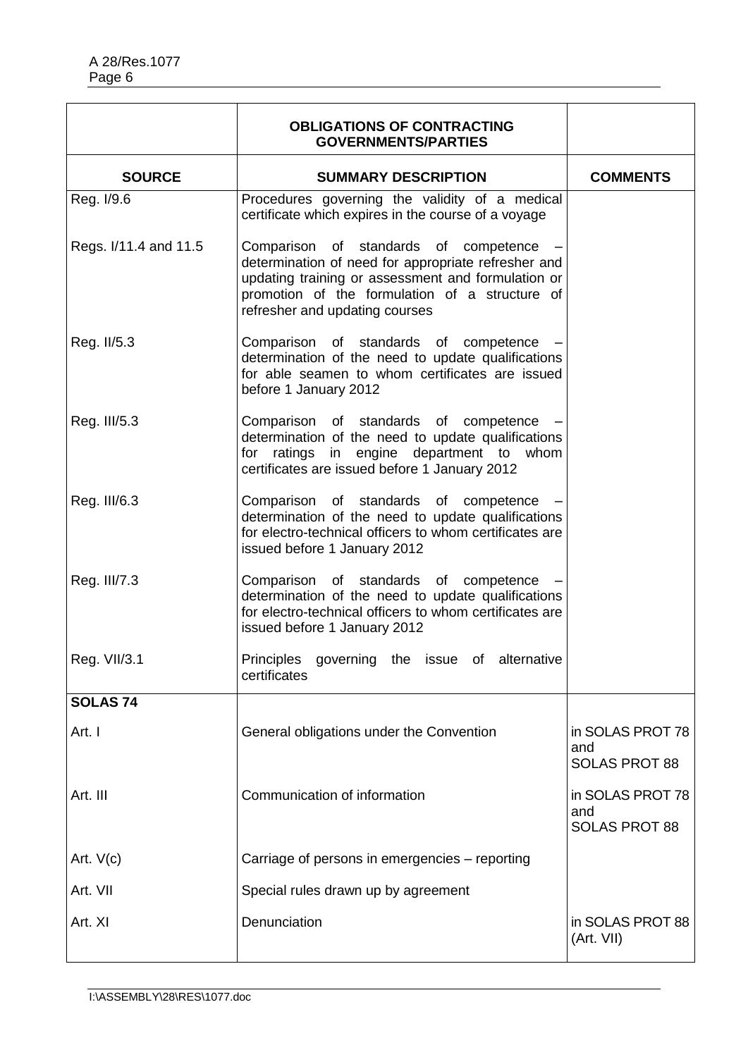| | OBLIGATIONS OF CONTRACTING GOVERNMENTS/PARTIES | |
|---|---|---|
| **SOURCE** | **SUMMARY DESCRIPTION** | **COMMENTS** |
| Reg. I/9.6 | Procedures governing the validity of a medical certificate which expires in the course of a voyage | |
| Regs. I/11.4 and 11.5 | Comparison of standards of competence – determination of need for appropriate refresher and updating training or assessment and formulation or promotion of the formulation of a structure of refresher and updating courses | |
| Reg. II/5.3 | Comparison of standards of competence – determination of the need to update qualifications for able seamen to whom certificates are issued before 1 January 2012 | |
| Reg. III/5.3 | Comparison of standards of competence – determination of the need to update qualifications for ratings in engine department to whom certificates are issued before 1 January 2012 | |
| Reg. III/6.3 | Comparison of standards of competence – determination of the need to update qualifications for electro-technical officers to whom certificates are issued before 1 January 2012 | |
| Reg. III/7.3 | Comparison of standards of competence – determination of the need to update qualifications for electro-technical officers to whom certificates are issued before 1 January 2012 | |
| Reg. VII/3.1 | Principles governing the issue of alternative certificates | |
| **SOLAS 74** | | |
| Art. I | General obligations under the Convention | in SOLAS PROT 78 and SOLAS PROT 88 |
| Art. III | Communication of information | in SOLAS PROT 78 and SOLAS PROT 88 |
| Art. V(c) | Carriage of persons in emergencies – reporting | |
| Art. VII | Special rules drawn up by agreement | |
| Art. XI | Denunciation | in SOLAS PROT 88 (Art. VII) |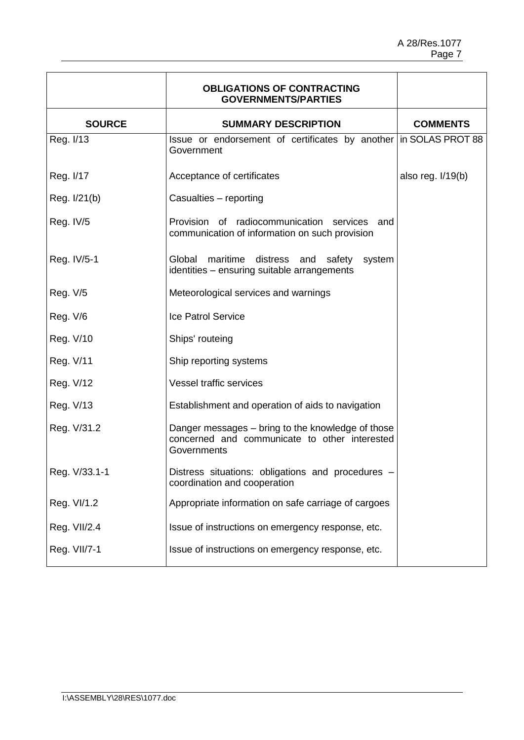| | OBLIGATIONS OF CONTRACTING GOVERNMENTS/PARTIES | |
|---|---|---|
| **SOURCE** | **SUMMARY DESCRIPTION** | **COMMENTS** |
| Reg. I/13 | Issue or endorsement of certificates by another Government | in SOLAS PROT 88 |
| Reg. I/17 | Acceptance of certificates | also reg. I/19(b) |
| Reg. I/21(b) | Casualties – reporting | |
| Reg. IV/5 | Provision of radiocommunication services and communication of information on such provision | |
| Reg. IV/5-1 | Global maritime distress and safety system identities – ensuring suitable arrangements | |
| Reg. V/5 | Meteorological services and warnings | |
| Reg. V/6 | Ice Patrol Service | |
| Reg. V/10 | Ships' routeing | |
| Reg. V/11 | Ship reporting systems | |
| Reg. V/12 | Vessel traffic services | |
| Reg. V/13 | Establishment and operation of aids to navigation | |
| Reg. V/31.2 | Danger messages – bring to the knowledge of those concerned and communicate to other interested Governments | |
| Reg. V/33.1-1 | Distress situations: obligations and procedures – coordination and cooperation | |
| Reg. VI/1.2 | Appropriate information on safe carriage of cargoes | |
| Reg. VII/2.4 | Issue of instructions on emergency response, etc. | |
| Reg. VII/7-1 | Issue of instructions on emergency response, etc. | |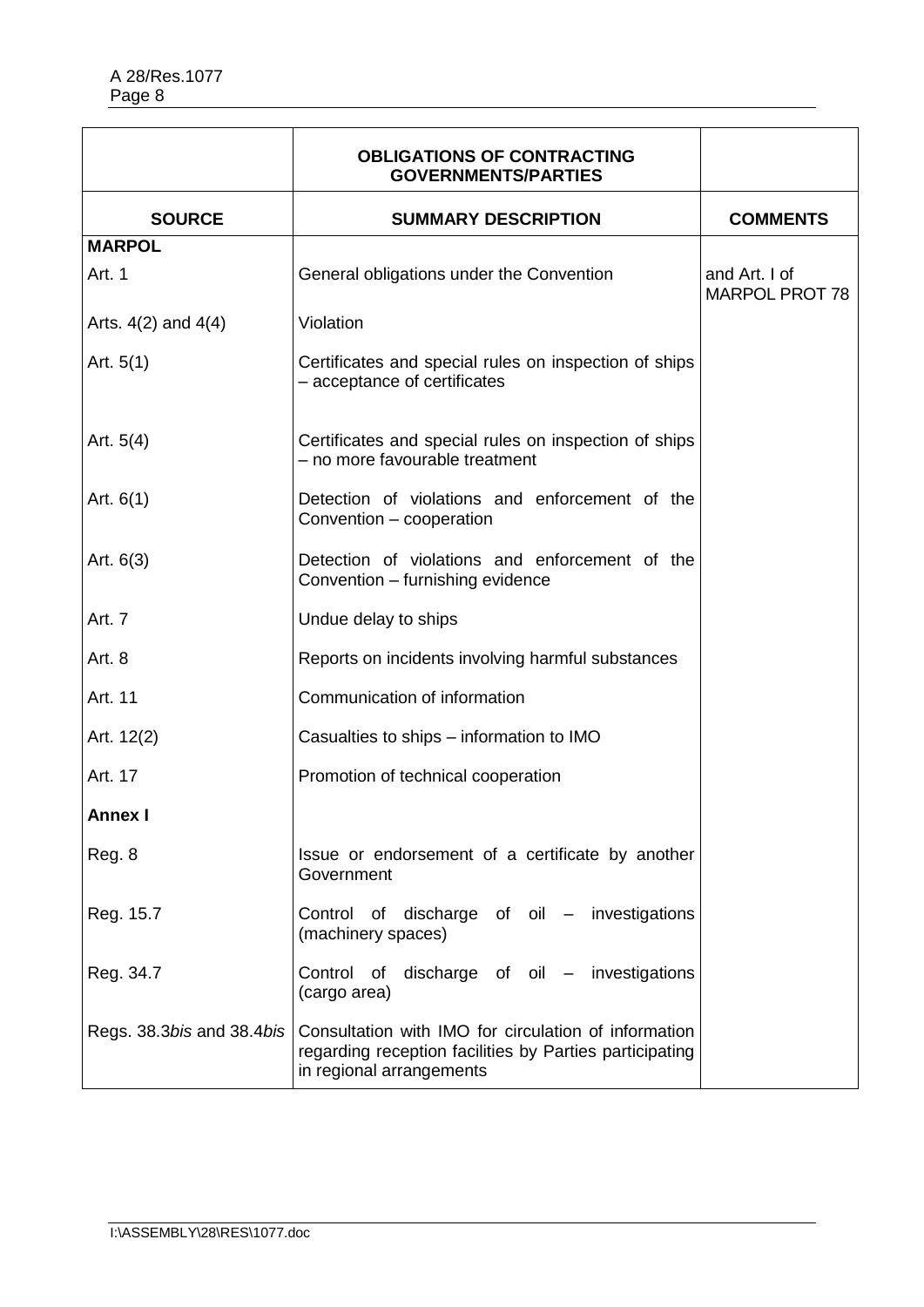| | OBLIGATIONS OF CONTRACTING GOVERNMENTS/PARTIES | |
|---|---|---|
| **SOURCE** | **SUMMARY DESCRIPTION** | **COMMENTS** |
| **MARPOL** | | |
| Art. 1 | General obligations under the Convention | and Art. I of MARPOL PROT 78 |
| Arts. 4(2) and 4(4) | Violation | |
| Art. 5(1) | Certificates and special rules on inspection of ships – acceptance of certificates | |
| Art. 5(4) | Certificates and special rules on inspection of ships – no more favourable treatment | |
| Art. 6(1) | Detection of violations and enforcement of the Convention – cooperation | |
| Art. 6(3) | Detection of violations and enforcement of the Convention – furnishing evidence | |
| Art. 7 | Undue delay to ships | |
| Art. 8 | Reports on incidents involving harmful substances | |
| Art. 11 | Communication of information | |
| Art. 12(2) | Casualties to ships – information to IMO | |
| Art. 17 | Promotion of technical cooperation | |
| **Annex I** | | |
| Reg. 8 | Issue or endorsement of a certificate by another Government | |
| Reg. 15.7 | Control of discharge of oil – investigations (machinery spaces) | |
| Reg. 34.7 | Control of discharge of oil – investigations (cargo area) | |
| Regs. 38.3*bis* and 38.4*bis* | Consultation with IMO for circulation of information regarding reception facilities by Parties participating in regional arrangements | |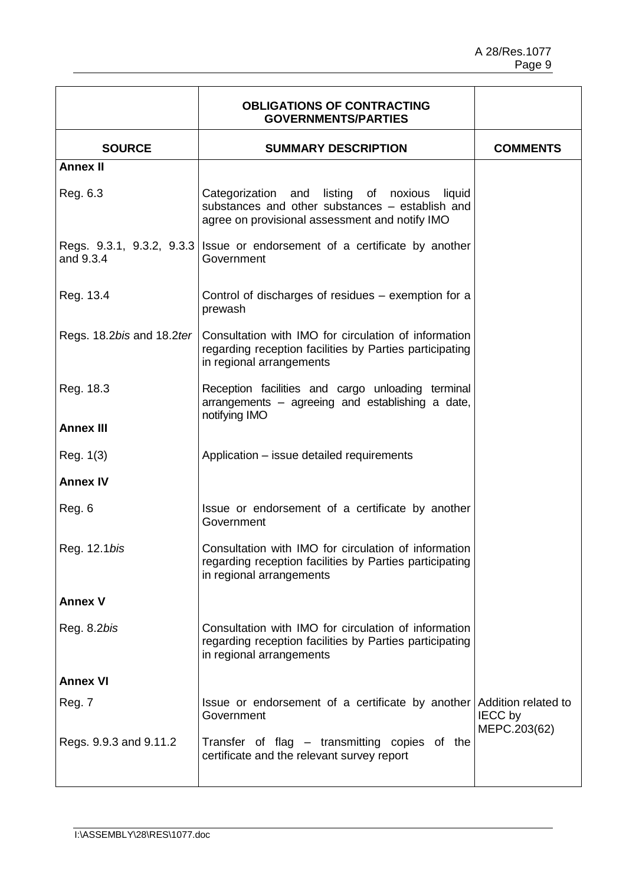| | OBLIGATIONS OF CONTRACTING GOVERNMENTS/PARTIES | |
|---|---|---|
| **SOURCE** | **SUMMARY DESCRIPTION** | **COMMENTS** |
| **Annex II** | | |
| Reg. 6.3 | Categorization and listing of noxious liquid substances and other substances – establish and agree on provisional assessment and notify IMO | |
| Regs. 9.3.1, 9.3.2, 9.3.3 and 9.3.4 | Issue or endorsement of a certificate by another Government | |
| Reg. 13.4 | Control of discharges of residues – exemption for a prewash | |
| Regs. 18.2*bis* and 18.2*ter* | Consultation with IMO for circulation of information regarding reception facilities by Parties participating in regional arrangements | |
| Reg. 18.3 | Reception facilities and cargo unloading terminal arrangements – agreeing and establishing a date, notifying IMO | |
| **Annex III** | | |
| Reg. 1(3) | Application – issue detailed requirements | |
| **Annex IV** | | |
| Reg. 6 | Issue or endorsement of a certificate by another Government | |
| Reg. 12.1*bis* | Consultation with IMO for circulation of information regarding reception facilities by Parties participating in regional arrangements | |
| **Annex V** | | |
| Reg. 8.2*bis* | Consultation with IMO for circulation of information regarding reception facilities by Parties participating in regional arrangements | |
| **Annex VI** | | |
| Reg. 7 | Issue or endorsement of a certificate by another Government | Addition related to IECC by MEPC.203(62) |
| Regs. 9.9.3 and 9.11.2 | Transfer of flag – transmitting copies of the certificate and the relevant survey report | |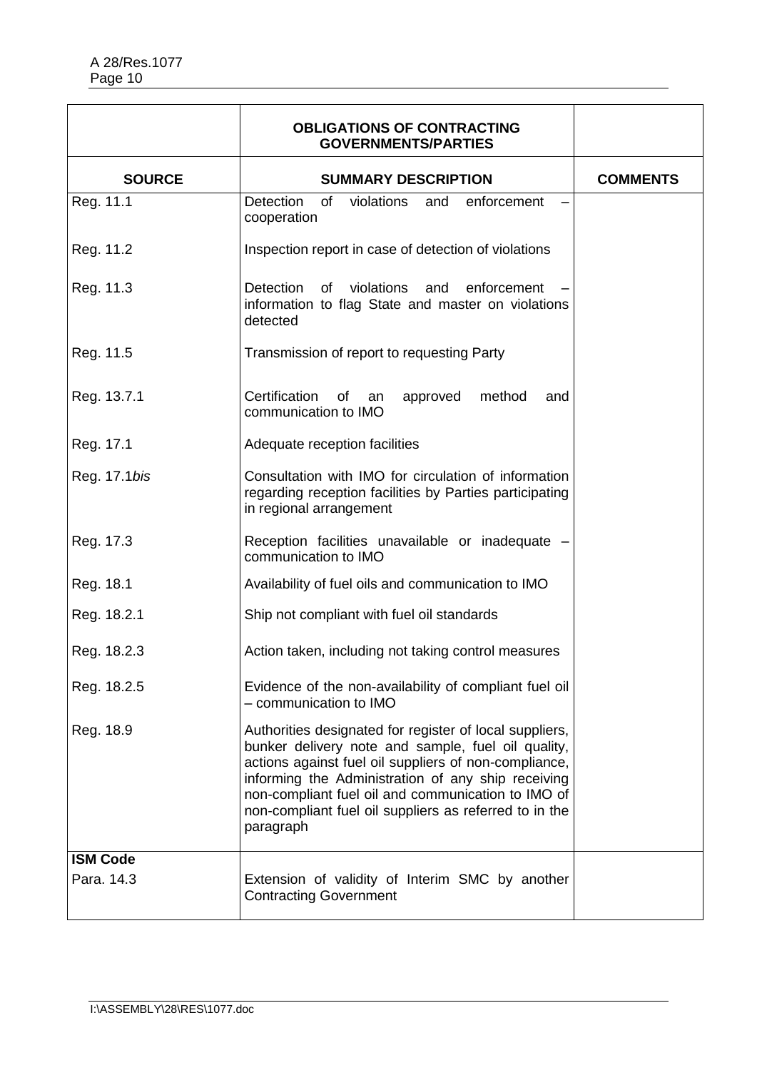| | **OBLIGATIONS OF CONTRACTING GOVERNMENTS/PARTIES** | |
|---|---|---|
| **SOURCE** | **SUMMARY DESCRIPTION** | **COMMENTS** |
| Reg. 11.1 | Detection of violations and enforcement – cooperation | |
| Reg. 11.2 | Inspection report in case of detection of violations | |
| Reg. 11.3 | Detection of violations and enforcement – information to flag State and master on violations detected | |
| Reg. 11.5 | Transmission of report to requesting Party | |
| Reg. 13.7.1 | Certification of an approved method and communication to IMO | |
| Reg. 17.1 | Adequate reception facilities | |
| Reg. 17.1*bis* | Consultation with IMO for circulation of information regarding reception facilities by Parties participating in regional arrangement | |
| Reg. 17.3 | Reception facilities unavailable or inadequate – communication to IMO | |
| Reg. 18.1 | Availability of fuel oils and communication to IMO | |
| Reg. 18.2.1 | Ship not compliant with fuel oil standards | |
| Reg. 18.2.3 | Action taken, including not taking control measures | |
| Reg. 18.2.5 | Evidence of the non-availability of compliant fuel oil – communication to IMO | |
| Reg. 18.9 | Authorities designated for register of local suppliers, bunker delivery note and sample, fuel oil quality, actions against fuel oil suppliers of non-compliance, informing the Administration of any ship receiving non-compliant fuel oil and communication to IMO of non-compliant fuel oil suppliers as referred to in the paragraph | |
| **ISM Code** | | |
| Para. 14.3 | Extension of validity of Interim SMC by another Contracting Government | |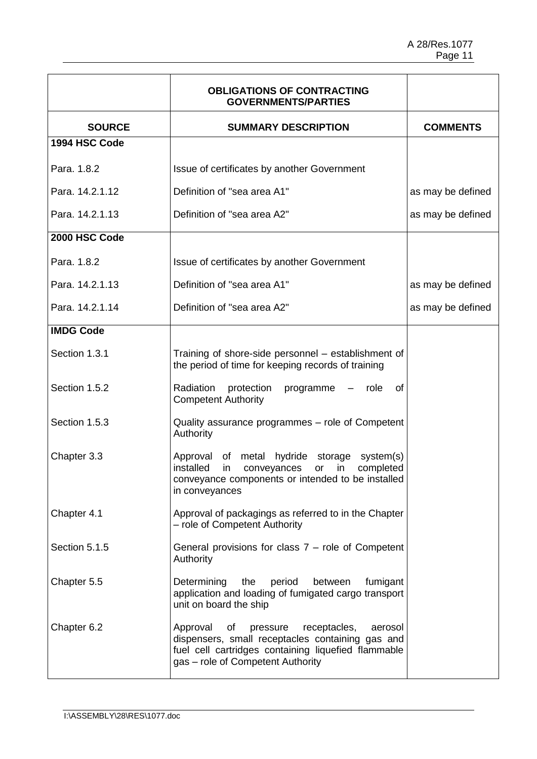| | **OBLIGATIONS OF CONTRACTING GOVERNMENTS/PARTIES** | |
|---|---|---|
| **SOURCE** | **SUMMARY DESCRIPTION** | **COMMENTS** |
| **1994 HSC Code** | | |
| Para. 1.8.2 | Issue of certificates by another Government | |
| Para. 14.2.1.12 | Definition of "sea area A1" | as may be defined |
| Para. 14.2.1.13 | Definition of "sea area A2" | as may be defined |
| **2000 HSC Code** | | |
| Para. 1.8.2 | Issue of certificates by another Government | |
| Para. 14.2.1.13 | Definition of "sea area A1" | as may be defined |
| Para. 14.2.1.14 | Definition of "sea area A2" | as may be defined |
| **IMDG Code** | | |
| Section 1.3.1 | Training of shore-side personnel – establishment of the period of time for keeping records of training | |
| Section 1.5.2 | Radiation protection programme – role of Competent Authority | |
| Section 1.5.3 | Quality assurance programmes – role of Competent Authority | |
| Chapter 3.3 | Approval of metal hydride storage system(s) installed in conveyances or in completed conveyance components or intended to be installed in conveyances | |
| Chapter 4.1 | Approval of packagings as referred to in the Chapter – role of Competent Authority | |
| Section 5.1.5 | General provisions for class 7 – role of Competent Authority | |
| Chapter 5.5 | Determining the period between fumigant application and loading of fumigated cargo transport unit on board the ship | |
| Chapter 6.2 | Approval of pressure receptacles, aerosol dispensers, small receptacles containing gas and fuel cell cartridges containing liquefied flammable gas – role of Competent Authority | |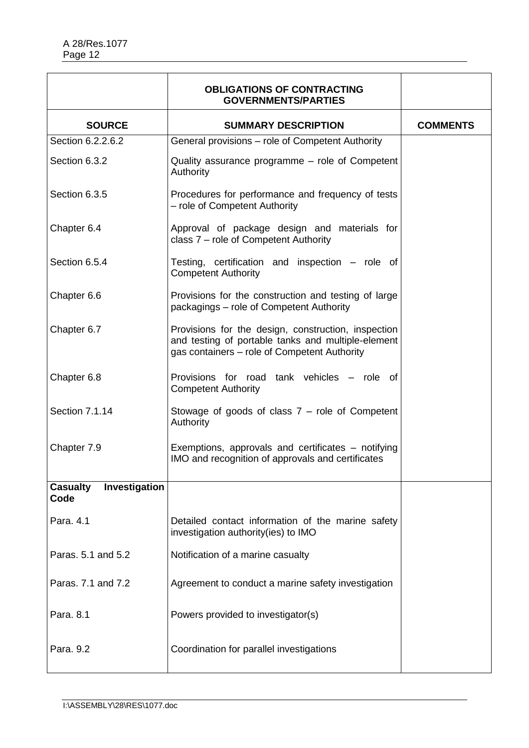| | **OBLIGATIONS OF CONTRACTING GOVERNMENTS/PARTIES** | |
|---|---|---|
| **SOURCE** | **SUMMARY DESCRIPTION** | **COMMENTS** |
| Section 6.2.2.6.2 | General provisions – role of Competent Authority | |
| Section 6.3.2 | Quality assurance programme – role of Competent Authority | |
| Section 6.3.5 | Procedures for performance and frequency of tests – role of Competent Authority | |
| Chapter 6.4 | Approval of package design and materials for class 7 – role of Competent Authority | |
| Section 6.5.4 | Testing, certification and inspection – role of Competent Authority | |
| Chapter 6.6 | Provisions for the construction and testing of large packagings – role of Competent Authority | |
| Chapter 6.7 | Provisions for the design, construction, inspection and testing of portable tanks and multiple-element gas containers – role of Competent Authority | |
| Chapter 6.8 | Provisions for road tank vehicles – role of Competent Authority | |
| Section 7.1.14 | Stowage of goods of class 7 – role of Competent Authority | |
| Chapter 7.9 | Exemptions, approvals and certificates – notifying IMO and recognition of approvals and certificates | |
| **Casualty Investigation Code** | | |
| Para. 4.1 | Detailed contact information of the marine safety investigation authority(ies) to IMO | |
| Paras. 5.1 and 5.2 | Notification of a marine casualty | |
| Paras. 7.1 and 7.2 | Agreement to conduct a marine safety investigation | |
| Para. 8.1 | Powers provided to investigator(s) | |
| Para. 9.2 | Coordination for parallel investigations | |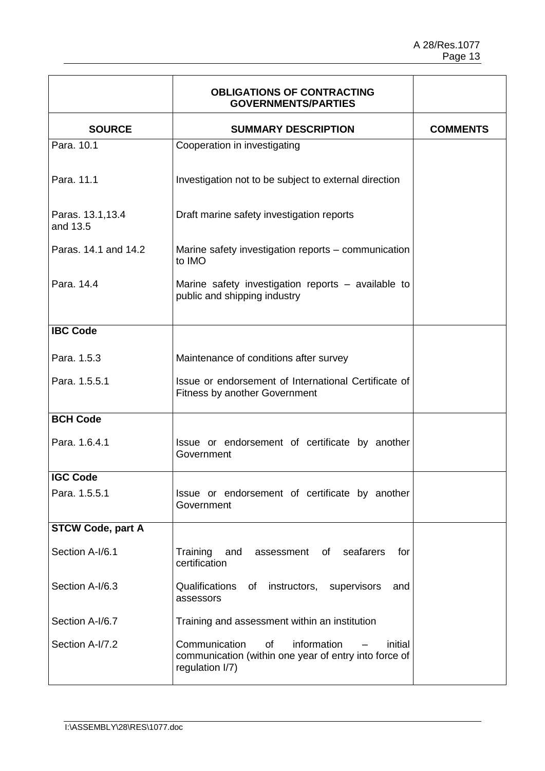| | **OBLIGATIONS OF CONTRACTING GOVERNMENTS/PARTIES** | |
|---|---|---|
| **SOURCE** | **SUMMARY DESCRIPTION** | **COMMENTS** |
| Para. 10.1 | Cooperation in investigating | |
| Para. 11.1 | Investigation not to be subject to external direction | |
| Paras. 13.1,13.4 and 13.5 | Draft marine safety investigation reports | |
| Paras. 14.1 and 14.2 | Marine safety investigation reports – communication to IMO | |
| Para. 14.4 | Marine safety investigation reports – available to public and shipping industry | |
| **IBC Code** | | |
| Para. 1.5.3 | Maintenance of conditions after survey | |
| Para. 1.5.5.1 | Issue or endorsement of International Certificate of Fitness by another Government | |
| **BCH Code** | | |
| Para. 1.6.4.1 | Issue or endorsement of certificate by another Government | |
| **IGC Code** | | |
| Para. 1.5.5.1 | Issue or endorsement of certificate by another Government | |
| **STCW Code, part A** | | |
| Section A-I/6.1 | Training and assessment of seafarers for certification | |
| Section A-I/6.3 | Qualifications of instructors, supervisors and assessors | |
| Section A-I/6.7 | Training and assessment within an institution | |
| Section A-I/7.2 | Communication of information – initial communication (within one year of entry into force of regulation I/7) | |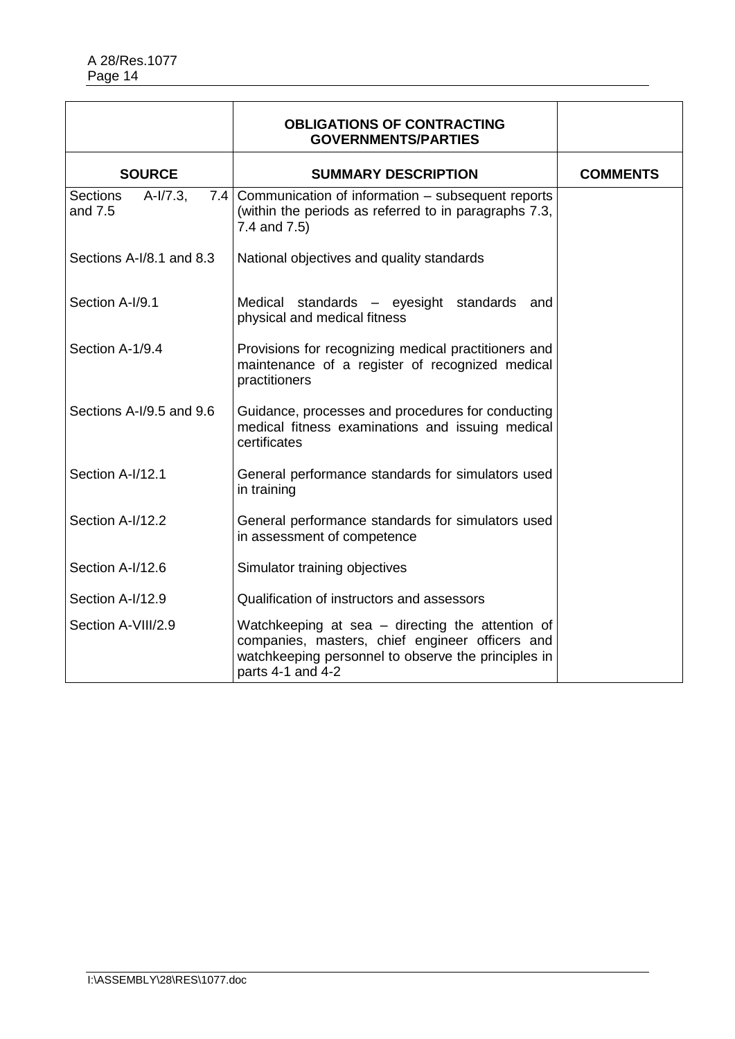| | OBLIGATIONS OF CONTRACTING GOVERNMENTS/PARTIES | |
|---|---|---|
| **SOURCE** | **SUMMARY DESCRIPTION** | **COMMENTS** |
| Sections A-I/7.3, 7.4 and 7.5 | Communication of information – subsequent reports (within the periods as referred to in paragraphs 7.3, 7.4 and 7.5) | |
| Sections A-I/8.1 and 8.3 | National objectives and quality standards | |
| Section A-I/9.1 | Medical standards – eyesight standards and physical and medical fitness | |
| Section A-1/9.4 | Provisions for recognizing medical practitioners and maintenance of a register of recognized medical practitioners | |
| Sections A-I/9.5 and 9.6 | Guidance, processes and procedures for conducting medical fitness examinations and issuing medical certificates | |
| Section A-I/12.1 | General performance standards for simulators used in training | |
| Section A-I/12.2 | General performance standards for simulators used in assessment of competence | |
| Section A-I/12.6 | Simulator training objectives | |
| Section A-I/12.9 | Qualification of instructors and assessors | |
| Section A-VIII/2.9 | Watchkeeping at sea – directing the attention of companies, masters, chief engineer officers and watchkeeping personnel to observe the principles in parts 4-1 and 4-2 | |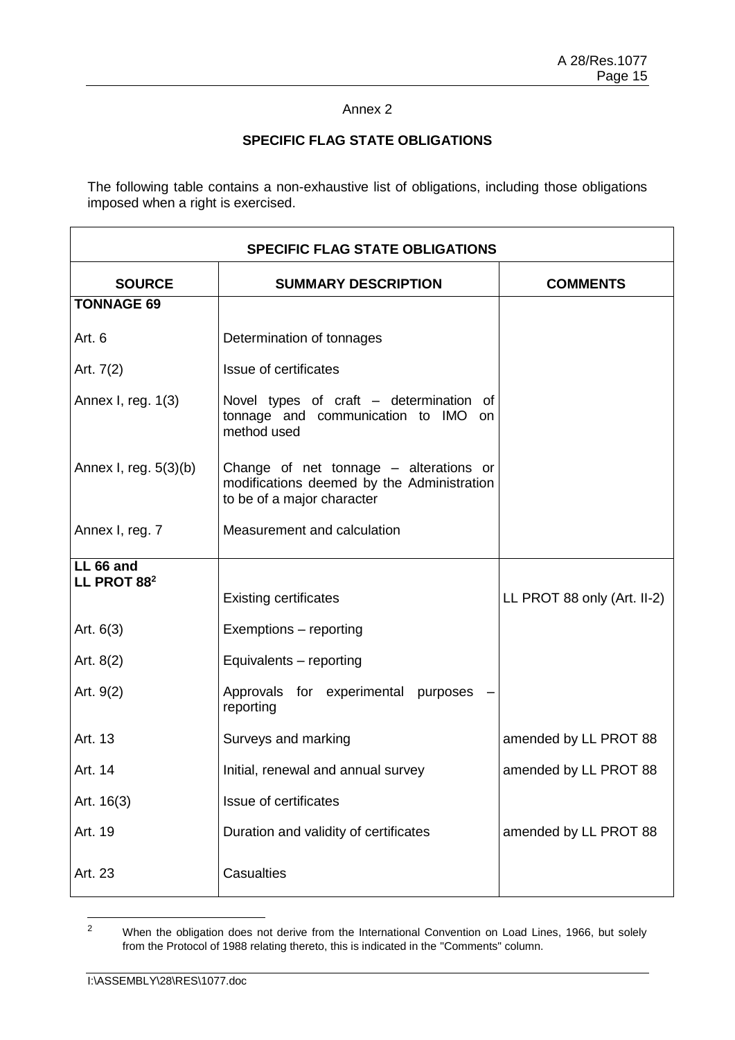Annex 2

## SPECIFIC FLAG STATE OBLIGATIONS

The following table contains a non-exhaustive list of obligations, including those obligations imposed when a right is exercised.

| SPECIFIC FLAG STATE OBLIGATIONS | | |
|---|---|---|
| **SOURCE** | **SUMMARY DESCRIPTION** | **COMMENTS** |
| **TONNAGE 69** | | |
| Art. 6 | Determination of tonnages | |
| Art. 7(2) | Issue of certificates | |
| Annex I, reg. 1(3) | Novel types of craft – determination of tonnage and communication to IMO on method used | |
| Annex I, reg. 5(3)(b) | Change of net tonnage – alterations or modifications deemed by the Administration to be of a major character | |
| Annex I, reg. 7 | Measurement and calculation | |
| **LL 66 and LL PROT 88**[2] | | |
| | Existing certificates | LL PROT 88 only (Art. II-2) |
| Art. 6(3) | Exemptions – reporting | |
| Art. 8(2) | Equivalents – reporting | |
| Art. 9(2) | Approvals for experimental purposes – reporting | |
| Art. 13 | Surveys and marking | amended by LL PROT 88 |
| Art. 14 | Initial, renewal and annual survey | amended by LL PROT 88 |
| Art. 16(3) | Issue of certificates | |
| Art. 19 | Duration and validity of certificates | amended by LL PROT 88 |
| Art. 23 | Casualties | |

[2] When the obligation does not derive from the International Convention on Load Lines, 1966, but solely from the Protocol of 1988 relating thereto, this is indicated in the "Comments" column.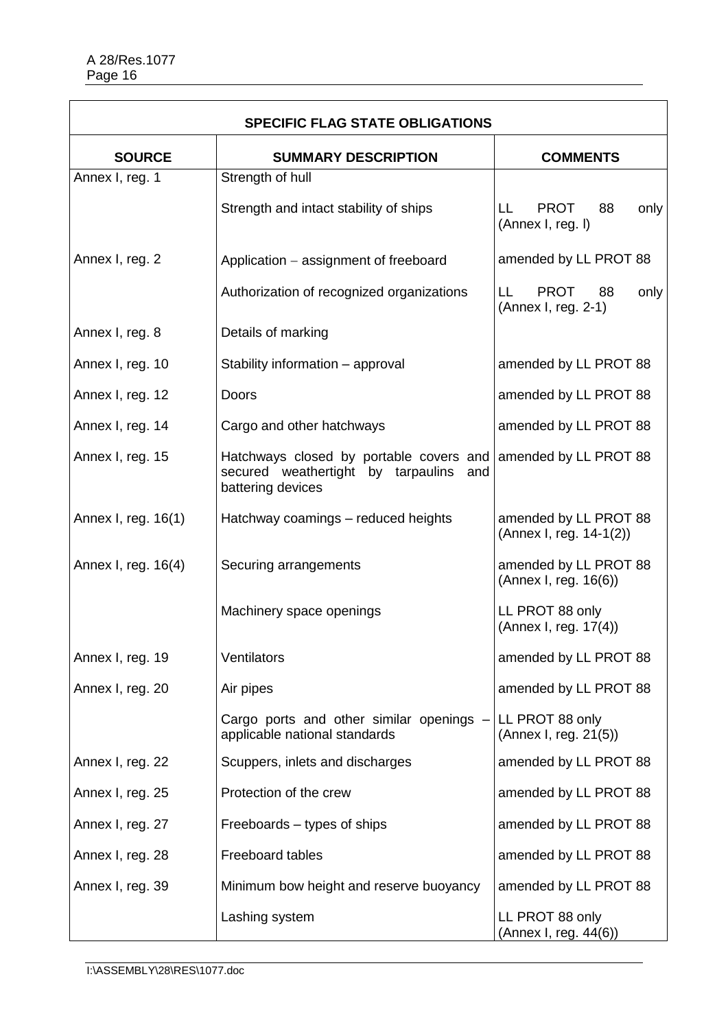| SPECIFIC FLAG STATE OBLIGATIONS | | |
|---|---|---|
| **SOURCE** | **SUMMARY DESCRIPTION** | **COMMENTS** |
| Annex I, reg. 1 | Strength of hull | |
| | Strength and intact stability of ships | LL PROT 88 only (Annex I, reg. l) |
| Annex I, reg. 2 | Application – assignment of freeboard | amended by LL PROT 88 |
| | Authorization of recognized organizations | LL PROT 88 only (Annex I, reg. 2-1) |
| Annex I, reg. 8 | Details of marking | |
| Annex I, reg. 10 | Stability information – approval | amended by LL PROT 88 |
| Annex I, reg. 12 | Doors | amended by LL PROT 88 |
| Annex I, reg. 14 | Cargo and other hatchways | amended by LL PROT 88 |
| Annex I, reg. 15 | Hatchways closed by portable covers and secured weathertight by tarpaulins and battering devices | amended by LL PROT 88 |
| Annex I, reg. 16(1) | Hatchway coamings – reduced heights | amended by LL PROT 88 (Annex I, reg. 14-1(2)) |
| Annex I, reg. 16(4) | Securing arrangements | amended by LL PROT 88 (Annex I, reg. 16(6)) |
| | Machinery space openings | LL PROT 88 only (Annex I, reg. 17(4)) |
| Annex I, reg. 19 | Ventilators | amended by LL PROT 88 |
| Annex I, reg. 20 | Air pipes | amended by LL PROT 88 |
| | Cargo ports and other similar openings – applicable national standards | LL PROT 88 only (Annex I, reg. 21(5)) |
| Annex I, reg. 22 | Scuppers, inlets and discharges | amended by LL PROT 88 |
| Annex I, reg. 25 | Protection of the crew | amended by LL PROT 88 |
| Annex I, reg. 27 | Freeboards – types of ships | amended by LL PROT 88 |
| Annex I, reg. 28 | Freeboard tables | amended by LL PROT 88 |
| Annex I, reg. 39 | Minimum bow height and reserve buoyancy | amended by LL PROT 88 |
| | Lashing system | LL PROT 88 only (Annex I, reg. 44(6)) |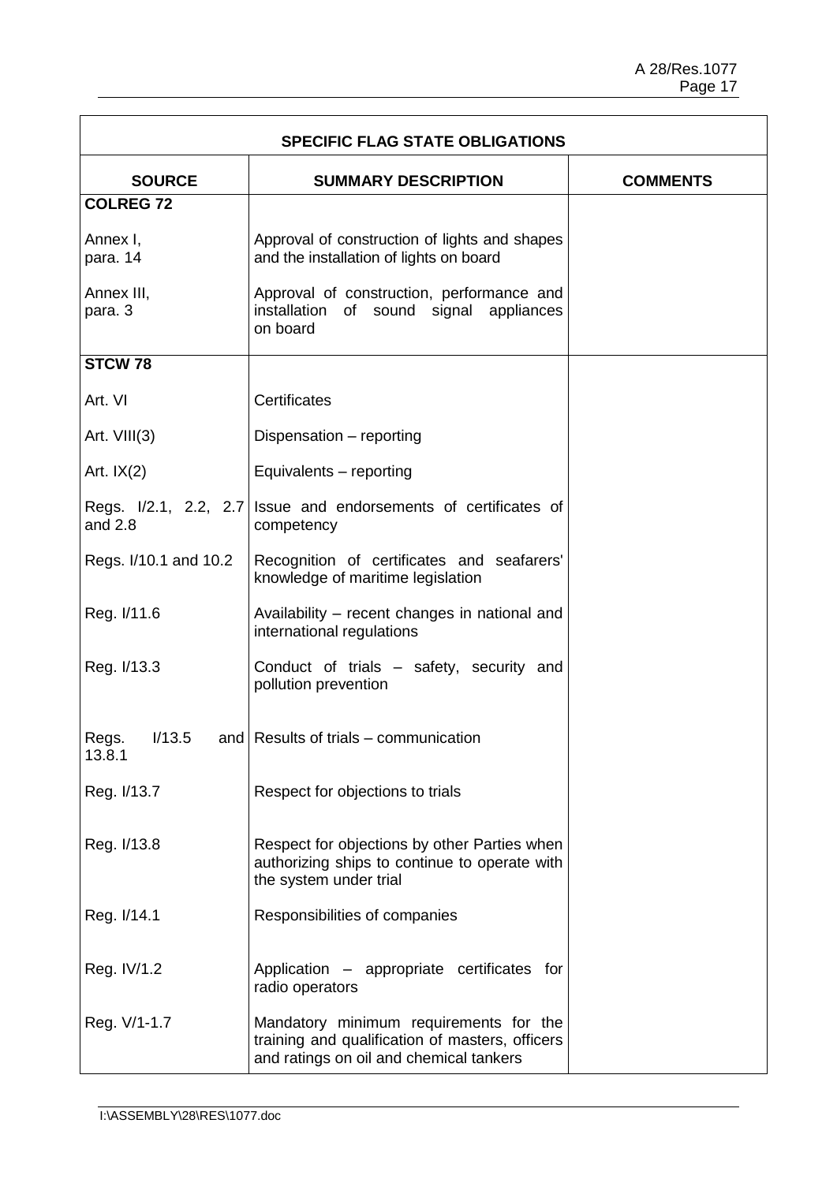| SPECIFIC FLAG STATE OBLIGATIONS | | |
|---|---|---|
| **SOURCE** | **SUMMARY DESCRIPTION** | **COMMENTS** |
| **COLREG 72** | | |
| Annex I, para. 14 | Approval of construction of lights and shapes and the installation of lights on board | |
| Annex III, para. 3 | Approval of construction, performance and installation of sound signal appliances on board | |
| **STCW 78** | | |
| Art. VI | Certificates | |
| Art. VIII(3) | Dispensation – reporting | |
| Art. IX(2) | Equivalents – reporting | |
| Regs. I/2.1, 2.2, 2.7 and 2.8 | Issue and endorsements of certificates of competency | |
| Regs. I/10.1 and 10.2 | Recognition of certificates and seafarers' knowledge of maritime legislation | |
| Reg. I/11.6 | Availability – recent changes in national and international regulations | |
| Reg. I/13.3 | Conduct of trials – safety, security and pollution prevention | |
| Regs. I/13.5 and 13.8.1 | Results of trials – communication | |
| Reg. I/13.7 | Respect for objections to trials | |
| Reg. I/13.8 | Respect for objections by other Parties when authorizing ships to continue to operate with the system under trial | |
| Reg. I/14.1 | Responsibilities of companies | |
| Reg. IV/1.2 | Application – appropriate certificates for radio operators | |
| Reg. V/1-1.7 | Mandatory minimum requirements for the training and qualification of masters, officers and ratings on oil and chemical tankers | |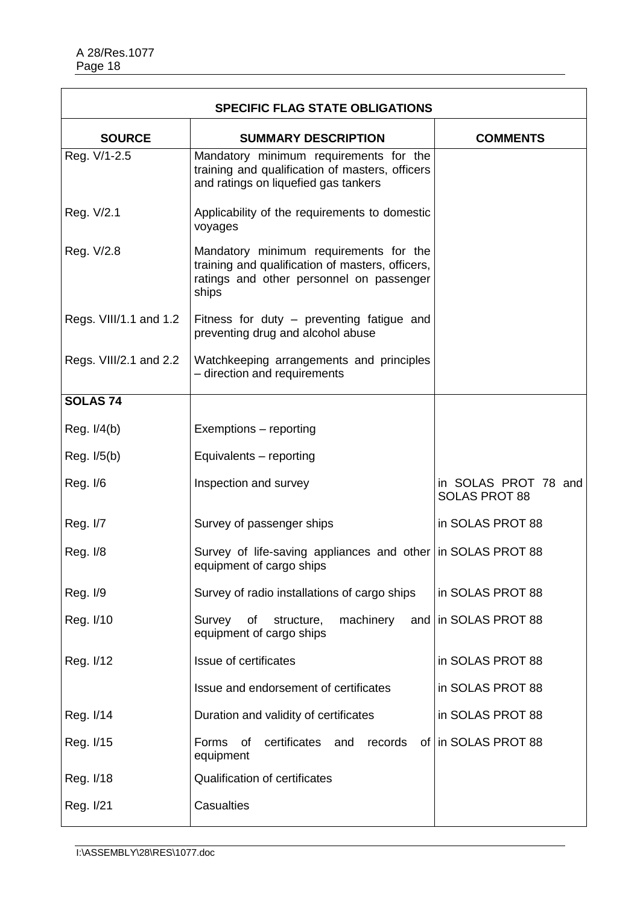| SPECIFIC FLAG STATE OBLIGATIONS | | |
|---|---|---|
| **SOURCE** | **SUMMARY DESCRIPTION** | **COMMENTS** |
| Reg. V/1-2.5 | Mandatory minimum requirements for the training and qualification of masters, officers and ratings on liquefied gas tankers | |
| Reg. V/2.1 | Applicability of the requirements to domestic voyages | |
| Reg. V/2.8 | Mandatory minimum requirements for the training and qualification of masters, officers, ratings and other personnel on passenger ships | |
| Regs. VIII/1.1 and 1.2 | Fitness for duty – preventing fatigue and preventing drug and alcohol abuse | |
| Regs. VIII/2.1 and 2.2 | Watchkeeping arrangements and principles – direction and requirements | |
| **SOLAS 74** | | |
| Reg. I/4(b) | Exemptions – reporting | |
| Reg. I/5(b) | Equivalents – reporting | |
| Reg. I/6 | Inspection and survey | in SOLAS PROT 78 and SOLAS PROT 88 |
| Reg. I/7 | Survey of passenger ships | in SOLAS PROT 88 |
| Reg. I/8 | Survey of life-saving appliances and other equipment of cargo ships | in SOLAS PROT 88 |
| Reg. I/9 | Survey of radio installations of cargo ships | in SOLAS PROT 88 |
| Reg. I/10 | Survey of structure, machinery and equipment of cargo ships | in SOLAS PROT 88 |
| Reg. I/12 | Issue of certificates | in SOLAS PROT 88 |
| | Issue and endorsement of certificates | in SOLAS PROT 88 |
| Reg. I/14 | Duration and validity of certificates | in SOLAS PROT 88 |
| Reg. I/15 | Forms of certificates and records of equipment | in SOLAS PROT 88 |
| Reg. I/18 | Qualification of certificates | |
| Reg. I/21 | Casualties | |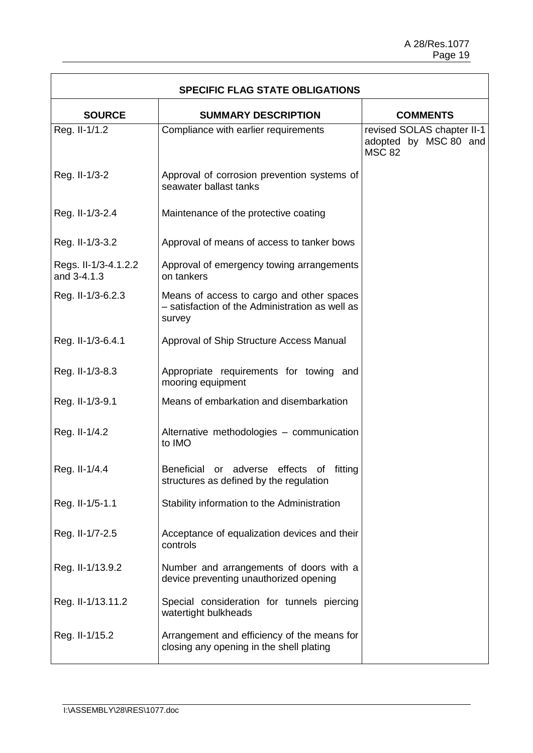| SPECIFIC FLAG STATE OBLIGATIONS | | |
|---|---|---|
| **SOURCE** | **SUMMARY DESCRIPTION** | **COMMENTS** |
| Reg. II-1/1.2 | Compliance with earlier requirements | revised SOLAS chapter II-1 adopted by MSC 80 and MSC 82 |
| Reg. II-1/3-2 | Approval of corrosion prevention systems of seawater ballast tanks | |
| Reg. II-1/3-2.4 | Maintenance of the protective coating | |
| Reg. II-1/3-3.2 | Approval of means of access to tanker bows | |
| Regs. II-1/3-4.1.2.2 and 3-4.1.3 | Approval of emergency towing arrangements on tankers | |
| Reg. II-1/3-6.2.3 | Means of access to cargo and other spaces – satisfaction of the Administration as well as survey | |
| Reg. II-1/3-6.4.1 | Approval of Ship Structure Access Manual | |
| Reg. II-1/3-8.3 | Appropriate requirements for towing and mooring equipment | |
| Reg. II-1/3-9.1 | Means of embarkation and disembarkation | |
| Reg. II-1/4.2 | Alternative methodologies – communication to IMO | |
| Reg. II-1/4.4 | Beneficial or adverse effects of fitting structures as defined by the regulation | |
| Reg. II-1/5-1.1 | Stability information to the Administration | |
| Reg. II-1/7-2.5 | Acceptance of equalization devices and their controls | |
| Reg. II-1/13.9.2 | Number and arrangements of doors with a device preventing unauthorized opening | |
| Reg. II-1/13.11.2 | Special consideration for tunnels piercing watertight bulkheads | |
| Reg. II-1/15.2 | Arrangement and efficiency of the means for closing any opening in the shell plating | |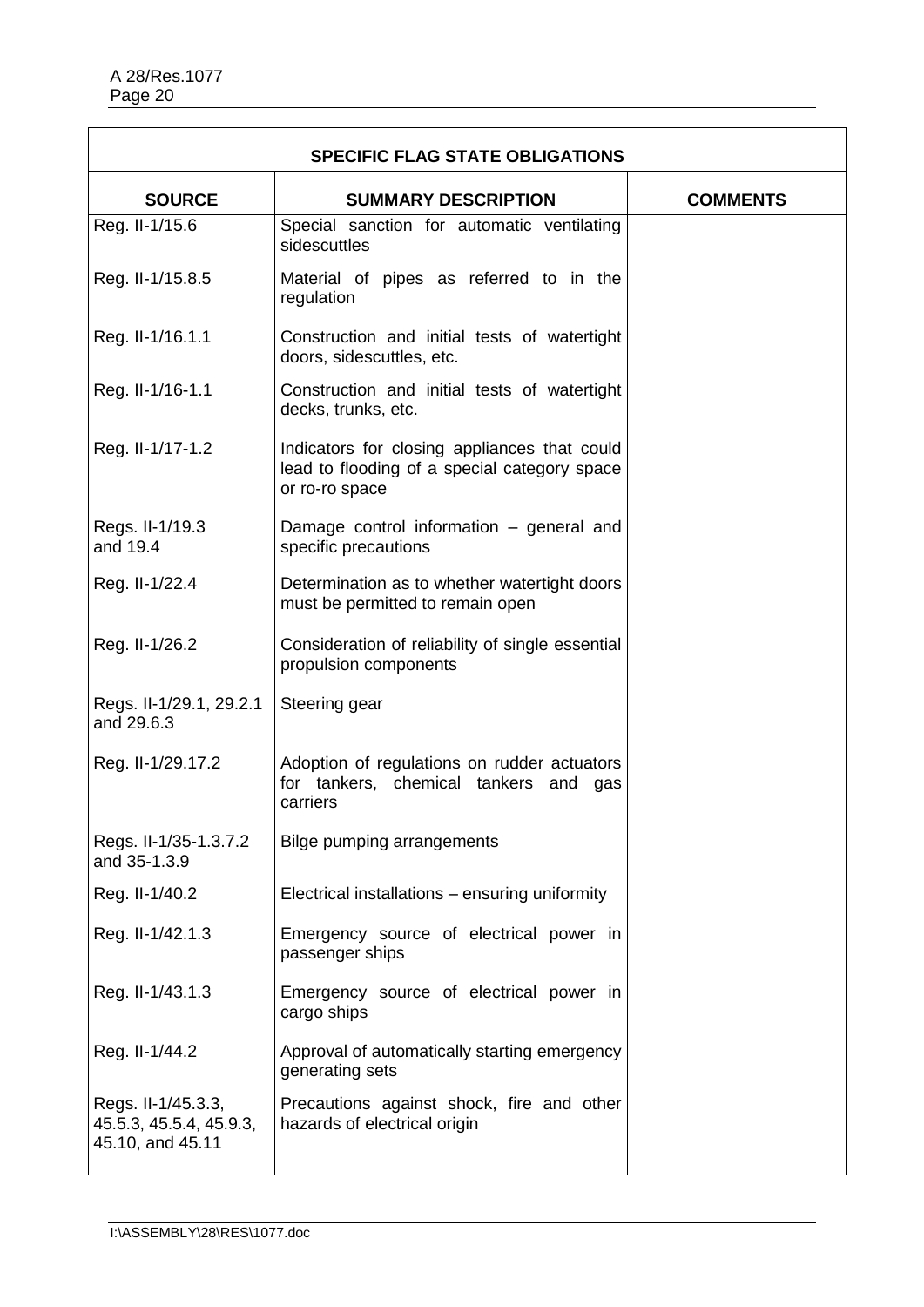| SPECIFIC FLAG STATE OBLIGATIONS | | |
|---|---|---|
| **SOURCE** | **SUMMARY DESCRIPTION** | **COMMENTS** |
| Reg. II-1/15.6 | Special sanction for automatic ventilating sidescuttles | |
| Reg. II-1/15.8.5 | Material of pipes as referred to in the regulation | |
| Reg. II-1/16.1.1 | Construction and initial tests of watertight doors, sidescuttles, etc. | |
| Reg. II-1/16-1.1 | Construction and initial tests of watertight decks, trunks, etc. | |
| Reg. II-1/17-1.2 | Indicators for closing appliances that could lead to flooding of a special category space or ro-ro space | |
| Regs. II-1/19.3 and 19.4 | Damage control information – general and specific precautions | |
| Reg. II-1/22.4 | Determination as to whether watertight doors must be permitted to remain open | |
| Reg. II-1/26.2 | Consideration of reliability of single essential propulsion components | |
| Regs. II-1/29.1, 29.2.1 and 29.6.3 | Steering gear | |
| Reg. II-1/29.17.2 | Adoption of regulations on rudder actuators for tankers, chemical tankers and gas carriers | |
| Regs. II-1/35-1.3.7.2 and 35-1.3.9 | Bilge pumping arrangements | |
| Reg. II-1/40.2 | Electrical installations – ensuring uniformity | |
| Reg. II-1/42.1.3 | Emergency source of electrical power in passenger ships | |
| Reg. II-1/43.1.3 | Emergency source of electrical power in cargo ships | |
| Reg. II-1/44.2 | Approval of automatically starting emergency generating sets | |
| Regs. II-1/45.3.3, 45.5.3, 45.5.4, 45.9.3, 45.10, and 45.11 | Precautions against shock, fire and other hazards of electrical origin | |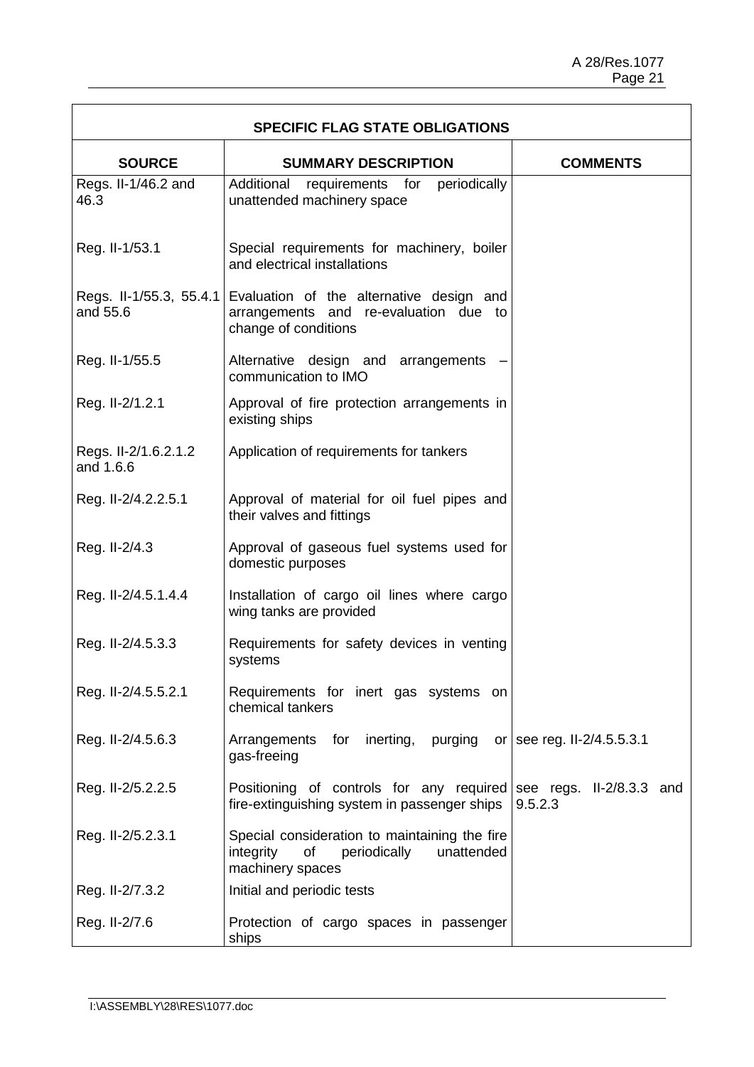| SPECIFIC FLAG STATE OBLIGATIONS | | |
|---|---|---|
| **SOURCE** | **SUMMARY DESCRIPTION** | **COMMENTS** |
| Regs. II-1/46.2 and 46.3 | Additional requirements for periodically unattended machinery space | |
| Reg. II-1/53.1 | Special requirements for machinery, boiler and electrical installations | |
| Regs. II-1/55.3, 55.4.1 and 55.6 | Evaluation of the alternative design and arrangements and re-evaluation due to change of conditions | |
| Reg. II-1/55.5 | Alternative design and arrangements – communication to IMO | |
| Reg. II-2/1.2.1 | Approval of fire protection arrangements in existing ships | |
| Regs. II-2/1.6.2.1.2 and 1.6.6 | Application of requirements for tankers | |
| Reg. II-2/4.2.2.5.1 | Approval of material for oil fuel pipes and their valves and fittings | |
| Reg. II-2/4.3 | Approval of gaseous fuel systems used for domestic purposes | |
| Reg. II-2/4.5.1.4.4 | Installation of cargo oil lines where cargo wing tanks are provided | |
| Reg. II-2/4.5.3.3 | Requirements for safety devices in venting systems | |
| Reg. II-2/4.5.5.2.1 | Requirements for inert gas systems on chemical tankers | |
| Reg. II-2/4.5.6.3 | Arrangements for inerting, purging or gas-freeing | see reg. II-2/4.5.5.3.1 |
| Reg. II-2/5.2.2.5 | Positioning of controls for any required fire-extinguishing system in passenger ships | see regs. II-2/8.3.3 and 9.5.2.3 |
| Reg. II-2/5.2.3.1 | Special consideration to maintaining the fire integrity of periodically unattended machinery spaces | |
| Reg. II-2/7.3.2 | Initial and periodic tests | |
| Reg. II-2/7.6 | Protection of cargo spaces in passenger ships | |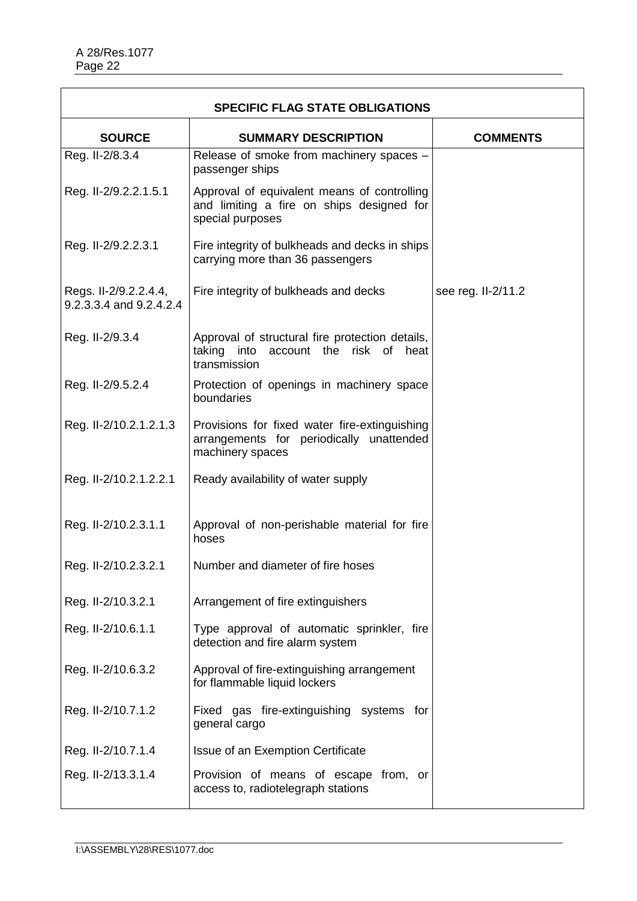| SPECIFIC FLAG STATE OBLIGATIONS | | |
|---|---|---|
| **SOURCE** | **SUMMARY DESCRIPTION** | **COMMENTS** |
| Reg. II-2/8.3.4 | Release of smoke from machinery spaces – passenger ships | |
| Reg. II-2/9.2.2.1.5.1 | Approval of equivalent means of controlling and limiting a fire on ships designed for special purposes | |
| Reg. II-2/9.2.2.3.1 | Fire integrity of bulkheads and decks in ships carrying more than 36 passengers | |
| Regs. II-2/9.2.2.4.4, 9.2.3.3.4 and 9.2.4.2.4 | Fire integrity of bulkheads and decks | see reg. II-2/11.2 |
| Reg. II-2/9.3.4 | Approval of structural fire protection details, taking into account the risk of heat transmission | |
| Reg. II-2/9.5.2.4 | Protection of openings in machinery space boundaries | |
| Reg. II-2/10.2.1.2.1.3 | Provisions for fixed water fire-extinguishing arrangements for periodically unattended machinery spaces | |
| Reg. II-2/10.2.1.2.2.1 | Ready availability of water supply | |
| Reg. II-2/10.2.3.1.1 | Approval of non-perishable material for fire hoses | |
| Reg. II-2/10.2.3.2.1 | Number and diameter of fire hoses | |
| Reg. II-2/10.3.2.1 | Arrangement of fire extinguishers | |
| Reg. II-2/10.6.1.1 | Type approval of automatic sprinkler, fire detection and fire alarm system | |
| Reg. II-2/10.6.3.2 | Approval of fire-extinguishing arrangement for flammable liquid lockers | |
| Reg. II-2/10.7.1.2 | Fixed gas fire-extinguishing systems for general cargo | |
| Reg. II-2/10.7.1.4 | Issue of an Exemption Certificate | |
| Reg. II-2/13.3.1.4 | Provision of means of escape from, or access to, radiotelegraph stations | |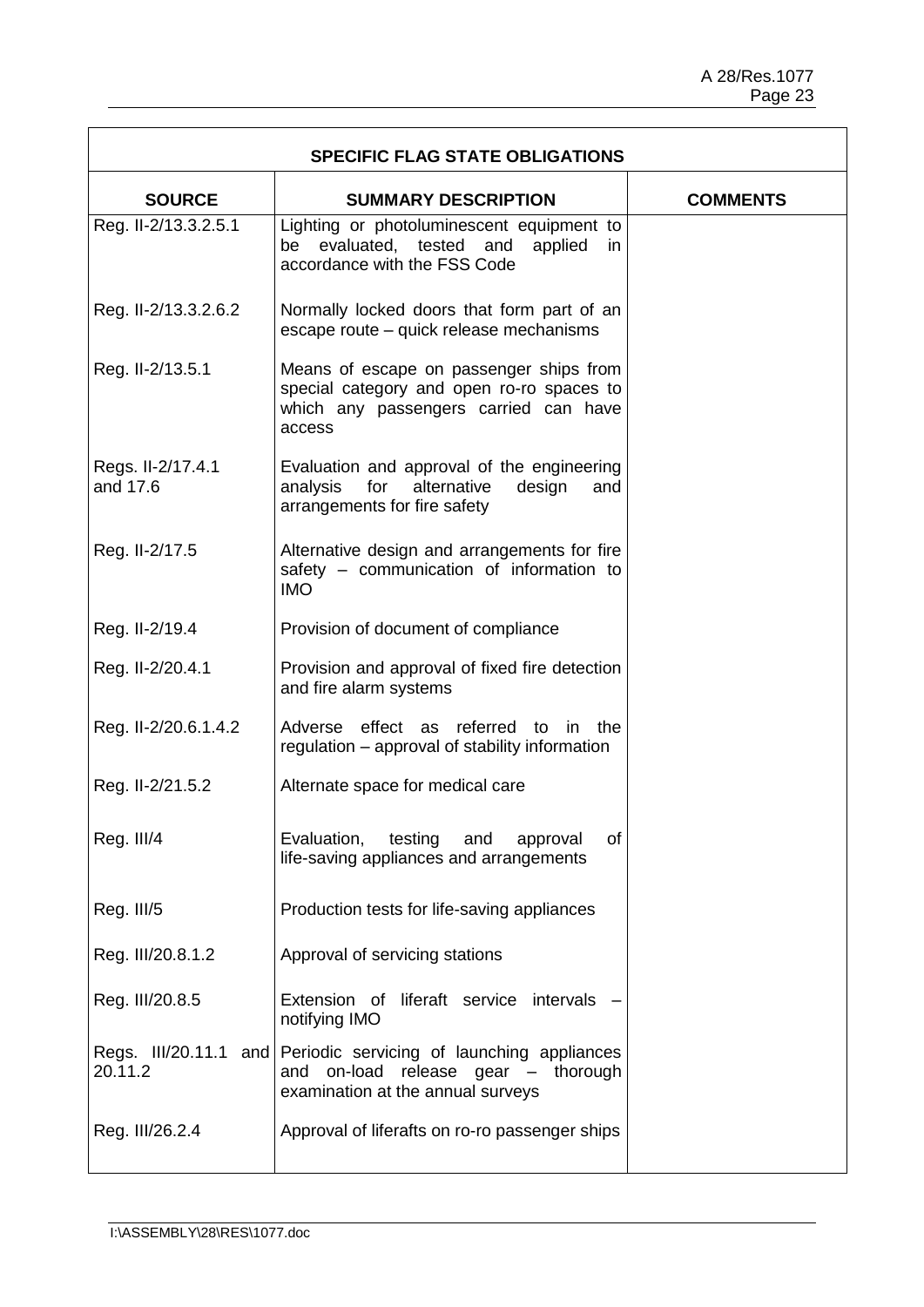| SPECIFIC FLAG STATE OBLIGATIONS | | |
|---|---|---|
| **SOURCE** | **SUMMARY DESCRIPTION** | **COMMENTS** |
| Reg. II-2/13.3.2.5.1 | Lighting or photoluminescent equipment to be evaluated, tested and applied in accordance with the FSS Code | |
| Reg. II-2/13.3.2.6.2 | Normally locked doors that form part of an escape route – quick release mechanisms | |
| Reg. II-2/13.5.1 | Means of escape on passenger ships from special category and open ro-ro spaces to which any passengers carried can have access | |
| Regs. II-2/17.4.1 and 17.6 | Evaluation and approval of the engineering analysis for alternative design and arrangements for fire safety | |
| Reg. II-2/17.5 | Alternative design and arrangements for fire safety – communication of information to IMO | |
| Reg. II-2/19.4 | Provision of document of compliance | |
| Reg. II-2/20.4.1 | Provision and approval of fixed fire detection and fire alarm systems | |
| Reg. II-2/20.6.1.4.2 | Adverse effect as referred to in the regulation – approval of stability information | |
| Reg. II-2/21.5.2 | Alternate space for medical care | |
| Reg. III/4 | Evaluation, testing and approval of life-saving appliances and arrangements | |
| Reg. III/5 | Production tests for life-saving appliances | |
| Reg. III/20.8.1.2 | Approval of servicing stations | |
| Reg. III/20.8.5 | Extension of liferaft service intervals – notifying IMO | |
| Regs. III/20.11.1 and 20.11.2 | Periodic servicing of launching appliances and on-load release gear – thorough examination at the annual surveys | |
| Reg. III/26.2.4 | Approval of liferafts on ro-ro passenger ships | |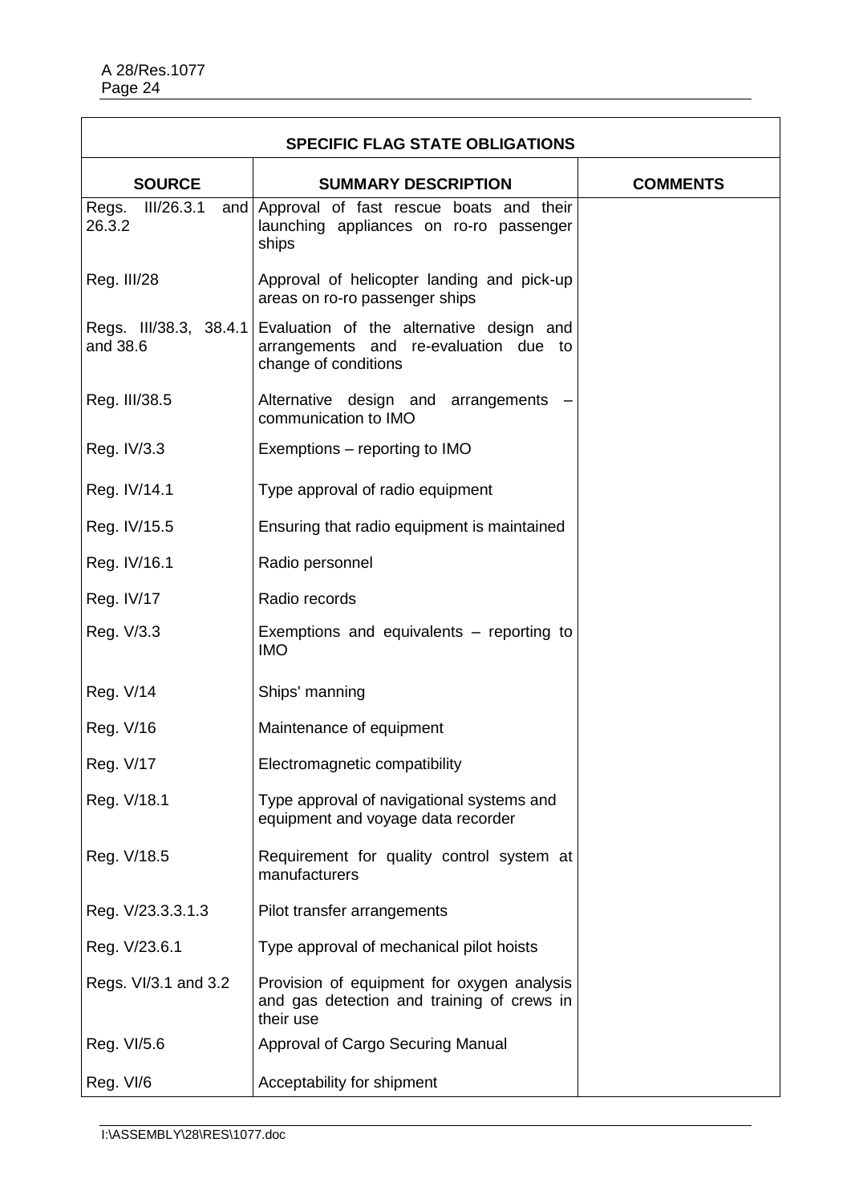| SPECIFIC FLAG STATE OBLIGATIONS | | |
|---|---|---|
| **SOURCE** | **SUMMARY DESCRIPTION** | **COMMENTS** |
| Regs. III/26.3.1 and 26.3.2 | Approval of fast rescue boats and their launching appliances on ro-ro passenger ships | |
| Reg. III/28 | Approval of helicopter landing and pick-up areas on ro-ro passenger ships | |
| Regs. III/38.3, 38.4.1 and 38.6 | Evaluation of the alternative design and arrangements and re-evaluation due to change of conditions | |
| Reg. III/38.5 | Alternative design and arrangements – communication to IMO | |
| Reg. IV/3.3 | Exemptions – reporting to IMO | |
| Reg. IV/14.1 | Type approval of radio equipment | |
| Reg. IV/15.5 | Ensuring that radio equipment is maintained | |
| Reg. IV/16.1 | Radio personnel | |
| Reg. IV/17 | Radio records | |
| Reg. V/3.3 | Exemptions and equivalents – reporting to IMO | |
| Reg. V/14 | Ships' manning | |
| Reg. V/16 | Maintenance of equipment | |
| Reg. V/17 | Electromagnetic compatibility | |
| Reg. V/18.1 | Type approval of navigational systems and equipment and voyage data recorder | |
| Reg. V/18.5 | Requirement for quality control system at manufacturers | |
| Reg. V/23.3.3.1.3 | Pilot transfer arrangements | |
| Reg. V/23.6.1 | Type approval of mechanical pilot hoists | |
| Regs. VI/3.1 and 3.2 | Provision of equipment for oxygen analysis and gas detection and training of crews in their use | |
| Reg. VI/5.6 | Approval of Cargo Securing Manual | |
| Reg. VI/6 | Acceptability for shipment | |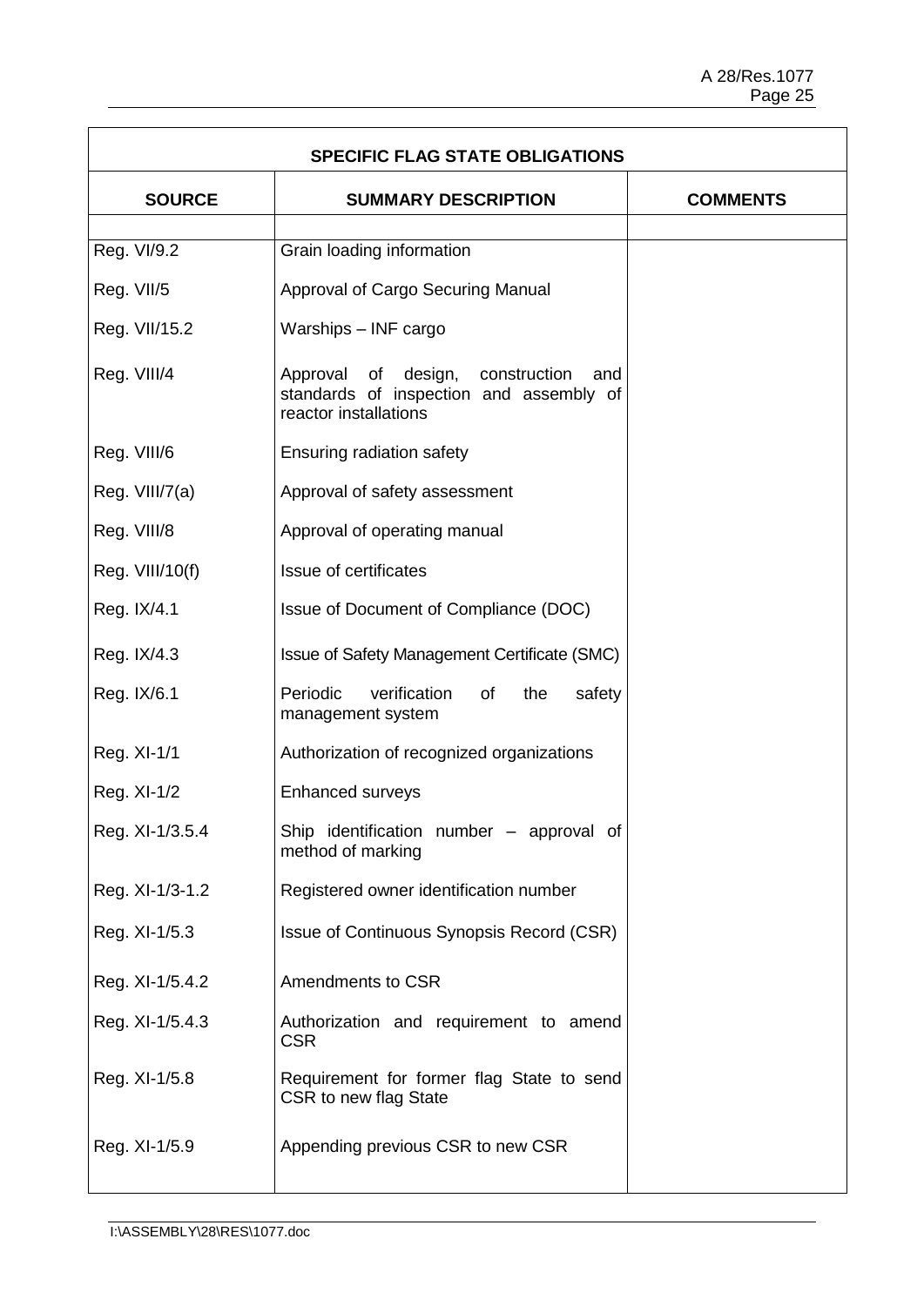| SPECIFIC FLAG STATE OBLIGATIONS | | |
|---|---|---|
| **SOURCE** | **SUMMARY DESCRIPTION** | **COMMENTS** |
| | | |
| Reg. VI/9.2 | Grain loading information | |
| Reg. VII/5 | Approval of Cargo Securing Manual | |
| Reg. VII/15.2 | Warships – INF cargo | |
| Reg. VIII/4 | Approval of design, construction and standards of inspection and assembly of reactor installations | |
| Reg. VIII/6 | Ensuring radiation safety | |
| Reg. VIII/7(a) | Approval of safety assessment | |
| Reg. VIII/8 | Approval of operating manual | |
| Reg. VIII/10(f) | Issue of certificates | |
| Reg. IX/4.1 | Issue of Document of Compliance (DOC) | |
| Reg. IX/4.3 | Issue of Safety Management Certificate (SMC) | |
| Reg. IX/6.1 | Periodic verification of the safety management system | |
| Reg. XI-1/1 | Authorization of recognized organizations | |
| Reg. XI-1/2 | Enhanced surveys | |
| Reg. XI-1/3.5.4 | Ship identification number – approval of method of marking | |
| Reg. XI-1/3-1.2 | Registered owner identification number | |
| Reg. XI-1/5.3 | Issue of Continuous Synopsis Record (CSR) | |
| Reg. XI-1/5.4.2 | Amendments to CSR | |
| Reg. XI-1/5.4.3 | Authorization and requirement to amend CSR | |
| Reg. XI-1/5.8 | Requirement for former flag State to send CSR to new flag State | |
| Reg. XI-1/5.9 | Appending previous CSR to new CSR | |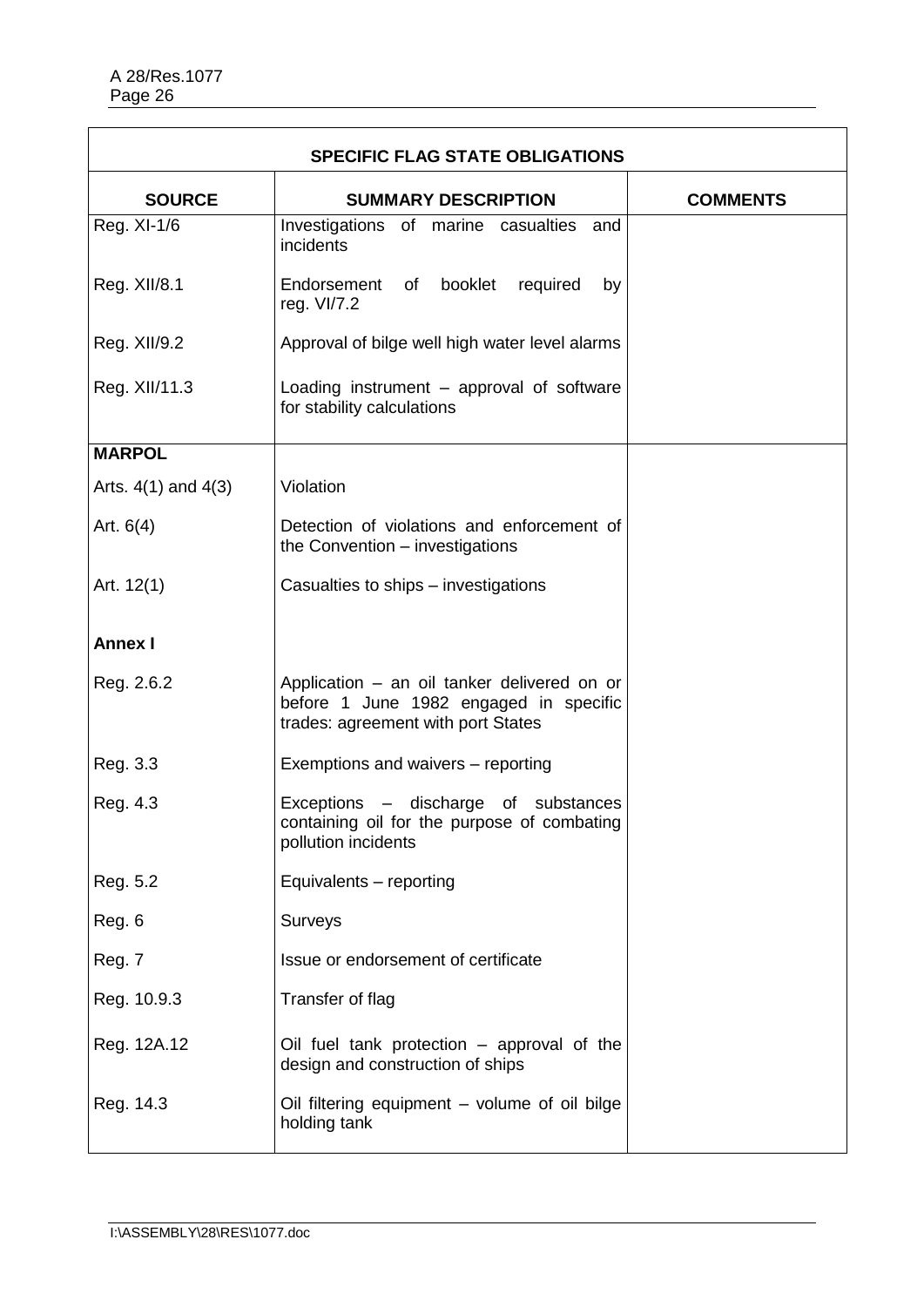| SPECIFIC FLAG STATE OBLIGATIONS | | |
|---|---|---|
| **SOURCE** | **SUMMARY DESCRIPTION** | **COMMENTS** |
| Reg. XI-1/6 | Investigations of marine casualties and incidents | |
| Reg. XII/8.1 | Endorsement of booklet required by reg. VI/7.2 | |
| Reg. XII/9.2 | Approval of bilge well high water level alarms | |
| Reg. XII/11.3 | Loading instrument – approval of software for stability calculations | |
| **MARPOL** | | |
| Arts. 4(1) and 4(3) | Violation | |
| Art. 6(4) | Detection of violations and enforcement of the Convention – investigations | |
| Art. 12(1) | Casualties to ships – investigations | |
| **Annex I** | | |
| Reg. 2.6.2 | Application – an oil tanker delivered on or before 1 June 1982 engaged in specific trades: agreement with port States | |
| Reg. 3.3 | Exemptions and waivers – reporting | |
| Reg. 4.3 | Exceptions – discharge of substances containing oil for the purpose of combating pollution incidents | |
| Reg. 5.2 | Equivalents – reporting | |
| Reg. 6 | Surveys | |
| Reg. 7 | Issue or endorsement of certificate | |
| Reg. 10.9.3 | Transfer of flag | |
| Reg. 12A.12 | Oil fuel tank protection – approval of the design and construction of ships | |
| Reg. 14.3 | Oil filtering equipment – volume of oil bilge holding tank | |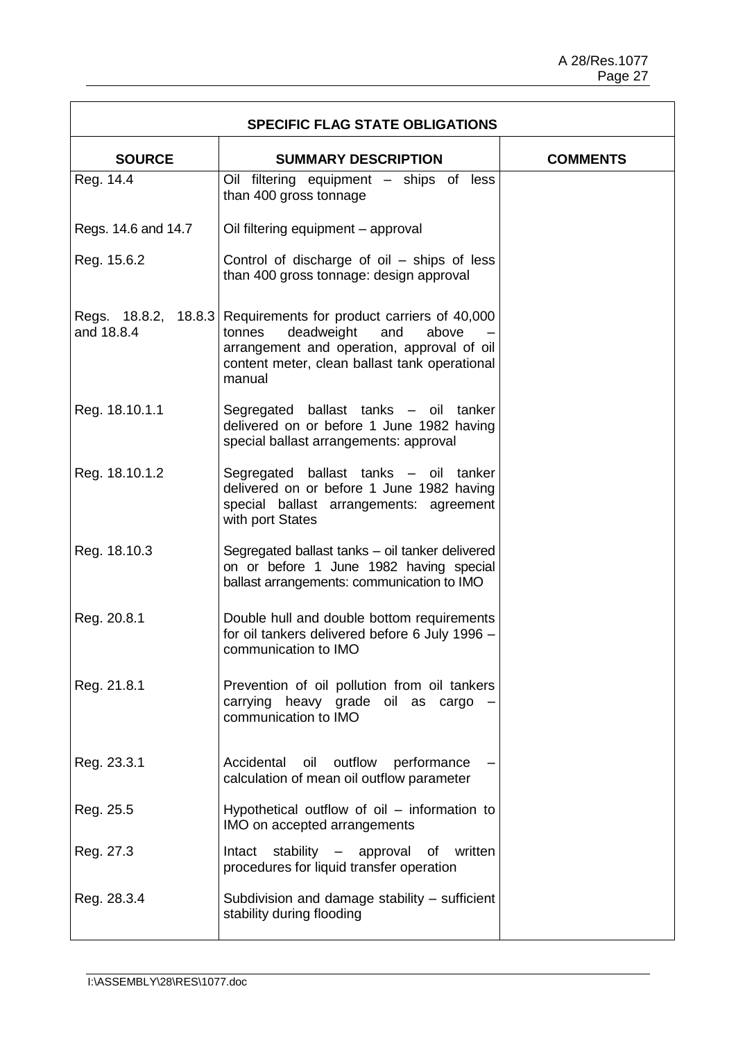| SPECIFIC FLAG STATE OBLIGATIONS | | |
|---|---|---|
| **SOURCE** | **SUMMARY DESCRIPTION** | **COMMENTS** |
| Reg. 14.4 | Oil filtering equipment – ships of less than 400 gross tonnage | |
| Regs. 14.6 and 14.7 | Oil filtering equipment – approval | |
| Reg. 15.6.2 | Control of discharge of oil – ships of less than 400 gross tonnage: design approval | |
| Regs. 18.8.2, 18.8.3 and 18.8.4 | Requirements for product carriers of 40,000 tonnes deadweight and above – arrangement and operation, approval of oil content meter, clean ballast tank operational manual | |
| Reg. 18.10.1.1 | Segregated ballast tanks – oil tanker delivered on or before 1 June 1982 having special ballast arrangements: approval | |
| Reg. 18.10.1.2 | Segregated ballast tanks – oil tanker delivered on or before 1 June 1982 having special ballast arrangements: agreement with port States | |
| Reg. 18.10.3 | Segregated ballast tanks – oil tanker delivered on or before 1 June 1982 having special ballast arrangements: communication to IMO | |
| Reg. 20.8.1 | Double hull and double bottom requirements for oil tankers delivered before 6 July 1996 – communication to IMO | |
| Reg. 21.8.1 | Prevention of oil pollution from oil tankers carrying heavy grade oil as cargo – communication to IMO | |
| Reg. 23.3.1 | Accidental oil outflow performance – calculation of mean oil outflow parameter | |
| Reg. 25.5 | Hypothetical outflow of oil – information to IMO on accepted arrangements | |
| Reg. 27.3 | Intact stability – approval of written procedures for liquid transfer operation | |
| Reg. 28.3.4 | Subdivision and damage stability – sufficient stability during flooding | |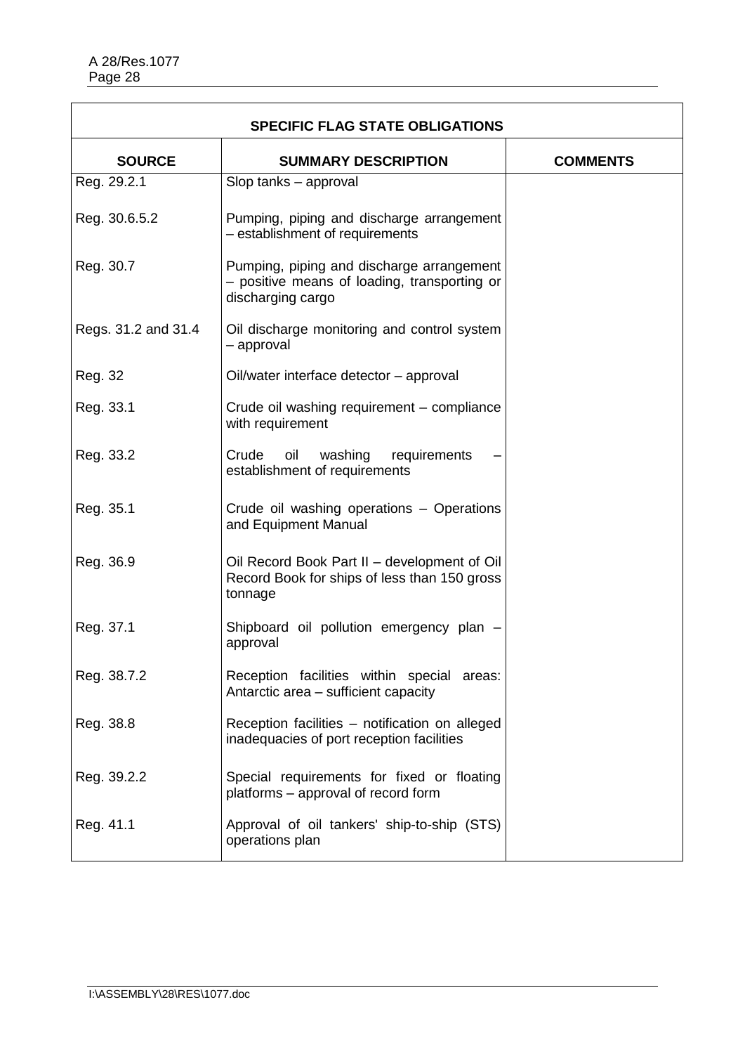| SPECIFIC FLAG STATE OBLIGATIONS | | |
|---|---|---|
| **SOURCE** | **SUMMARY DESCRIPTION** | **COMMENTS** |
| Reg. 29.2.1 | Slop tanks – approval | |
| Reg. 30.6.5.2 | Pumping, piping and discharge arrangement – establishment of requirements | |
| Reg. 30.7 | Pumping, piping and discharge arrangement – positive means of loading, transporting or discharging cargo | |
| Regs. 31.2 and 31.4 | Oil discharge monitoring and control system – approval | |
| Reg. 32 | Oil/water interface detector – approval | |
| Reg. 33.1 | Crude oil washing requirement – compliance with requirement | |
| Reg. 33.2 | Crude oil washing requirements – establishment of requirements | |
| Reg. 35.1 | Crude oil washing operations – Operations and Equipment Manual | |
| Reg. 36.9 | Oil Record Book Part II – development of Oil Record Book for ships of less than 150 gross tonnage | |
| Reg. 37.1 | Shipboard oil pollution emergency plan – approval | |
| Reg. 38.7.2 | Reception facilities within special areas: Antarctic area – sufficient capacity | |
| Reg. 38.8 | Reception facilities – notification on alleged inadequacies of port reception facilities | |
| Reg. 39.2.2 | Special requirements for fixed or floating platforms – approval of record form | |
| Reg. 41.1 | Approval of oil tankers' ship-to-ship (STS) operations plan | |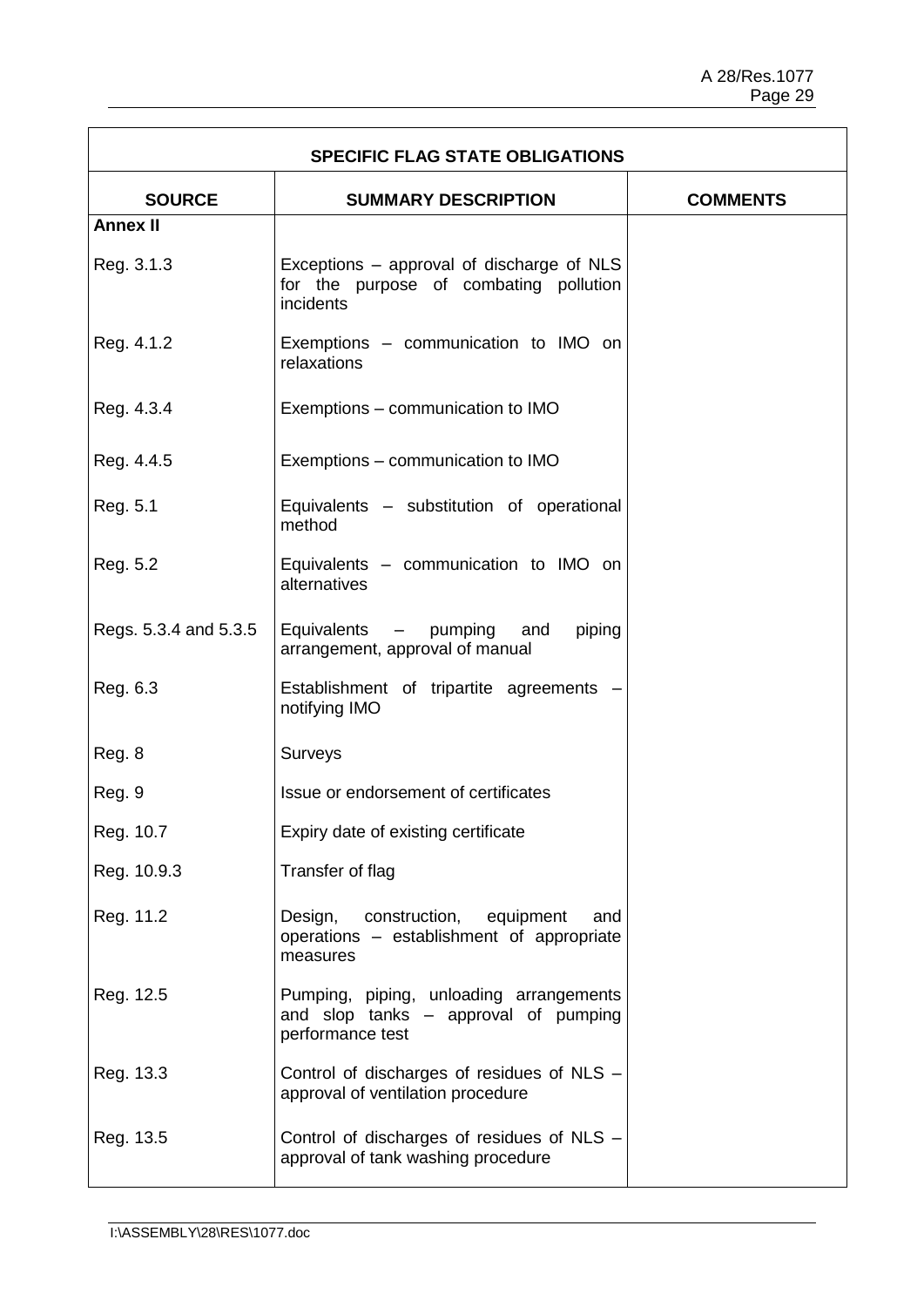| SPECIFIC FLAG STATE OBLIGATIONS | | |
|---|---|---|
| **SOURCE** | **SUMMARY DESCRIPTION** | **COMMENTS** |
| **Annex II** | | |
| Reg. 3.1.3 | Exceptions – approval of discharge of NLS for the purpose of combating pollution incidents | |
| Reg. 4.1.2 | Exemptions – communication to IMO on relaxations | |
| Reg. 4.3.4 | Exemptions – communication to IMO | |
| Reg. 4.4.5 | Exemptions – communication to IMO | |
| Reg. 5.1 | Equivalents – substitution of operational method | |
| Reg. 5.2 | Equivalents – communication to IMO on alternatives | |
| Regs. 5.3.4 and 5.3.5 | Equivalents – pumping and piping arrangement, approval of manual | |
| Reg. 6.3 | Establishment of tripartite agreements – notifying IMO | |
| Reg. 8 | Surveys | |
| Reg. 9 | Issue or endorsement of certificates | |
| Reg. 10.7 | Expiry date of existing certificate | |
| Reg. 10.9.3 | Transfer of flag | |
| Reg. 11.2 | Design, construction, equipment and operations – establishment of appropriate measures | |
| Reg. 12.5 | Pumping, piping, unloading arrangements and slop tanks – approval of pumping performance test | |
| Reg. 13.3 | Control of discharges of residues of NLS – approval of ventilation procedure | |
| Reg. 13.5 | Control of discharges of residues of NLS – approval of tank washing procedure | |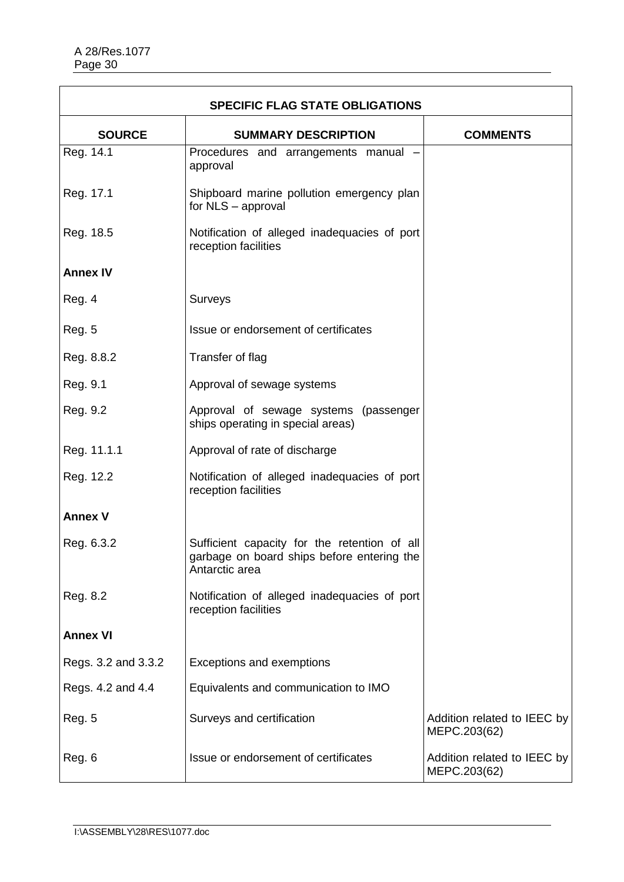| SPECIFIC FLAG STATE OBLIGATIONS | | |
|---|---|---|
| **SOURCE** | **SUMMARY DESCRIPTION** | **COMMENTS** |
| Reg. 14.1 | Procedures and arrangements manual – approval | |
| Reg. 17.1 | Shipboard marine pollution emergency plan for NLS – approval | |
| Reg. 18.5 | Notification of alleged inadequacies of port reception facilities | |
| **Annex IV** | | |
| Reg. 4 | Surveys | |
| Reg. 5 | Issue or endorsement of certificates | |
| Reg. 8.8.2 | Transfer of flag | |
| Reg. 9.1 | Approval of sewage systems | |
| Reg. 9.2 | Approval of sewage systems (passenger ships operating in special areas) | |
| Reg. 11.1.1 | Approval of rate of discharge | |
| Reg. 12.2 | Notification of alleged inadequacies of port reception facilities | |
| **Annex V** | | |
| Reg. 6.3.2 | Sufficient capacity for the retention of all garbage on board ships before entering the Antarctic area | |
| Reg. 8.2 | Notification of alleged inadequacies of port reception facilities | |
| **Annex VI** | | |
| Regs. 3.2 and 3.3.2 | Exceptions and exemptions | |
| Regs. 4.2 and 4.4 | Equivalents and communication to IMO | |
| Reg. 5 | Surveys and certification | Addition related to IEEC by MEPC.203(62) |
| Reg. 6 | Issue or endorsement of certificates | Addition related to IEEC by MEPC.203(62) |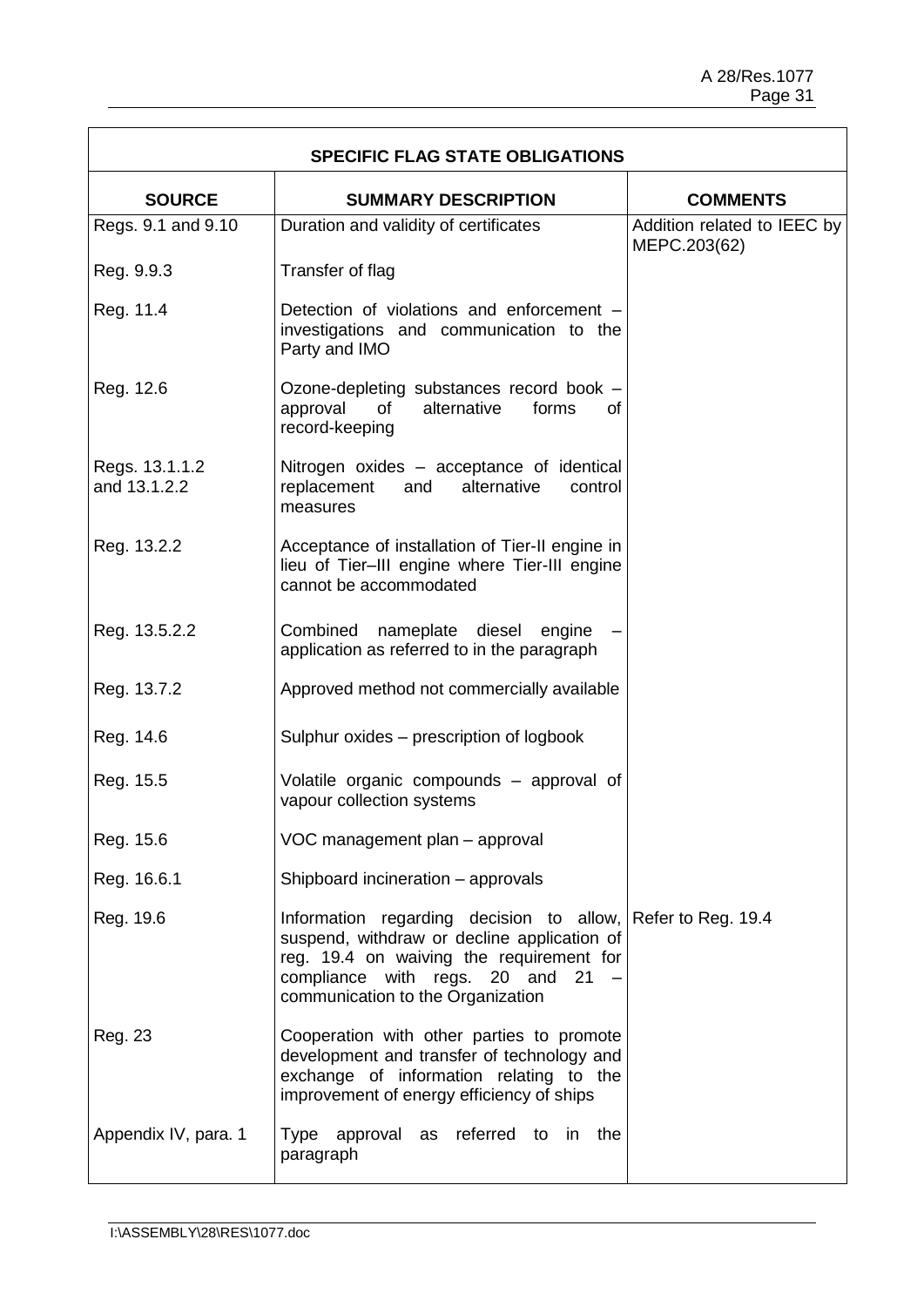| SPECIFIC FLAG STATE OBLIGATIONS | | |
|---|---|---|
| **SOURCE** | **SUMMARY DESCRIPTION** | **COMMENTS** |
| Regs. 9.1 and 9.10 | Duration and validity of certificates | Addition related to IEEC by MEPC.203(62) |
| Reg. 9.9.3 | Transfer of flag | |
| Reg. 11.4 | Detection of violations and enforcement – investigations and communication to the Party and IMO | |
| Reg. 12.6 | Ozone-depleting substances record book – approval of alternative forms of record-keeping | |
| Regs. 13.1.1.2 and 13.1.2.2 | Nitrogen oxides – acceptance of identical replacement and alternative control measures | |
| Reg. 13.2.2 | Acceptance of installation of Tier-II engine in lieu of Tier–III engine where Tier-III engine cannot be accommodated | |
| Reg. 13.5.2.2 | Combined nameplate diesel engine – application as referred to in the paragraph | |
| Reg. 13.7.2 | Approved method not commercially available | |
| Reg. 14.6 | Sulphur oxides – prescription of logbook | |
| Reg. 15.5 | Volatile organic compounds – approval of vapour collection systems | |
| Reg. 15.6 | VOC management plan – approval | |
| Reg. 16.6.1 | Shipboard incineration – approvals | |
| Reg. 19.6 | Information regarding decision to allow, suspend, withdraw or decline application of reg. 19.4 on waiving the requirement for compliance with regs. 20 and 21 – communication to the Organization | Refer to Reg. 19.4 |
| Reg. 23 | Cooperation with other parties to promote development and transfer of technology and exchange of information relating to the improvement of energy efficiency of ships | |
| Appendix IV, para. 1 | Type approval as referred to in the paragraph | |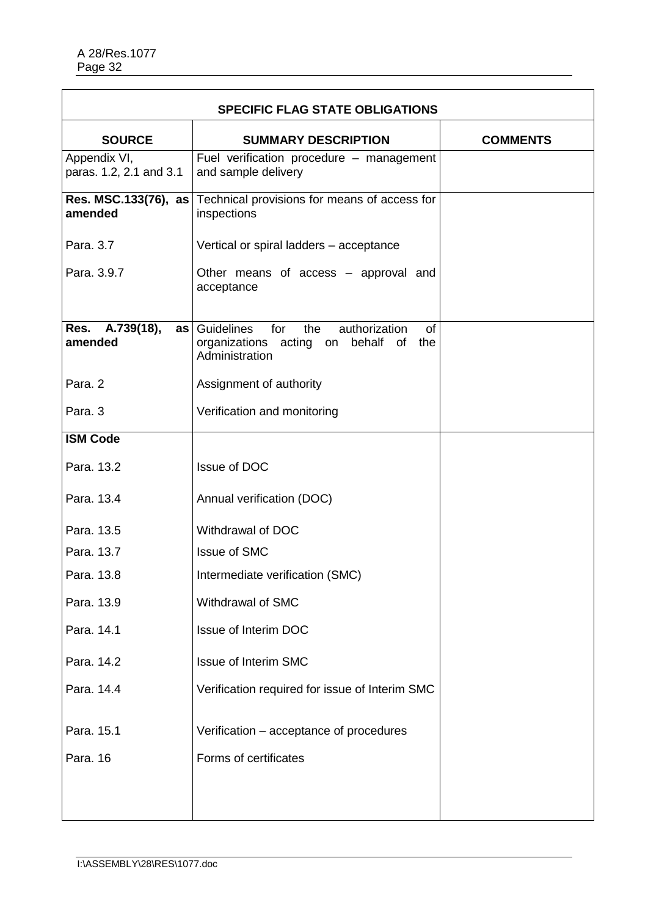| SPECIFIC FLAG STATE OBLIGATIONS | | |
|---|---|---|
| **SOURCE** | **SUMMARY DESCRIPTION** | **COMMENTS** |
| Appendix VI, paras. 1.2, 2.1 and 3.1 | Fuel verification procedure – management and sample delivery | |
| **Res. MSC.133(76), as amended** | Technical provisions for means of access for inspections | |
| Para. 3.7 | Vertical or spiral ladders – acceptance | |
| Para. 3.9.7 | Other means of access – approval and acceptance | |
| **Res. A.739(18), as amended** | Guidelines for the authorization of organizations acting on behalf of the Administration | |
| Para. 2 | Assignment of authority | |
| Para. 3 | Verification and monitoring | |
| **ISM Code** | | |
| Para. 13.2 | Issue of DOC | |
| Para. 13.4 | Annual verification (DOC) | |
| Para. 13.5 | Withdrawal of DOC | |
| Para. 13.7 | Issue of SMC | |
| Para. 13.8 | Intermediate verification (SMC) | |
| Para. 13.9 | Withdrawal of SMC | |
| Para. 14.1 | Issue of Interim DOC | |
| Para. 14.2 | Issue of Interim SMC | |
| Para. 14.4 | Verification required for issue of Interim SMC | |
| Para. 15.1 | Verification – acceptance of procedures | |
| Para. 16 | Forms of certificates | |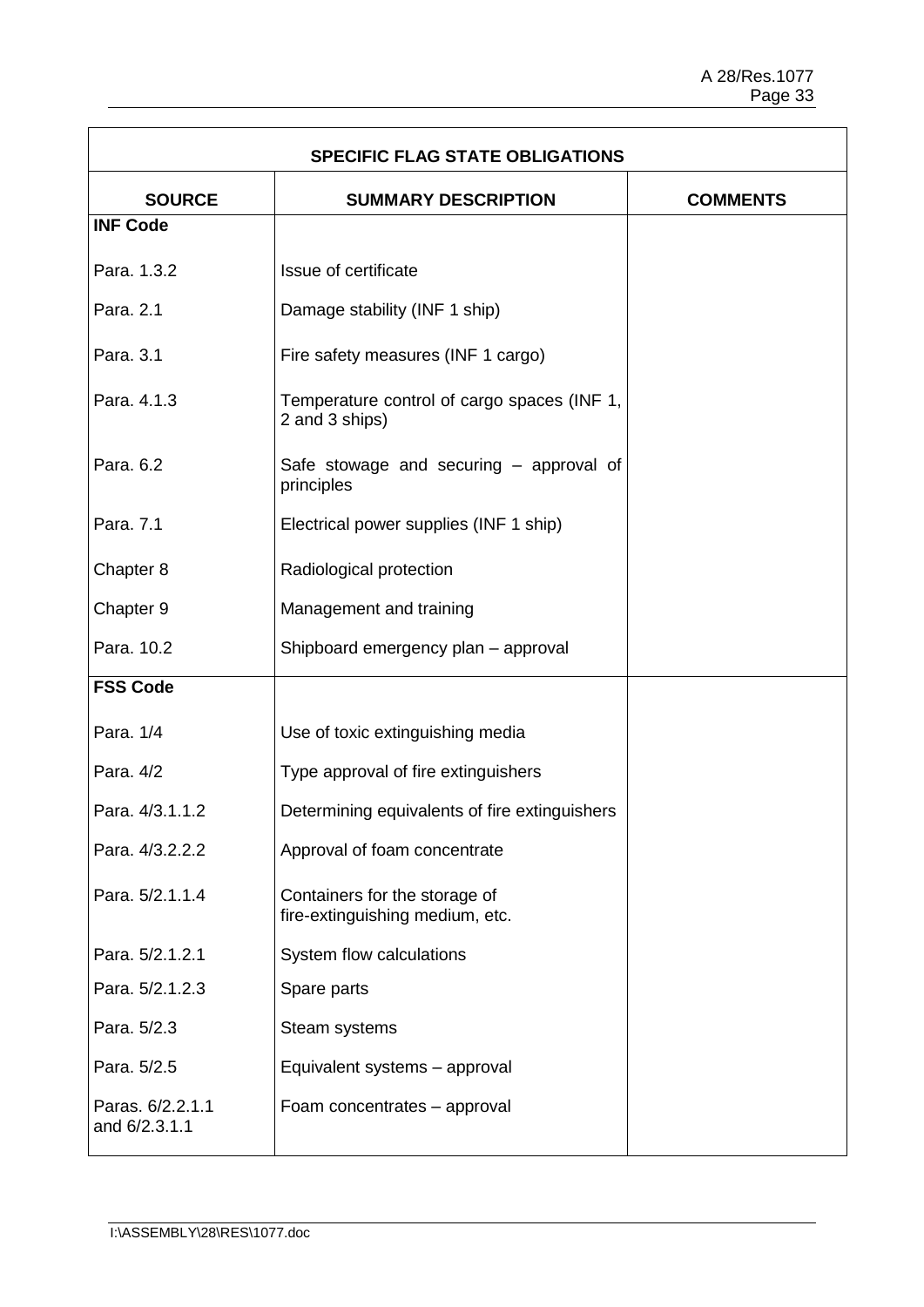| SPECIFIC FLAG STATE OBLIGATIONS | | |
|---|---|---|
| **SOURCE** | **SUMMARY DESCRIPTION** | **COMMENTS** |
| **INF Code** | | |
| Para. 1.3.2 | Issue of certificate | |
| Para. 2.1 | Damage stability (INF 1 ship) | |
| Para. 3.1 | Fire safety measures (INF 1 cargo) | |
| Para. 4.1.3 | Temperature control of cargo spaces (INF 1, 2 and 3 ships) | |
| Para. 6.2 | Safe stowage and securing – approval of principles | |
| Para. 7.1 | Electrical power supplies (INF 1 ship) | |
| Chapter 8 | Radiological protection | |
| Chapter 9 | Management and training | |
| Para. 10.2 | Shipboard emergency plan – approval | |
| **FSS Code** | | |
| Para. 1/4 | Use of toxic extinguishing media | |
| Para. 4/2 | Type approval of fire extinguishers | |
| Para. 4/3.1.1.2 | Determining equivalents of fire extinguishers | |
| Para. 4/3.2.2.2 | Approval of foam concentrate | |
| Para. 5/2.1.1.4 | Containers for the storage of fire-extinguishing medium, etc. | |
| Para. 5/2.1.2.1 | System flow calculations | |
| Para. 5/2.1.2.3 | Spare parts | |
| Para. 5/2.3 | Steam systems | |
| Para. 5/2.5 | Equivalent systems – approval | |
| Paras. 6/2.2.1.1 and 6/2.3.1.1 | Foam concentrates – approval | |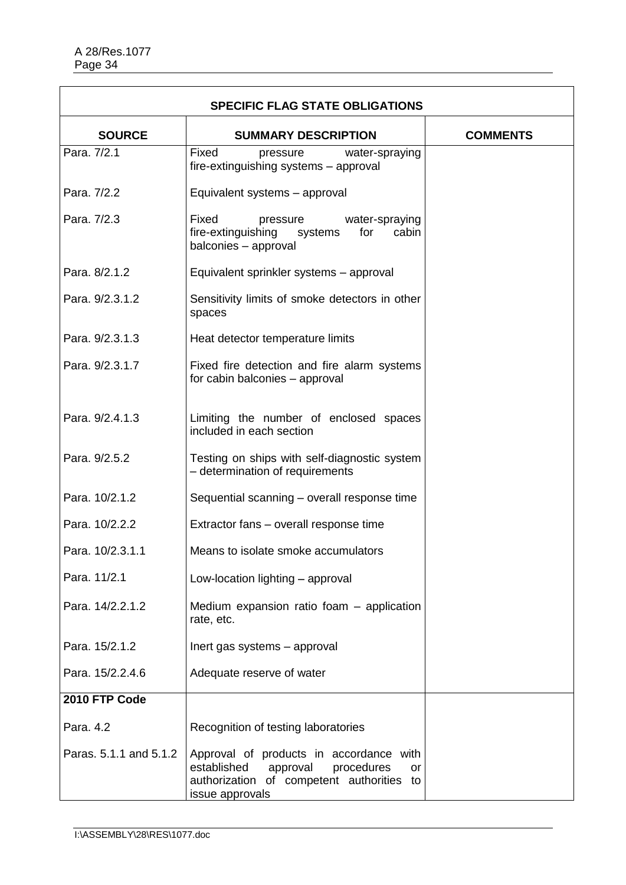| SPECIFIC FLAG STATE OBLIGATIONS | | |
|---|---|---|
| **SOURCE** | **SUMMARY DESCRIPTION** | **COMMENTS** |
| Para. 7/2.1 | Fixed pressure water-spraying fire-extinguishing systems – approval | |
| Para. 7/2.2 | Equivalent systems – approval | |
| Para. 7/2.3 | Fixed pressure water-spraying fire-extinguishing systems for cabin balconies – approval | |
| Para. 8/2.1.2 | Equivalent sprinkler systems – approval | |
| Para. 9/2.3.1.2 | Sensitivity limits of smoke detectors in other spaces | |
| Para. 9/2.3.1.3 | Heat detector temperature limits | |
| Para. 9/2.3.1.7 | Fixed fire detection and fire alarm systems for cabin balconies – approval | |
| Para. 9/2.4.1.3 | Limiting the number of enclosed spaces included in each section | |
| Para. 9/2.5.2 | Testing on ships with self-diagnostic system – determination of requirements | |
| Para. 10/2.1.2 | Sequential scanning – overall response time | |
| Para. 10/2.2.2 | Extractor fans – overall response time | |
| Para. 10/2.3.1.1 | Means to isolate smoke accumulators | |
| Para. 11/2.1 | Low-location lighting – approval | |
| Para. 14/2.2.1.2 | Medium expansion ratio foam – application rate, etc. | |
| Para. 15/2.1.2 | Inert gas systems – approval | |
| Para. 15/2.2.4.6 | Adequate reserve of water | |
| **2010 FTP Code** | | |
| Para. 4.2 | Recognition of testing laboratories | |
| Paras. 5.1.1 and 5.1.2 | Approval of products in accordance with established approval procedures or authorization of competent authorities to issue approvals | |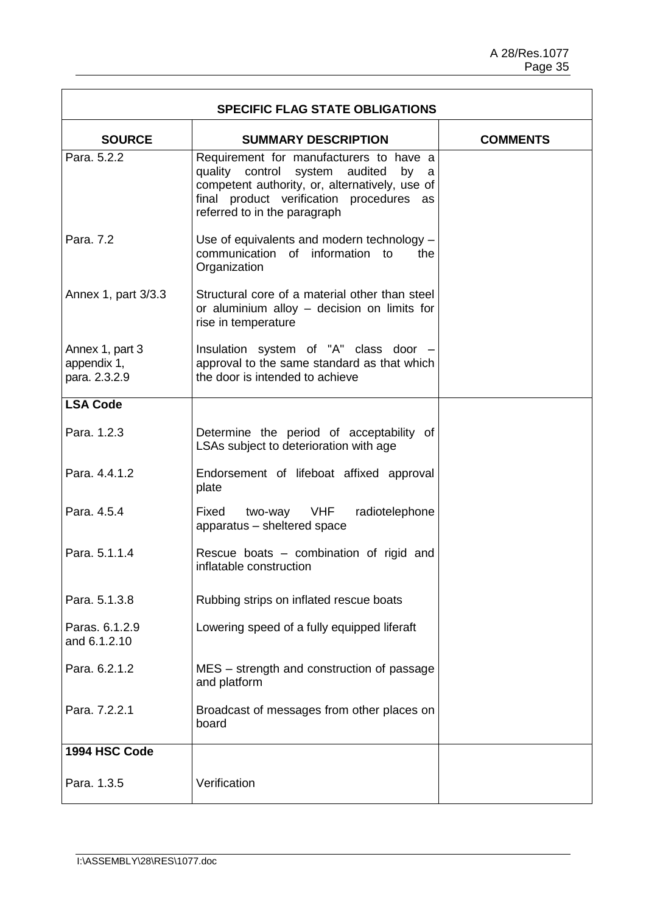| SPECIFIC FLAG STATE OBLIGATIONS | | |
|---|---|---|
| **SOURCE** | **SUMMARY DESCRIPTION** | **COMMENTS** |
| Para. 5.2.2 | Requirement for manufacturers to have a quality control system audited by a competent authority, or, alternatively, use of final product verification procedures as referred to in the paragraph | |
| Para. 7.2 | Use of equivalents and modern technology – communication of information to the Organization | |
| Annex 1, part 3/3.3 | Structural core of a material other than steel or aluminium alloy – decision on limits for rise in temperature | |
| Annex 1, part 3 appendix 1, para. 2.3.2.9 | Insulation system of "A" class door – approval to the same standard as that which the door is intended to achieve | |
| **LSA Code** | | |
| Para. 1.2.3 | Determine the period of acceptability of LSAs subject to deterioration with age | |
| Para. 4.4.1.2 | Endorsement of lifeboat affixed approval plate | |
| Para. 4.5.4 | Fixed two-way VHF radiotelephone apparatus – sheltered space | |
| Para. 5.1.1.4 | Rescue boats – combination of rigid and inflatable construction | |
| Para. 5.1.3.8 | Rubbing strips on inflated rescue boats | |
| Paras. 6.1.2.9 and 6.1.2.10 | Lowering speed of a fully equipped liferaft | |
| Para. 6.2.1.2 | MES – strength and construction of passage and platform | |
| Para. 7.2.2.1 | Broadcast of messages from other places on board | |
| **1994 HSC Code** | | |
| Para. 1.3.5 | Verification | |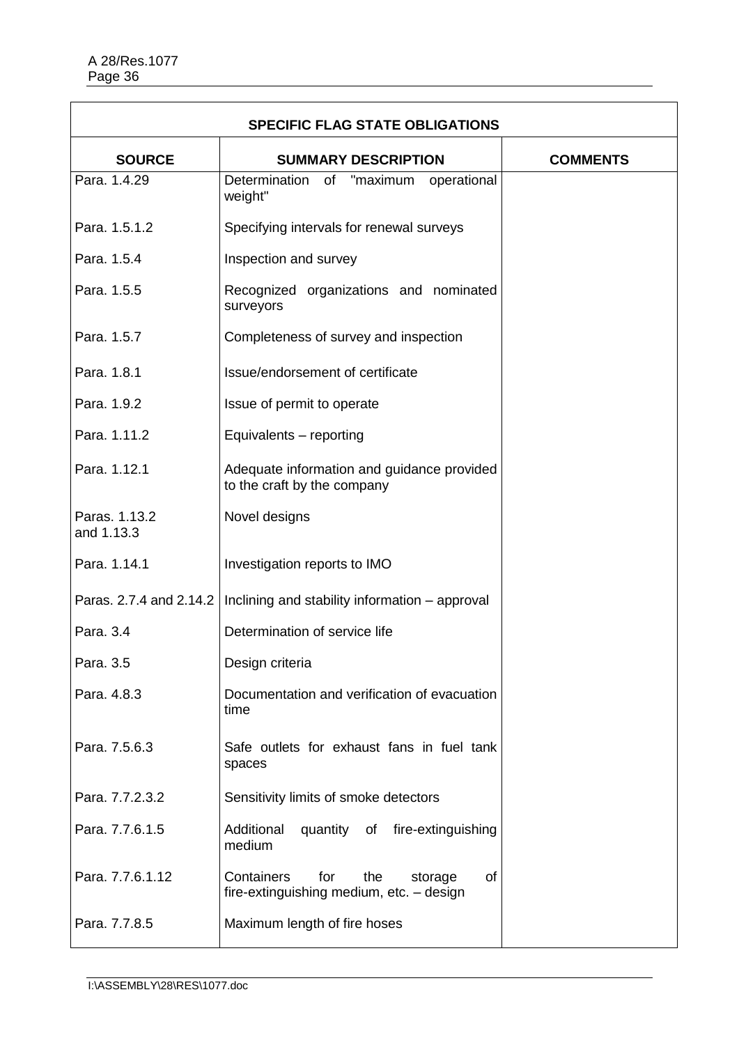| SPECIFIC FLAG STATE OBLIGATIONS | | |
|---|---|---|
| **SOURCE** | **SUMMARY DESCRIPTION** | **COMMENTS** |
| Para. 1.4.29 | Determination of "maximum operational weight" | |
| Para. 1.5.1.2 | Specifying intervals for renewal surveys | |
| Para. 1.5.4 | Inspection and survey | |
| Para. 1.5.5 | Recognized organizations and nominated surveyors | |
| Para. 1.5.7 | Completeness of survey and inspection | |
| Para. 1.8.1 | Issue/endorsement of certificate | |
| Para. 1.9.2 | Issue of permit to operate | |
| Para. 1.11.2 | Equivalents – reporting | |
| Para. 1.12.1 | Adequate information and guidance provided to the craft by the company | |
| Paras. 1.13.2 and 1.13.3 | Novel designs | |
| Para. 1.14.1 | Investigation reports to IMO | |
| Paras. 2.7.4 and 2.14.2 | Inclining and stability information – approval | |
| Para. 3.4 | Determination of service life | |
| Para. 3.5 | Design criteria | |
| Para. 4.8.3 | Documentation and verification of evacuation time | |
| Para. 7.5.6.3 | Safe outlets for exhaust fans in fuel tank spaces | |
| Para. 7.7.2.3.2 | Sensitivity limits of smoke detectors | |
| Para. 7.7.6.1.5 | Additional quantity of fire-extinguishing medium | |
| Para. 7.7.6.1.12 | Containers for the storage of fire-extinguishing medium, etc. – design | |
| Para. 7.7.8.5 | Maximum length of fire hoses | |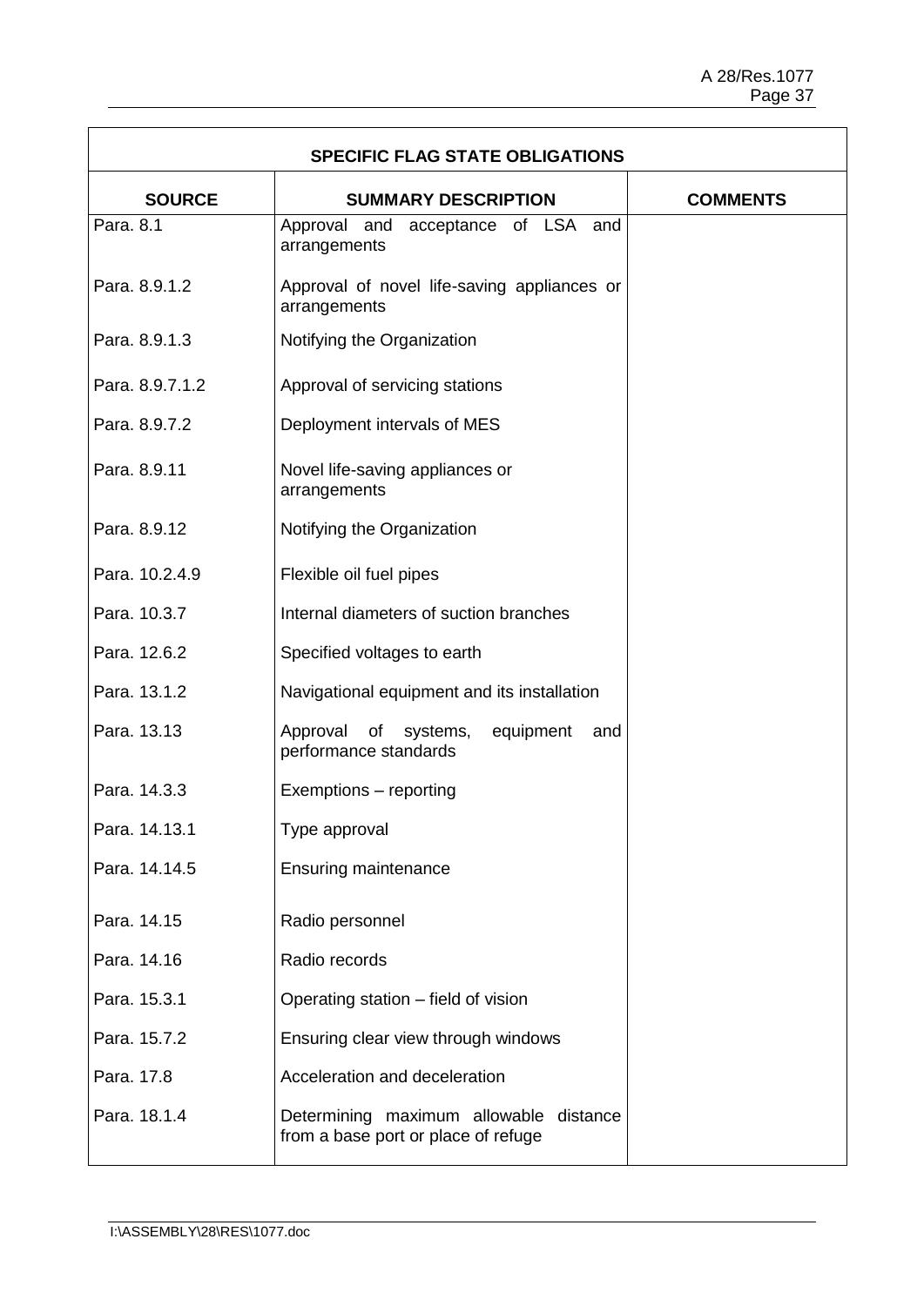| SPECIFIC FLAG STATE OBLIGATIONS | | |
|---|---|---|
| **SOURCE** | **SUMMARY DESCRIPTION** | **COMMENTS** |
| Para. 8.1 | Approval and acceptance of LSA and arrangements | |
| Para. 8.9.1.2 | Approval of novel life-saving appliances or arrangements | |
| Para. 8.9.1.3 | Notifying the Organization | |
| Para. 8.9.7.1.2 | Approval of servicing stations | |
| Para. 8.9.7.2 | Deployment intervals of MES | |
| Para. 8.9.11 | Novel life-saving appliances or arrangements | |
| Para. 8.9.12 | Notifying the Organization | |
| Para. 10.2.4.9 | Flexible oil fuel pipes | |
| Para. 10.3.7 | Internal diameters of suction branches | |
| Para. 12.6.2 | Specified voltages to earth | |
| Para. 13.1.2 | Navigational equipment and its installation | |
| Para. 13.13 | Approval of systems, equipment and performance standards | |
| Para. 14.3.3 | Exemptions – reporting | |
| Para. 14.13.1 | Type approval | |
| Para. 14.14.5 | Ensuring maintenance | |
| Para. 14.15 | Radio personnel | |
| Para. 14.16 | Radio records | |
| Para. 15.3.1 | Operating station – field of vision | |
| Para. 15.7.2 | Ensuring clear view through windows | |
| Para. 17.8 | Acceleration and deceleration | |
| Para. 18.1.4 | Determining maximum allowable distance from a base port or place of refuge | |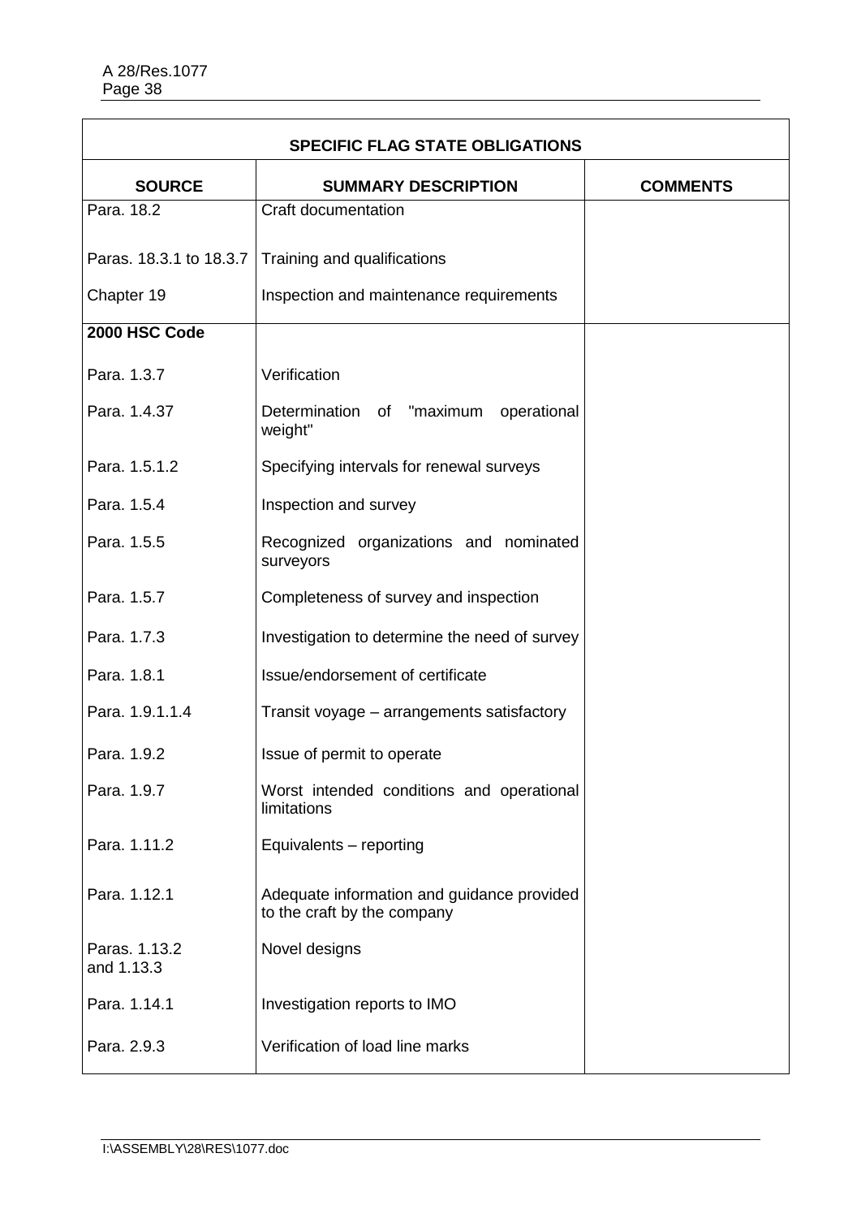| SPECIFIC FLAG STATE OBLIGATIONS | | |
|---|---|---|
| **SOURCE** | **SUMMARY DESCRIPTION** | **COMMENTS** |
| Para. 18.2 | Craft documentation | |
| Paras. 18.3.1 to 18.3.7 | Training and qualifications | |
| Chapter 19 | Inspection and maintenance requirements | |
| **2000 HSC Code** | | |
| Para. 1.3.7 | Verification | |
| Para. 1.4.37 | Determination of "maximum operational weight" | |
| Para. 1.5.1.2 | Specifying intervals for renewal surveys | |
| Para. 1.5.4 | Inspection and survey | |
| Para. 1.5.5 | Recognized organizations and nominated surveyors | |
| Para. 1.5.7 | Completeness of survey and inspection | |
| Para. 1.7.3 | Investigation to determine the need of survey | |
| Para. 1.8.1 | Issue/endorsement of certificate | |
| Para. 1.9.1.1.4 | Transit voyage – arrangements satisfactory | |
| Para. 1.9.2 | Issue of permit to operate | |
| Para. 1.9.7 | Worst intended conditions and operational limitations | |
| Para. 1.11.2 | Equivalents – reporting | |
| Para. 1.12.1 | Adequate information and guidance provided to the craft by the company | |
| Paras. 1.13.2 and 1.13.3 | Novel designs | |
| Para. 1.14.1 | Investigation reports to IMO | |
| Para. 2.9.3 | Verification of load line marks | |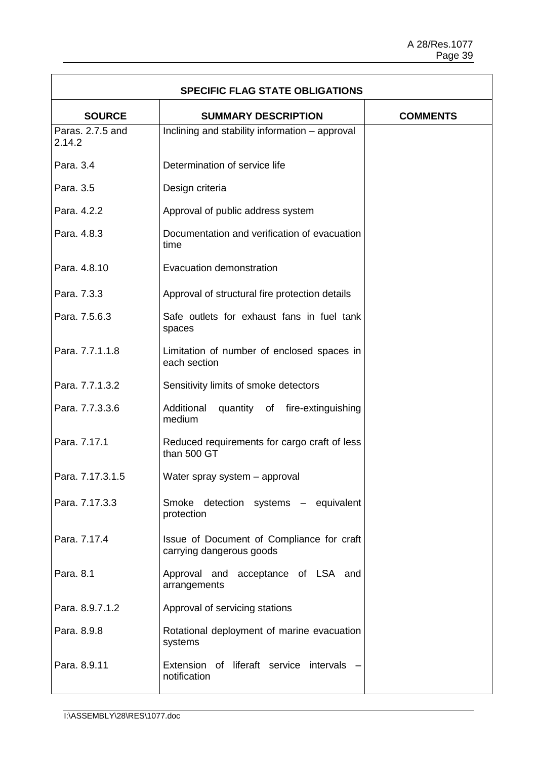| SPECIFIC FLAG STATE OBLIGATIONS | | |
|---|---|---|
| **SOURCE** | **SUMMARY DESCRIPTION** | **COMMENTS** |
| Paras. 2.7.5 and 2.14.2 | Inclining and stability information – approval | |
| Para. 3.4 | Determination of service life | |
| Para. 3.5 | Design criteria | |
| Para. 4.2.2 | Approval of public address system | |
| Para. 4.8.3 | Documentation and verification of evacuation time | |
| Para. 4.8.10 | Evacuation demonstration | |
| Para. 7.3.3 | Approval of structural fire protection details | |
| Para. 7.5.6.3 | Safe outlets for exhaust fans in fuel tank spaces | |
| Para. 7.7.1.1.8 | Limitation of number of enclosed spaces in each section | |
| Para. 7.7.1.3.2 | Sensitivity limits of smoke detectors | |
| Para. 7.7.3.3.6 | Additional quantity of fire-extinguishing medium | |
| Para. 7.17.1 | Reduced requirements for cargo craft of less than 500 GT | |
| Para. 7.17.3.1.5 | Water spray system – approval | |
| Para. 7.17.3.3 | Smoke detection systems – equivalent protection | |
| Para. 7.17.4 | Issue of Document of Compliance for craft carrying dangerous goods | |
| Para. 8.1 | Approval and acceptance of LSA and arrangements | |
| Para. 8.9.7.1.2 | Approval of servicing stations | |
| Para. 8.9.8 | Rotational deployment of marine evacuation systems | |
| Para. 8.9.11 | Extension of liferaft service intervals – notification | |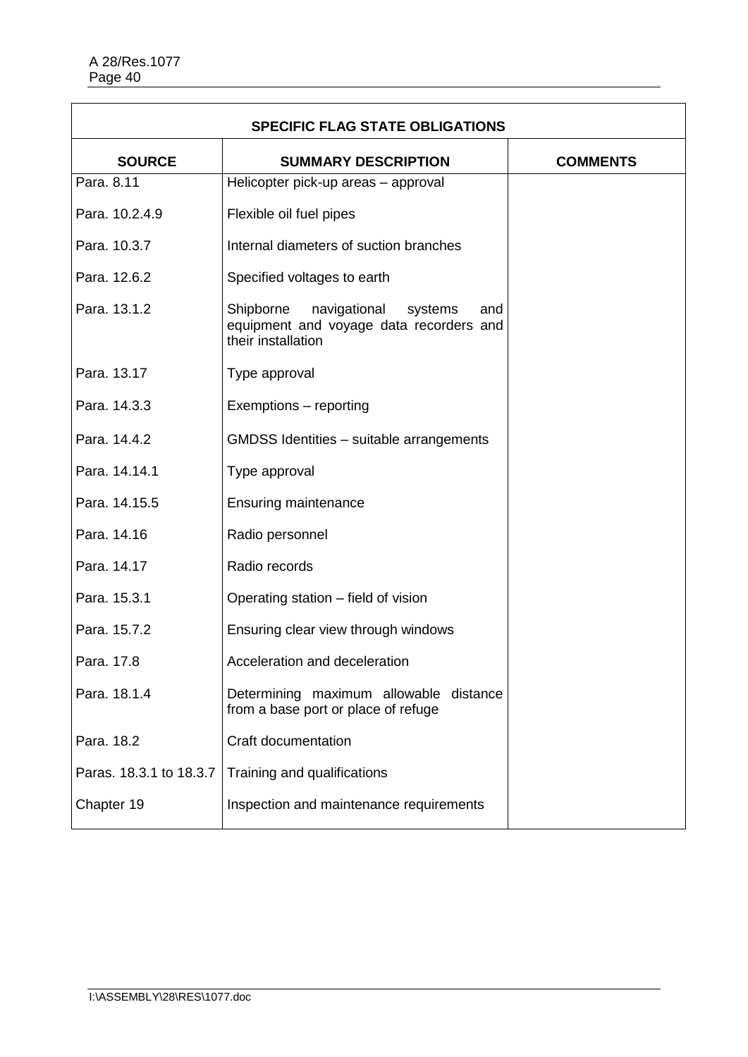| SPECIFIC FLAG STATE OBLIGATIONS | | |
|---|---|---|
| **SOURCE** | **SUMMARY DESCRIPTION** | **COMMENTS** |
| Para. 8.11 | Helicopter pick-up areas – approval | |
| Para. 10.2.4.9 | Flexible oil fuel pipes | |
| Para. 10.3.7 | Internal diameters of suction branches | |
| Para. 12.6.2 | Specified voltages to earth | |
| Para. 13.1.2 | Shipborne navigational systems and equipment and voyage data recorders and their installation | |
| Para. 13.17 | Type approval | |
| Para. 14.3.3 | Exemptions – reporting | |
| Para. 14.4.2 | GMDSS Identities – suitable arrangements | |
| Para. 14.14.1 | Type approval | |
| Para. 14.15.5 | Ensuring maintenance | |
| Para. 14.16 | Radio personnel | |
| Para. 14.17 | Radio records | |
| Para. 15.3.1 | Operating station – field of vision | |
| Para. 15.7.2 | Ensuring clear view through windows | |
| Para. 17.8 | Acceleration and deceleration | |
| Para. 18.1.4 | Determining maximum allowable distance from a base port or place of refuge | |
| Para. 18.2 | Craft documentation | |
| Paras. 18.3.1 to 18.3.7 | Training and qualifications | |
| Chapter 19 | Inspection and maintenance requirements | |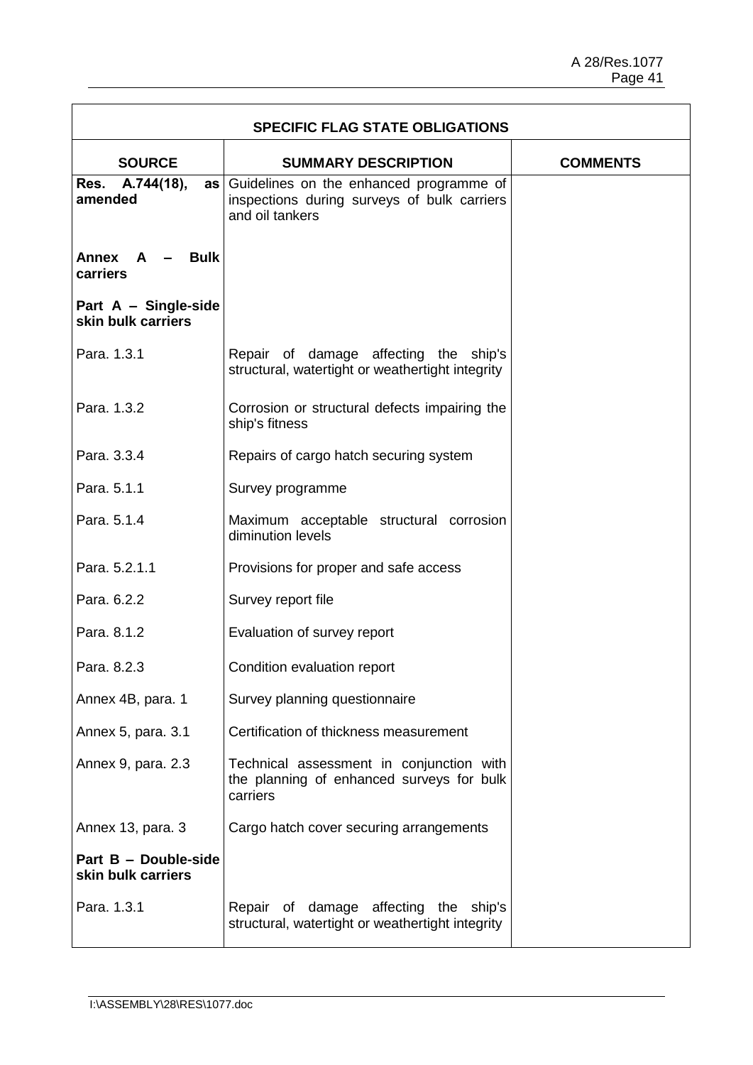| SPECIFIC FLAG STATE OBLIGATIONS | | |
|---|---|---|
| **SOURCE** | **SUMMARY DESCRIPTION** | **COMMENTS** |
| **Res. A.744(18), as amended** | Guidelines on the enhanced programme of inspections during surveys of bulk carriers and oil tankers | |
| **Annex A – Bulk carriers** | | |
| **Part A – Single-side skin bulk carriers** | | |
| Para. 1.3.1 | Repair of damage affecting the ship's structural, watertight or weathertight integrity | |
| Para. 1.3.2 | Corrosion or structural defects impairing the ship's fitness | |
| Para. 3.3.4 | Repairs of cargo hatch securing system | |
| Para. 5.1.1 | Survey programme | |
| Para. 5.1.4 | Maximum acceptable structural corrosion diminution levels | |
| Para. 5.2.1.1 | Provisions for proper and safe access | |
| Para. 6.2.2 | Survey report file | |
| Para. 8.1.2 | Evaluation of survey report | |
| Para. 8.2.3 | Condition evaluation report | |
| Annex 4B, para. 1 | Survey planning questionnaire | |
| Annex 5, para. 3.1 | Certification of thickness measurement | |
| Annex 9, para. 2.3 | Technical assessment in conjunction with the planning of enhanced surveys for bulk carriers | |
| Annex 13, para. 3 | Cargo hatch cover securing arrangements | |
| **Part B – Double-side skin bulk carriers** | | |
| Para. 1.3.1 | Repair of damage affecting the ship's structural, watertight or weathertight integrity | |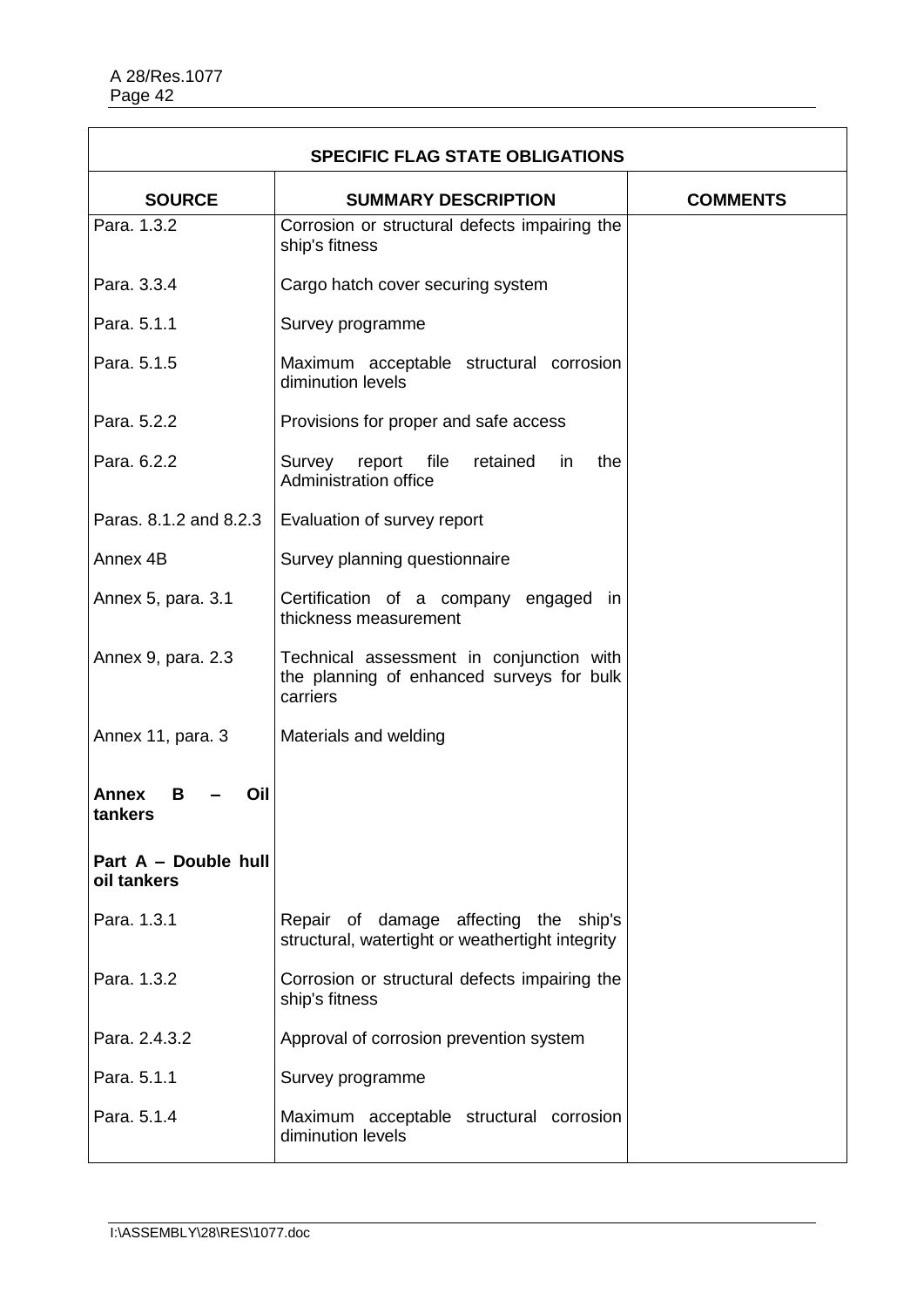| SPECIFIC FLAG STATE OBLIGATIONS | | |
|---|---|---|
| **SOURCE** | **SUMMARY DESCRIPTION** | **COMMENTS** |
| Para. 1.3.2 | Corrosion or structural defects impairing the ship's fitness | |
| Para. 3.3.4 | Cargo hatch cover securing system | |
| Para. 5.1.1 | Survey programme | |
| Para. 5.1.5 | Maximum acceptable structural corrosion diminution levels | |
| Para. 5.2.2 | Provisions for proper and safe access | |
| Para. 6.2.2 | Survey report file retained in the Administration office | |
| Paras. 8.1.2 and 8.2.3 | Evaluation of survey report | |
| Annex 4B | Survey planning questionnaire | |
| Annex 5, para. 3.1 | Certification of a company engaged in thickness measurement | |
| Annex 9, para. 2.3 | Technical assessment in conjunction with the planning of enhanced surveys for bulk carriers | |
| Annex 11, para. 3 | Materials and welding | |
| **Annex B – Oil tankers** | | |
| **Part A – Double hull oil tankers** | | |
| Para. 1.3.1 | Repair of damage affecting the ship's structural, watertight or weathertight integrity | |
| Para. 1.3.2 | Corrosion or structural defects impairing the ship's fitness | |
| Para. 2.4.3.2 | Approval of corrosion prevention system | |
| Para. 5.1.1 | Survey programme | |
| Para. 5.1.4 | Maximum acceptable structural corrosion diminution levels | |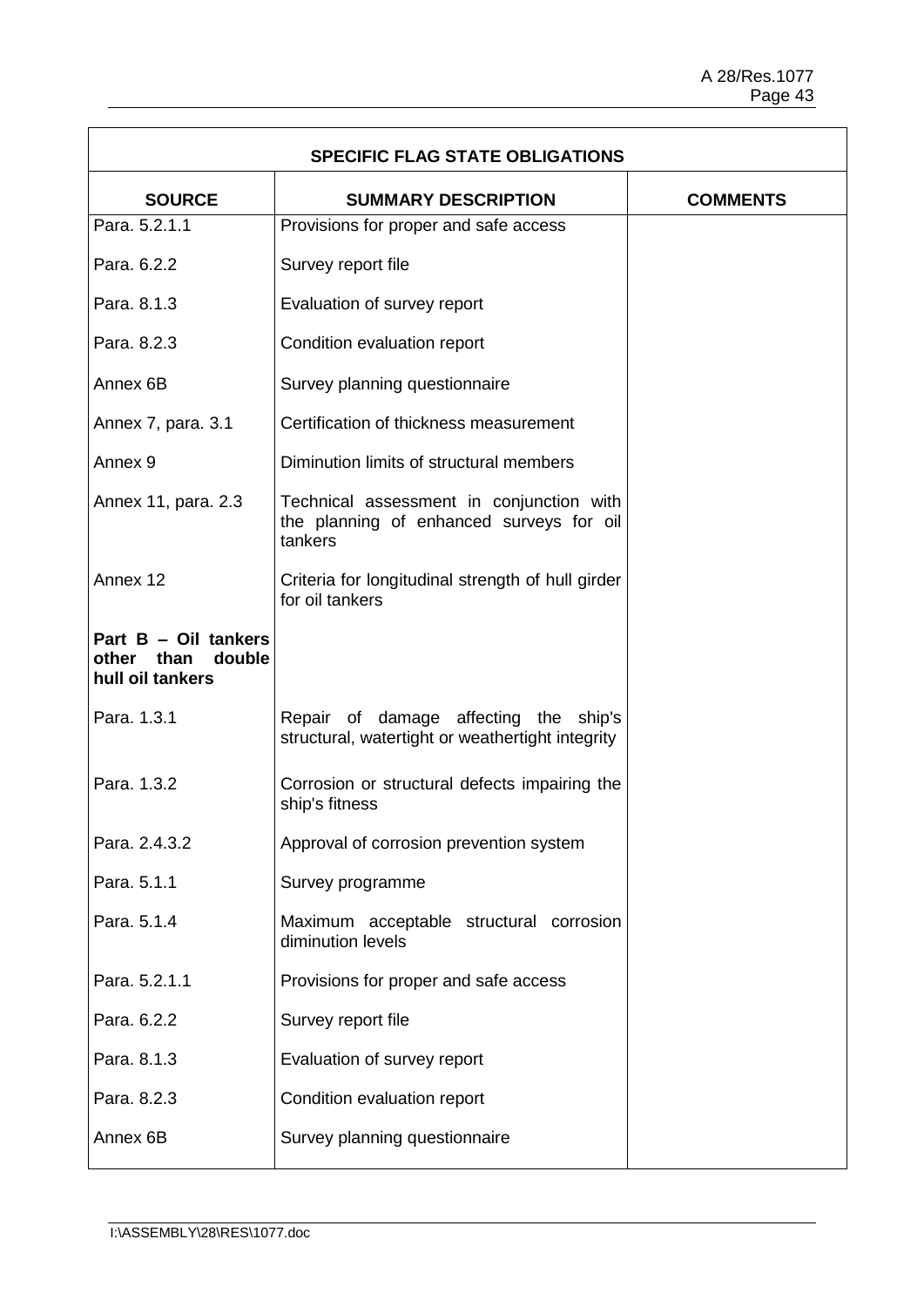| SPECIFIC FLAG STATE OBLIGATIONS | | |
|---|---|---|
| **SOURCE** | **SUMMARY DESCRIPTION** | **COMMENTS** |
| Para. 5.2.1.1 | Provisions for proper and safe access | |
| Para. 6.2.2 | Survey report file | |
| Para. 8.1.3 | Evaluation of survey report | |
| Para. 8.2.3 | Condition evaluation report | |
| Annex 6B | Survey planning questionnaire | |
| Annex 7, para. 3.1 | Certification of thickness measurement | |
| Annex 9 | Diminution limits of structural members | |
| Annex 11, para. 2.3 | Technical assessment in conjunction with the planning of enhanced surveys for oil tankers | |
| Annex 12 | Criteria for longitudinal strength of hull girder for oil tankers | |
| **Part B – Oil tankers other than double hull oil tankers** | | |
| Para. 1.3.1 | Repair of damage affecting the ship's structural, watertight or weathertight integrity | |
| Para. 1.3.2 | Corrosion or structural defects impairing the ship's fitness | |
| Para. 2.4.3.2 | Approval of corrosion prevention system | |
| Para. 5.1.1 | Survey programme | |
| Para. 5.1.4 | Maximum acceptable structural corrosion diminution levels | |
| Para. 5.2.1.1 | Provisions for proper and safe access | |
| Para. 6.2.2 | Survey report file | |
| Para. 8.1.3 | Evaluation of survey report | |
| Para. 8.2.3 | Condition evaluation report | |
| Annex 6B | Survey planning questionnaire | |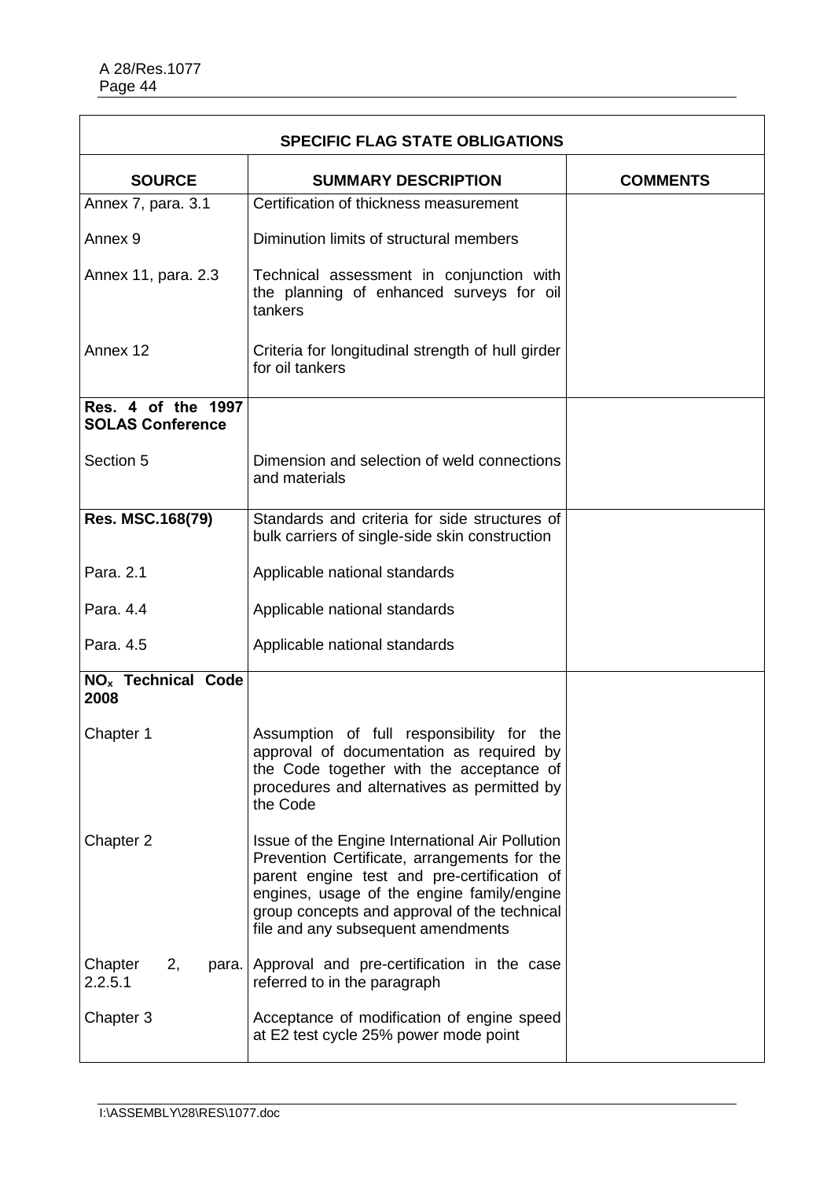| SPECIFIC FLAG STATE OBLIGATIONS | | |
|---|---|---|
| **SOURCE** | **SUMMARY DESCRIPTION** | **COMMENTS** |
| Annex 7, para. 3.1 | Certification of thickness measurement | |
| Annex 9 | Diminution limits of structural members | |
| Annex 11, para. 2.3 | Technical assessment in conjunction with the planning of enhanced surveys for oil tankers | |
| Annex 12 | Criteria for longitudinal strength of hull girder for oil tankers | |
| **Res. 4 of the 1997 SOLAS Conference** | | |
| Section 5 | Dimension and selection of weld connections and materials | |
| **Res. MSC.168(79)** | Standards and criteria for side structures of bulk carriers of single-side skin construction | |
| Para. 2.1 | Applicable national standards | |
| Para. 4.4 | Applicable national standards | |
| Para. 4.5 | Applicable national standards | |
| **$NO_x$ Technical Code 2008** | | |
| Chapter 1 | Assumption of full responsibility for the approval of documentation as required by the Code together with the acceptance of procedures and alternatives as permitted by the Code | |
| Chapter 2 | Issue of the Engine International Air Pollution Prevention Certificate, arrangements for the parent engine test and pre-certification of engines, usage of the engine family/engine group concepts and approval of the technical file and any subsequent amendments | |
| Chapter 2, para. 2.2.5.1 | Approval and pre-certification in the case referred to in the paragraph | |
| Chapter 3 | Acceptance of modification of engine speed at E2 test cycle 25% power mode point | |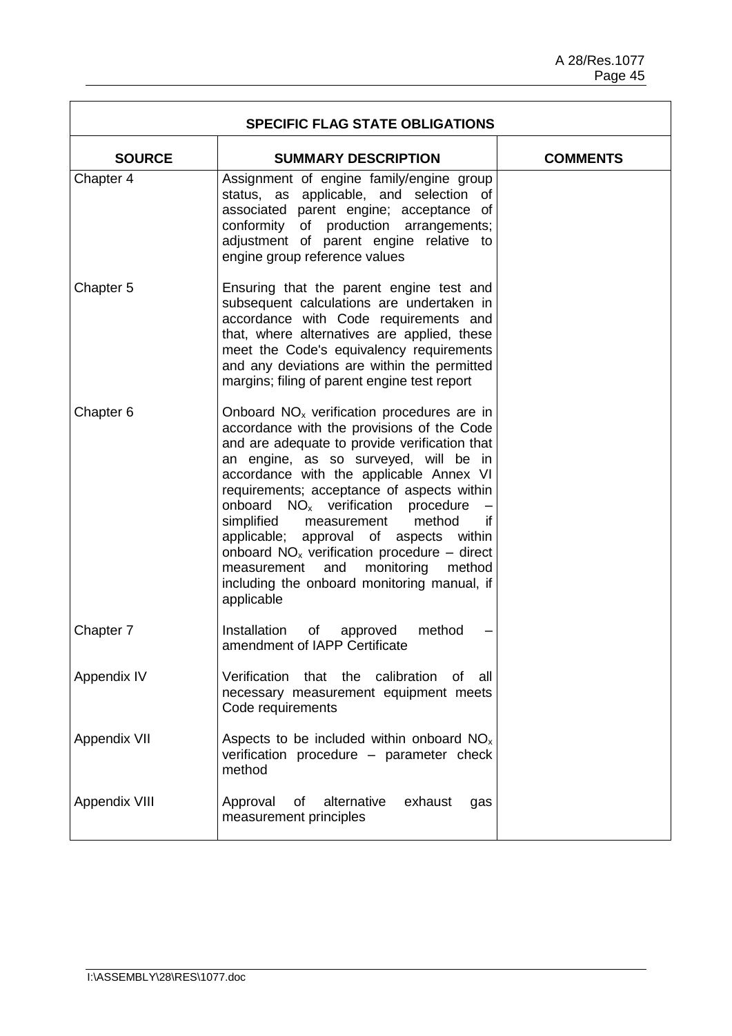| SPECIFIC FLAG STATE OBLIGATIONS | | |
|---|---|---|
| **SOURCE** | **SUMMARY DESCRIPTION** | **COMMENTS** |
| Chapter 4 | Assignment of engine family/engine group status, as applicable, and selection of associated parent engine; acceptance of conformity of production arrangements; adjustment of parent engine relative to engine group reference values | |
| Chapter 5 | Ensuring that the parent engine test and subsequent calculations are undertaken in accordance with Code requirements and that, where alternatives are applied, these meet the Code's equivalency requirements and any deviations are within the permitted margins; filing of parent engine test report | |
| Chapter 6 | Onboard $NO_x$ verification procedures are in accordance with the provisions of the Code and are adequate to provide verification that an engine, as so surveyed, will be in accordance with the applicable Annex VI requirements; acceptance of aspects within onboard $NO_x$ verification procedure – simplified measurement method if applicable; approval of aspects within onboard $NO_x$ verification procedure – direct measurement and monitoring method including the onboard monitoring manual, if applicable | |
| Chapter 7 | Installation of approved method – amendment of IAPP Certificate | |
| Appendix IV | Verification that the calibration of all necessary measurement equipment meets Code requirements | |
| Appendix VII | Aspects to be included within onboard $NO_x$ verification procedure – parameter check method | |
| Appendix VIII | Approval of alternative exhaust gas measurement principles | |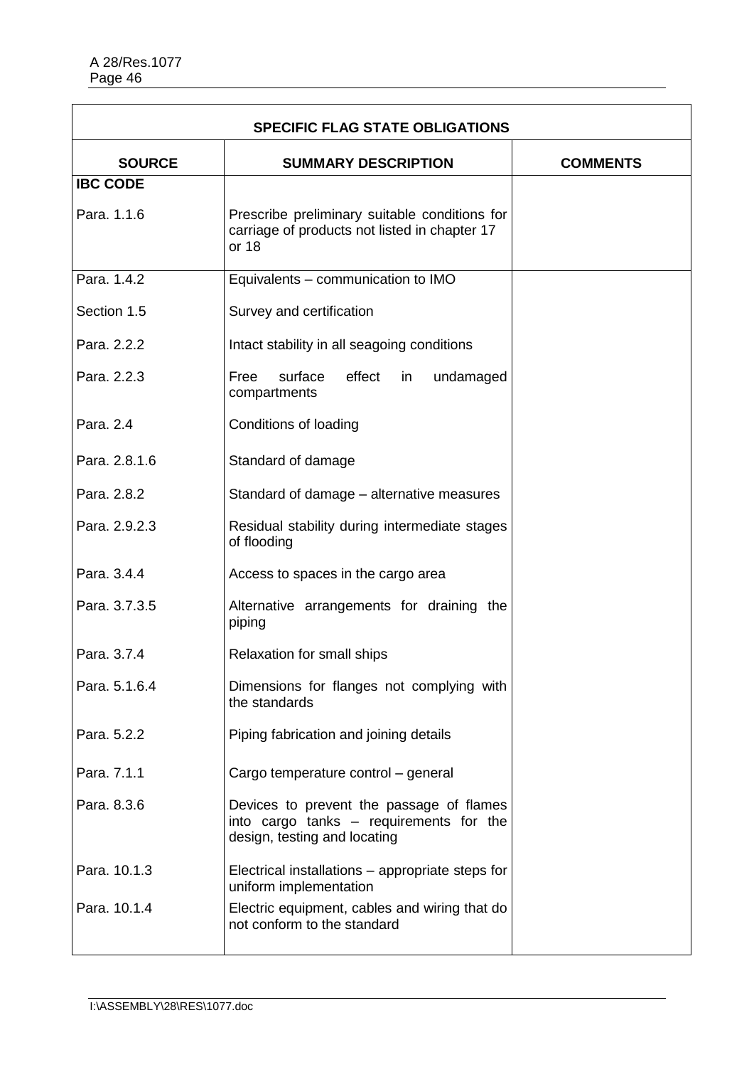| SPECIFIC FLAG STATE OBLIGATIONS | | |
|---|---|---|
| **SOURCE** | **SUMMARY DESCRIPTION** | **COMMENTS** |
| **IBC CODE** | | |
| Para. 1.1.6 | Prescribe preliminary suitable conditions for carriage of products not listed in chapter 17 or 18 | |
| Para. 1.4.2 | Equivalents – communication to IMO | |
| Section 1.5 | Survey and certification | |
| Para. 2.2.2 | Intact stability in all seagoing conditions | |
| Para. 2.2.3 | Free surface effect in undamaged compartments | |
| Para. 2.4 | Conditions of loading | |
| Para. 2.8.1.6 | Standard of damage | |
| Para. 2.8.2 | Standard of damage – alternative measures | |
| Para. 2.9.2.3 | Residual stability during intermediate stages of flooding | |
| Para. 3.4.4 | Access to spaces in the cargo area | |
| Para. 3.7.3.5 | Alternative arrangements for draining the piping | |
| Para. 3.7.4 | Relaxation for small ships | |
| Para. 5.1.6.4 | Dimensions for flanges not complying with the standards | |
| Para. 5.2.2 | Piping fabrication and joining details | |
| Para. 7.1.1 | Cargo temperature control – general | |
| Para. 8.3.6 | Devices to prevent the passage of flames into cargo tanks – requirements for the design, testing and locating | |
| Para. 10.1.3 | Electrical installations – appropriate steps for uniform implementation | |
| Para. 10.1.4 | Electric equipment, cables and wiring that do not conform to the standard | |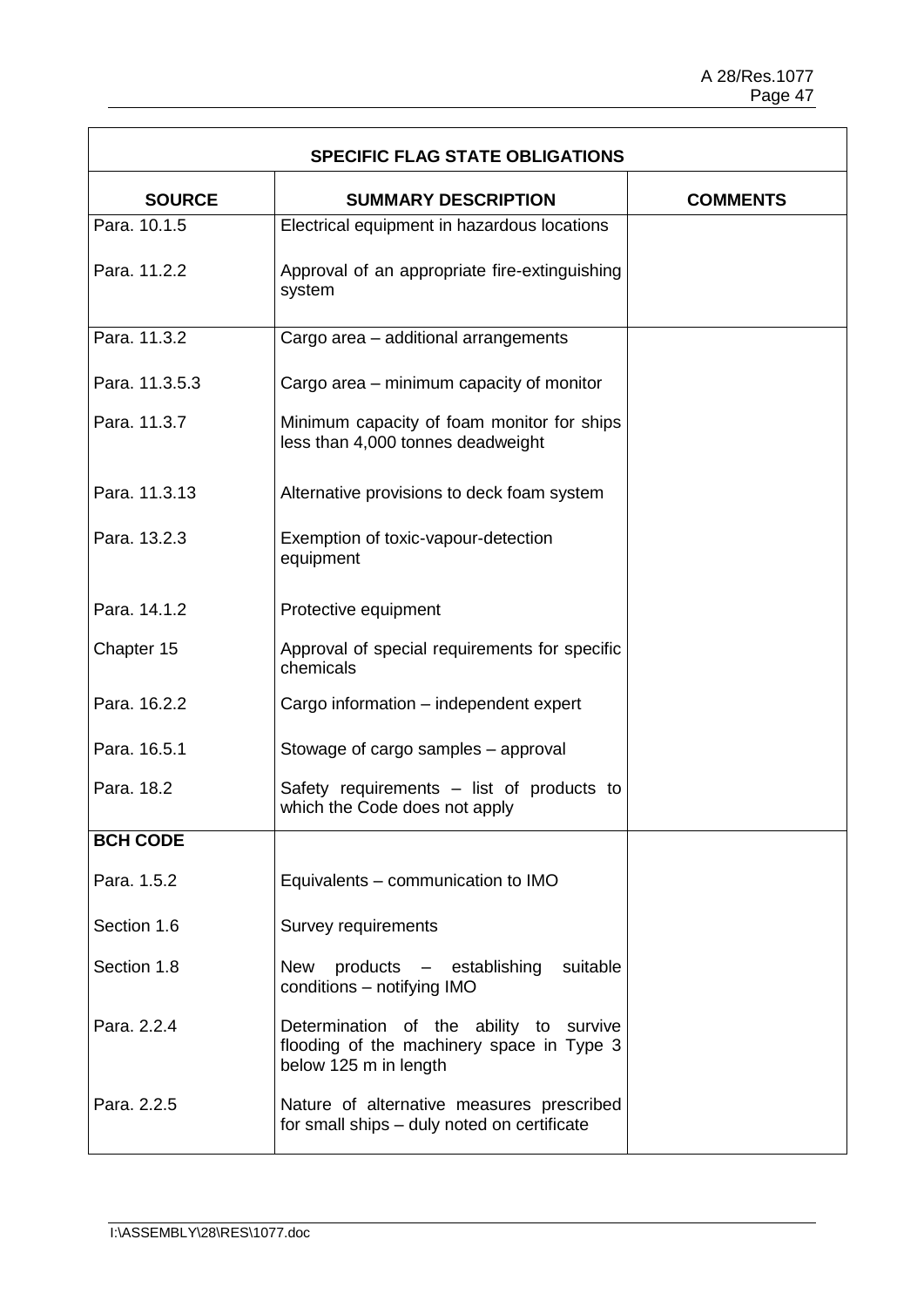| SPECIFIC FLAG STATE OBLIGATIONS | | |
|---|---|---|
| **SOURCE** | **SUMMARY DESCRIPTION** | **COMMENTS** |
| Para. 10.1.5 | Electrical equipment in hazardous locations | |
| Para. 11.2.2 | Approval of an appropriate fire-extinguishing system | |
| Para. 11.3.2 | Cargo area – additional arrangements | |
| Para. 11.3.5.3 | Cargo area – minimum capacity of monitor | |
| Para. 11.3.7 | Minimum capacity of foam monitor for ships less than 4,000 tonnes deadweight | |
| Para. 11.3.13 | Alternative provisions to deck foam system | |
| Para. 13.2.3 | Exemption of toxic-vapour-detection equipment | |
| Para. 14.1.2 | Protective equipment | |
| Chapter 15 | Approval of special requirements for specific chemicals | |
| Para. 16.2.2 | Cargo information – independent expert | |
| Para. 16.5.1 | Stowage of cargo samples – approval | |
| Para. 18.2 | Safety requirements – list of products to which the Code does not apply | |
| **BCH CODE** | | |
| Para. 1.5.2 | Equivalents – communication to IMO | |
| Section 1.6 | Survey requirements | |
| Section 1.8 | New products – establishing suitable conditions – notifying IMO | |
| Para. 2.2.4 | Determination of the ability to survive flooding of the machinery space in Type 3 below 125 m in length | |
| Para. 2.2.5 | Nature of alternative measures prescribed for small ships – duly noted on certificate | |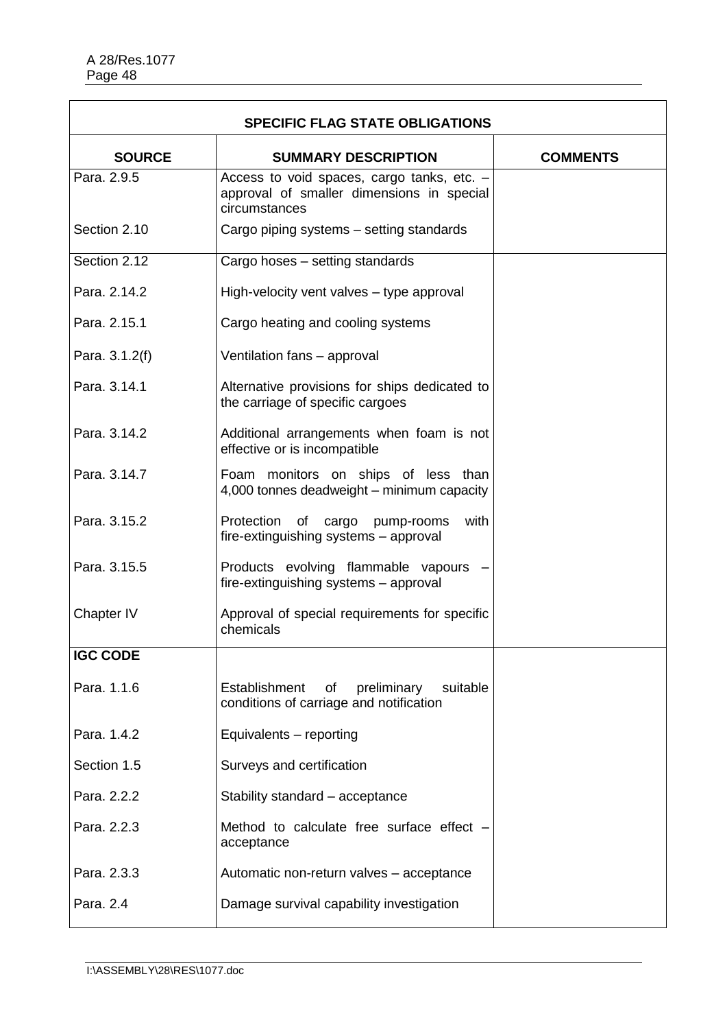| SPECIFIC FLAG STATE OBLIGATIONS | | |
|---|---|---|
| **SOURCE** | **SUMMARY DESCRIPTION** | **COMMENTS** |
| Para. 2.9.5 | Access to void spaces, cargo tanks, etc. – approval of smaller dimensions in special circumstances | |
| Section 2.10 | Cargo piping systems – setting standards | |
| Section 2.12 | Cargo hoses – setting standards | |
| Para. 2.14.2 | High-velocity vent valves – type approval | |
| Para. 2.15.1 | Cargo heating and cooling systems | |
| Para. 3.1.2(f) | Ventilation fans – approval | |
| Para. 3.14.1 | Alternative provisions for ships dedicated to the carriage of specific cargoes | |
| Para. 3.14.2 | Additional arrangements when foam is not effective or is incompatible | |
| Para. 3.14.7 | Foam monitors on ships of less than 4,000 tonnes deadweight – minimum capacity | |
| Para. 3.15.2 | Protection of cargo pump-rooms with fire-extinguishing systems – approval | |
| Para. 3.15.5 | Products evolving flammable vapours – fire-extinguishing systems – approval | |
| Chapter IV | Approval of special requirements for specific chemicals | |
| **IGC CODE** | | |
| Para. 1.1.6 | Establishment of preliminary suitable conditions of carriage and notification | |
| Para. 1.4.2 | Equivalents – reporting | |
| Section 1.5 | Surveys and certification | |
| Para. 2.2.2 | Stability standard – acceptance | |
| Para. 2.2.3 | Method to calculate free surface effect – acceptance | |
| Para. 2.3.3 | Automatic non-return valves – acceptance | |
| Para. 2.4 | Damage survival capability investigation | |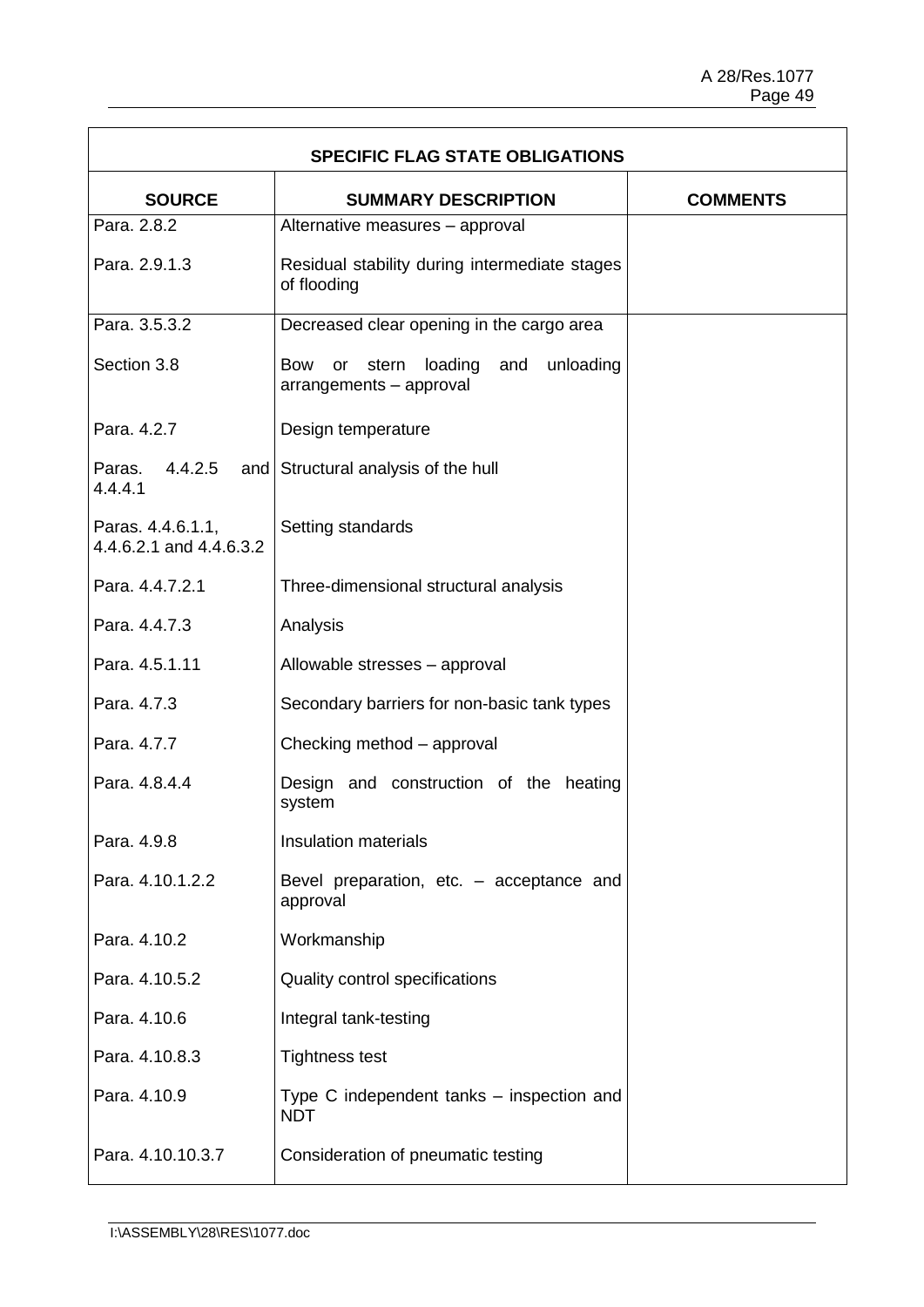| SPECIFIC FLAG STATE OBLIGATIONS | | |
|---|---|---|
| **SOURCE** | **SUMMARY DESCRIPTION** | **COMMENTS** |
| Para. 2.8.2 | Alternative measures – approval | |
| Para. 2.9.1.3 | Residual stability during intermediate stages of flooding | |
| Para. 3.5.3.2 | Decreased clear opening in the cargo area | |
| Section 3.8 | Bow or stern loading and unloading arrangements – approval | |
| Para. 4.2.7 | Design temperature | |
| Paras. 4.4.2.5 and 4.4.4.1 | Structural analysis of the hull | |
| Paras. 4.4.6.1.1, 4.4.6.2.1 and 4.4.6.3.2 | Setting standards | |
| Para. 4.4.7.2.1 | Three-dimensional structural analysis | |
| Para. 4.4.7.3 | Analysis | |
| Para. 4.5.1.11 | Allowable stresses – approval | |
| Para. 4.7.3 | Secondary barriers for non-basic tank types | |
| Para. 4.7.7 | Checking method – approval | |
| Para. 4.8.4.4 | Design and construction of the heating system | |
| Para. 4.9.8 | Insulation materials | |
| Para. 4.10.1.2.2 | Bevel preparation, etc. – acceptance and approval | |
| Para. 4.10.2 | Workmanship | |
| Para. 4.10.5.2 | Quality control specifications | |
| Para. 4.10.6 | Integral tank-testing | |
| Para. 4.10.8.3 | Tightness test | |
| Para. 4.10.9 | Type C independent tanks – inspection and NDT | |
| Para. 4.10.10.3.7 | Consideration of pneumatic testing | |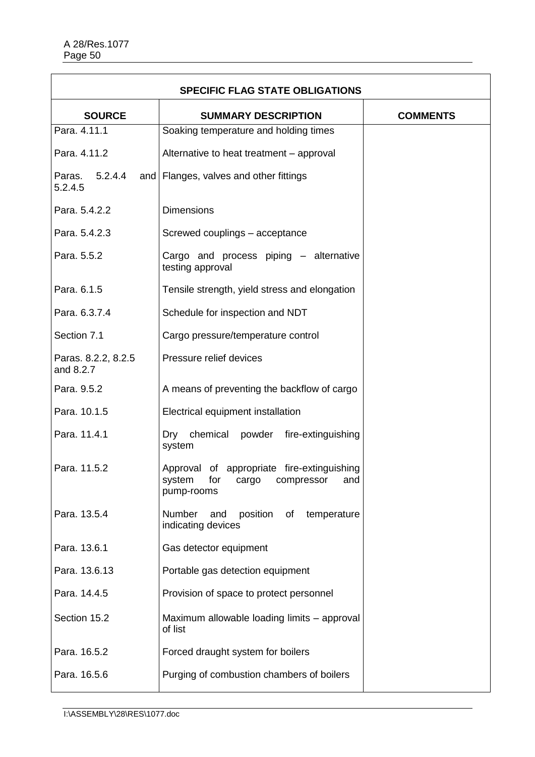| SPECIFIC FLAG STATE OBLIGATIONS | | |
|---|---|---|
| **SOURCE** | **SUMMARY DESCRIPTION** | **COMMENTS** |
| Para. 4.11.1 | Soaking temperature and holding times | |
| Para. 4.11.2 | Alternative to heat treatment – approval | |
| Paras. 5.2.4.4 and 5.2.4.5 | Flanges, valves and other fittings | |
| Para. 5.4.2.2 | Dimensions | |
| Para. 5.4.2.3 | Screwed couplings – acceptance | |
| Para. 5.5.2 | Cargo and process piping – alternative testing approval | |
| Para. 6.1.5 | Tensile strength, yield stress and elongation | |
| Para. 6.3.7.4 | Schedule for inspection and NDT | |
| Section 7.1 | Cargo pressure/temperature control | |
| Paras. 8.2.2, 8.2.5 and 8.2.7 | Pressure relief devices | |
| Para. 9.5.2 | A means of preventing the backflow of cargo | |
| Para. 10.1.5 | Electrical equipment installation | |
| Para. 11.4.1 | Dry chemical powder fire-extinguishing system | |
| Para. 11.5.2 | Approval of appropriate fire-extinguishing system for cargo compressor and pump-rooms | |
| Para. 13.5.4 | Number and position of temperature indicating devices | |
| Para. 13.6.1 | Gas detector equipment | |
| Para. 13.6.13 | Portable gas detection equipment | |
| Para. 14.4.5 | Provision of space to protect personnel | |
| Section 15.2 | Maximum allowable loading limits – approval of list | |
| Para. 16.5.2 | Forced draught system for boilers | |
| Para. 16.5.6 | Purging of combustion chambers of boilers | |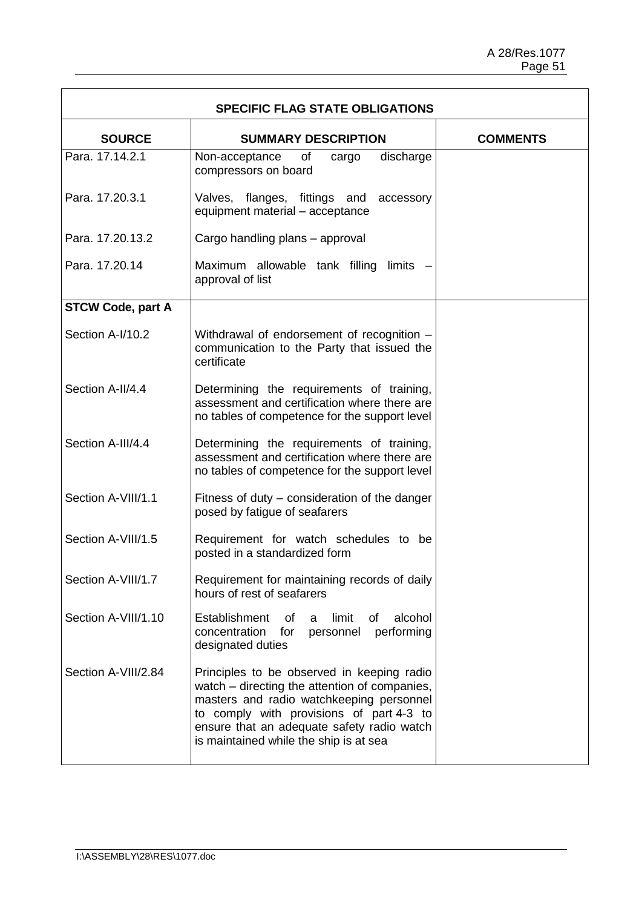| SPECIFIC FLAG STATE OBLIGATIONS | | |
|---|---|---|
| **SOURCE** | **SUMMARY DESCRIPTION** | **COMMENTS** |
| Para. 17.14.2.1 | Non-acceptance of cargo discharge compressors on board | |
| Para. 17.20.3.1 | Valves, flanges, fittings and accessory equipment material – acceptance | |
| Para. 17.20.13.2 | Cargo handling plans – approval | |
| Para. 17.20.14 | Maximum allowable tank filling limits – approval of list | |
| **STCW Code, part A** | | |
| Section A-I/10.2 | Withdrawal of endorsement of recognition – communication to the Party that issued the certificate | |
| Section A-II/4.4 | Determining the requirements of training, assessment and certification where there are no tables of competence for the support level | |
| Section A-III/4.4 | Determining the requirements of training, assessment and certification where there are no tables of competence for the support level | |
| Section A-VIII/1.1 | Fitness of duty – consideration of the danger posed by fatigue of seafarers | |
| Section A-VIII/1.5 | Requirement for watch schedules to be posted in a standardized form | |
| Section A-VIII/1.7 | Requirement for maintaining records of daily hours of rest of seafarers | |
| Section A-VIII/1.10 | Establishment of a limit of alcohol concentration for personnel performing designated duties | |
| Section A-VIII/2.84 | Principles to be observed in keeping radio watch – directing the attention of companies, masters and radio watchkeeping personnel to comply with provisions of part 4-3 to ensure that an adequate safety radio watch is maintained while the ship is at sea | |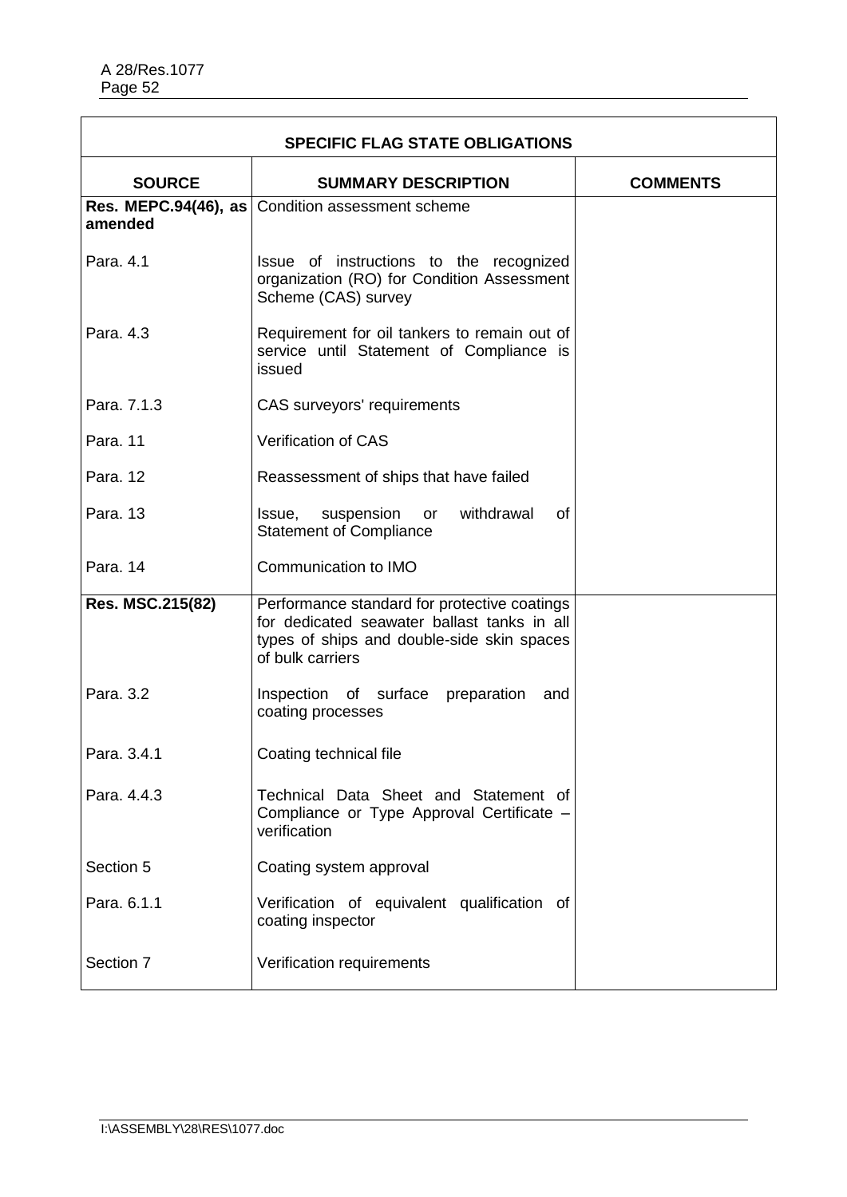| SPECIFIC FLAG STATE OBLIGATIONS | | |
|---|---|---|
| **SOURCE** | **SUMMARY DESCRIPTION** | **COMMENTS** |
| **Res. MEPC.94(46), as amended** | Condition assessment scheme | |
| Para. 4.1 | Issue of instructions to the recognized organization (RO) for Condition Assessment Scheme (CAS) survey | |
| Para. 4.3 | Requirement for oil tankers to remain out of service until Statement of Compliance is issued | |
| Para. 7.1.3 | CAS surveyors' requirements | |
| Para. 11 | Verification of CAS | |
| Para. 12 | Reassessment of ships that have failed | |
| Para. 13 | Issue, suspension or withdrawal of Statement of Compliance | |
| Para. 14 | Communication to IMO | |
| **Res. MSC.215(82)** | Performance standard for protective coatings for dedicated seawater ballast tanks in all types of ships and double-side skin spaces of bulk carriers | |
| Para. 3.2 | Inspection of surface preparation and coating processes | |
| Para. 3.4.1 | Coating technical file | |
| Para. 4.4.3 | Technical Data Sheet and Statement of Compliance or Type Approval Certificate – verification | |
| Section 5 | Coating system approval | |
| Para. 6.1.1 | Verification of equivalent qualification of coating inspector | |
| Section 7 | Verification requirements | |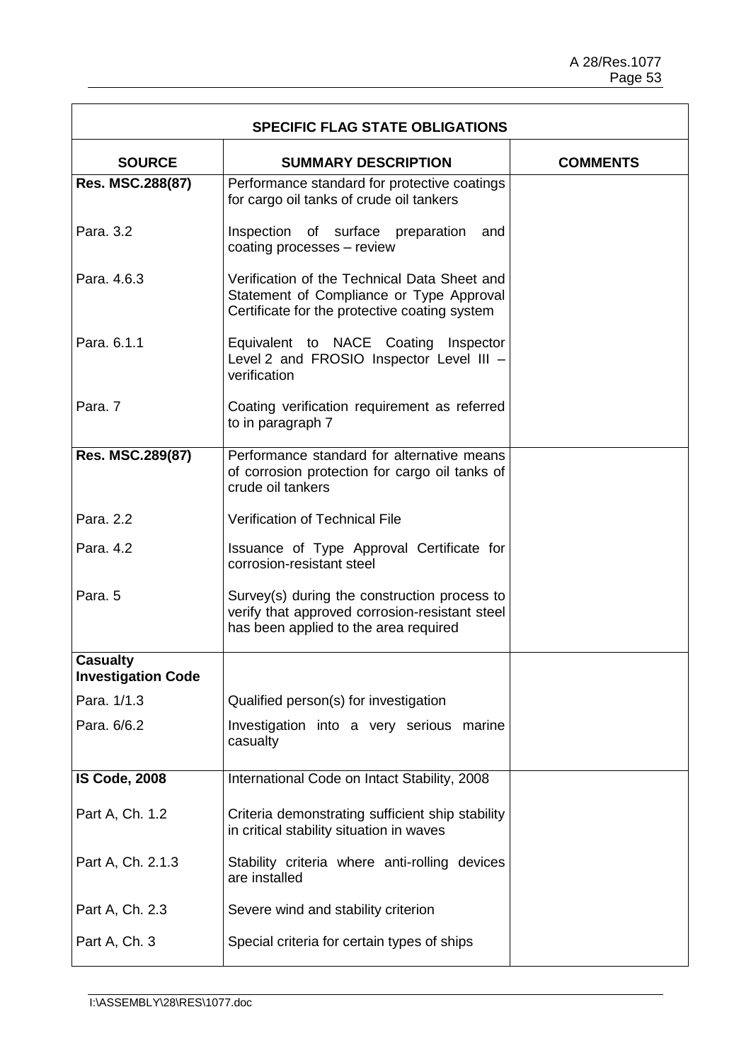| SPECIFIC FLAG STATE OBLIGATIONS | | |
|---|---|---|
| **SOURCE** | **SUMMARY DESCRIPTION** | **COMMENTS** |
| **Res. MSC.288(87)** | Performance standard for protective coatings for cargo oil tanks of crude oil tankers | |
| Para. 3.2 | Inspection of surface preparation and coating processes – review | |
| Para. 4.6.3 | Verification of the Technical Data Sheet and Statement of Compliance or Type Approval Certificate for the protective coating system | |
| Para. 6.1.1 | Equivalent to NACE Coating Inspector Level 2 and FROSIO Inspector Level III – verification | |
| Para. 7 | Coating verification requirement as referred to in paragraph 7 | |
| **Res. MSC.289(87)** | Performance standard for alternative means of corrosion protection for cargo oil tanks of crude oil tankers | |
| Para. 2.2 | Verification of Technical File | |
| Para. 4.2 | Issuance of Type Approval Certificate for corrosion-resistant steel | |
| Para. 5 | Survey(s) during the construction process to verify that approved corrosion-resistant steel has been applied to the area required | |
| **Casualty Investigation Code** | | |
| Para. 1/1.3 | Qualified person(s) for investigation | |
| Para. 6/6.2 | Investigation into a very serious marine casualty | |
| **IS Code, 2008** | International Code on Intact Stability, 2008 | |
| Part A, Ch. 1.2 | Criteria demonstrating sufficient ship stability in critical stability situation in waves | |
| Part A, Ch. 2.1.3 | Stability criteria where anti-rolling devices are installed | |
| Part A, Ch. 2.3 | Severe wind and stability criterion | |
| Part A, Ch. 3 | Special criteria for certain types of ships | |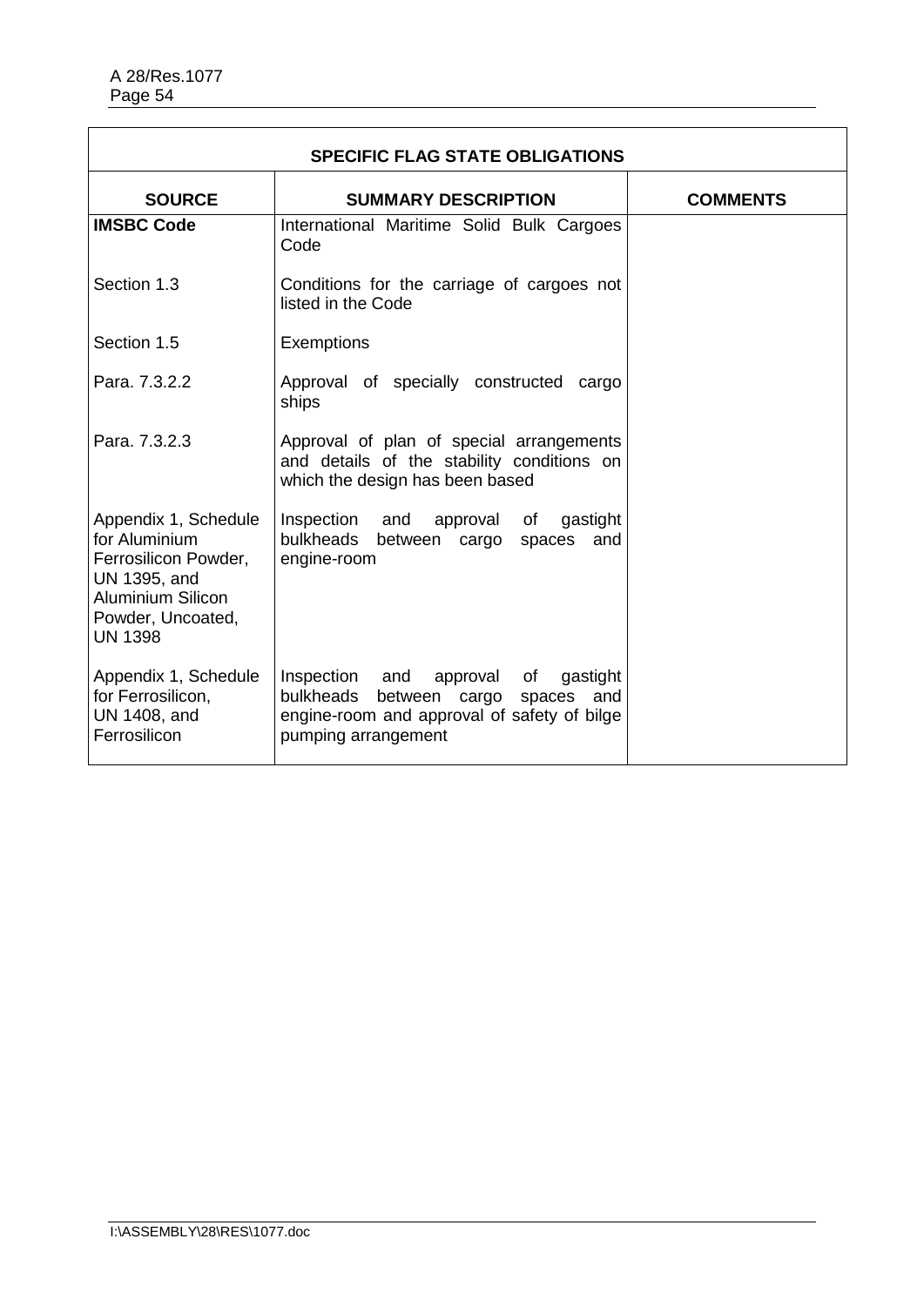| SPECIFIC FLAG STATE OBLIGATIONS | | |
|---|---|---|
| **SOURCE** | **SUMMARY DESCRIPTION** | **COMMENTS** |
| **IMSBC Code** | International Maritime Solid Bulk Cargoes Code | |
| Section 1.3 | Conditions for the carriage of cargoes not listed in the Code | |
| Section 1.5 | Exemptions | |
| Para. 7.3.2.2 | Approval of specially constructed cargo ships | |
| Para. 7.3.2.3 | Approval of plan of special arrangements and details of the stability conditions on which the design has been based | |
| Appendix 1, Schedule for Aluminium Ferrosilicon Powder, UN 1395, and Aluminium Silicon Powder, Uncoated, UN 1398 | Inspection and approval of gastight bulkheads between cargo spaces and engine-room | |
| Appendix 1, Schedule for Ferrosilicon, UN 1408, and Ferrosilicon | Inspection and approval of gastight bulkheads between cargo spaces and engine-room and approval of safety of bilge pumping arrangement | |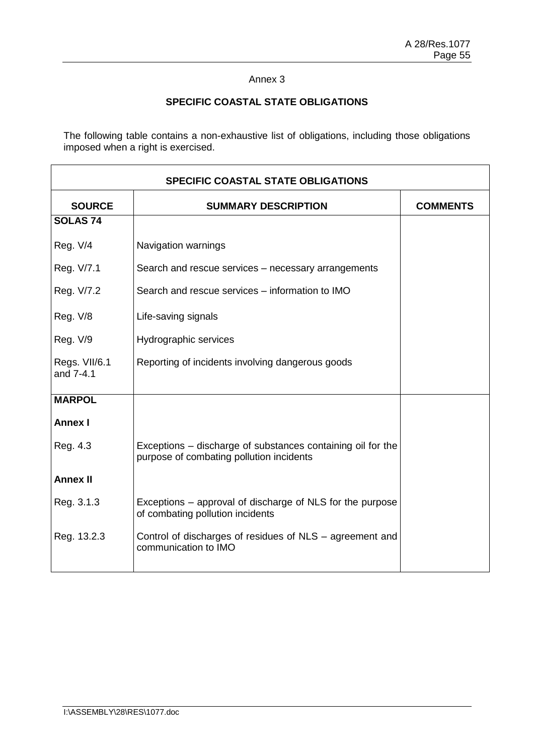Annex 3

## SPECIFIC COASTAL STATE OBLIGATIONS

The following table contains a non-exhaustive list of obligations, including those obligations imposed when a right is exercised.

| SPECIFIC COASTAL STATE OBLIGATIONS | | |
|---|---|---|
| **SOURCE** | **SUMMARY DESCRIPTION** | **COMMENTS** |
| **SOLAS 74** | | |
| Reg. V/4 | Navigation warnings | |
| Reg. V/7.1 | Search and rescue services – necessary arrangements | |
| Reg. V/7.2 | Search and rescue services – information to IMO | |
| Reg. V/8 | Life-saving signals | |
| Reg. V/9 | Hydrographic services | |
| Regs. VII/6.1 and 7-4.1 | Reporting of incidents involving dangerous goods | |
| **MARPOL** | | |
| **Annex I** | | |
| Reg. 4.3 | Exceptions – discharge of substances containing oil for the purpose of combating pollution incidents | |
| **Annex II** | | |
| Reg. 3.1.3 | Exceptions – approval of discharge of NLS for the purpose of combating pollution incidents | |
| Reg. 13.2.3 | Control of discharges of residues of NLS – agreement and communication to IMO | |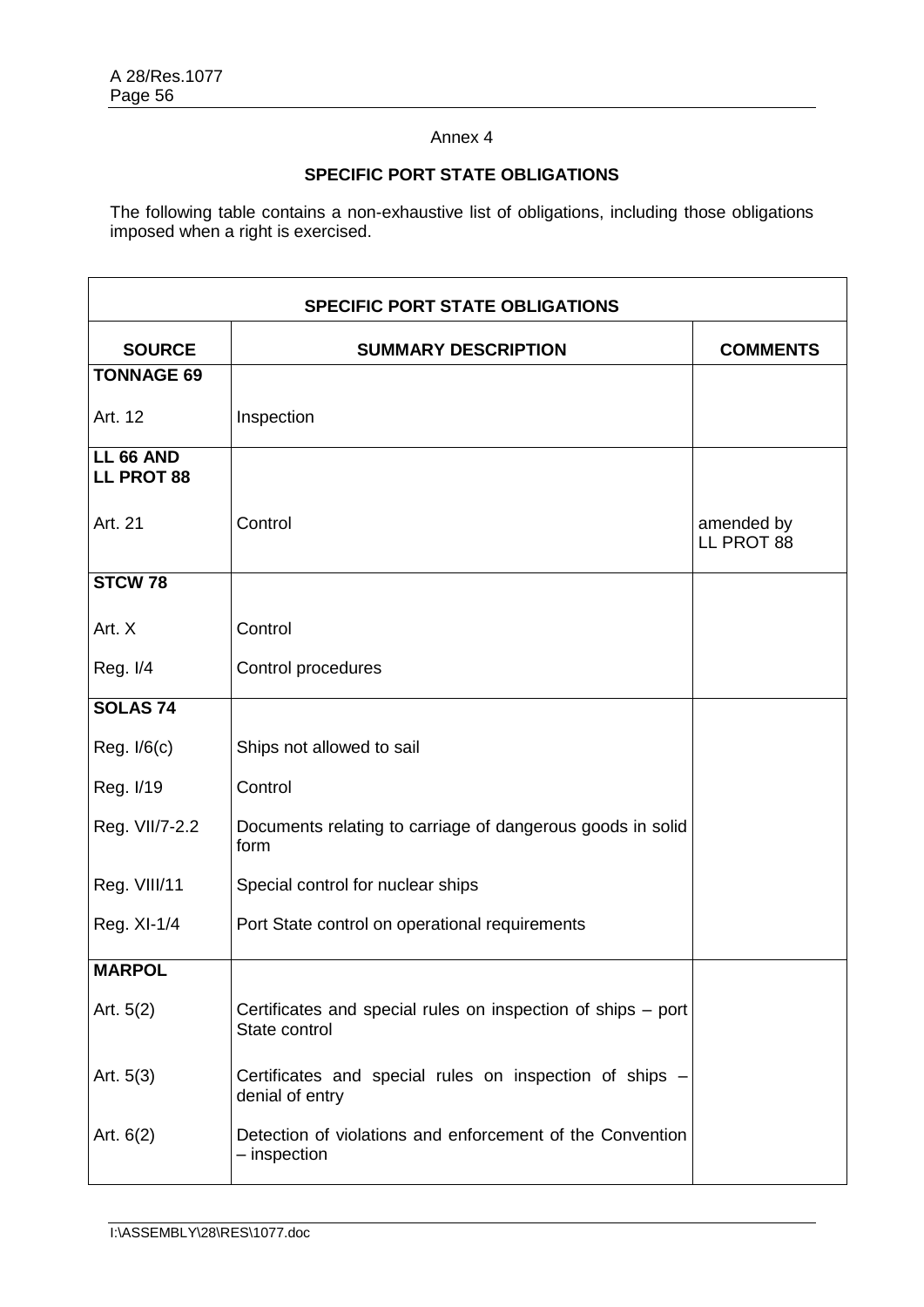Annex 4

**SPECIFIC PORT STATE OBLIGATIONS**

The following table contains a non-exhaustive list of obligations, including those obligations imposed when a right is exercised.

| **SPECIFIC PORT STATE OBLIGATIONS** | | |
|---|---|---|
| **SOURCE** | **SUMMARY DESCRIPTION** | **COMMENTS** |
| **TONNAGE 69** | | |
| Art. 12 | Inspection | |
| **LL 66 AND LL PROT 88** | | |
| Art. 21 | Control | amended by LL PROT 88 |
| **STCW 78** | | |
| Art. X | Control | |
| Reg. I/4 | Control procedures | |
| **SOLAS 74** | | |
| Reg. I/6(c) | Ships not allowed to sail | |
| Reg. I/19 | Control | |
| Reg. VII/7-2.2 | Documents relating to carriage of dangerous goods in solid form | |
| Reg. VIII/11 | Special control for nuclear ships | |
| Reg. XI-1/4 | Port State control on operational requirements | |
| **MARPOL** | | |
| Art. 5(2) | Certificates and special rules on inspection of ships – port State control | |
| Art. 5(3) | Certificates and special rules on inspection of ships – denial of entry | |
| Art. 6(2) | Detection of violations and enforcement of the Convention – inspection | |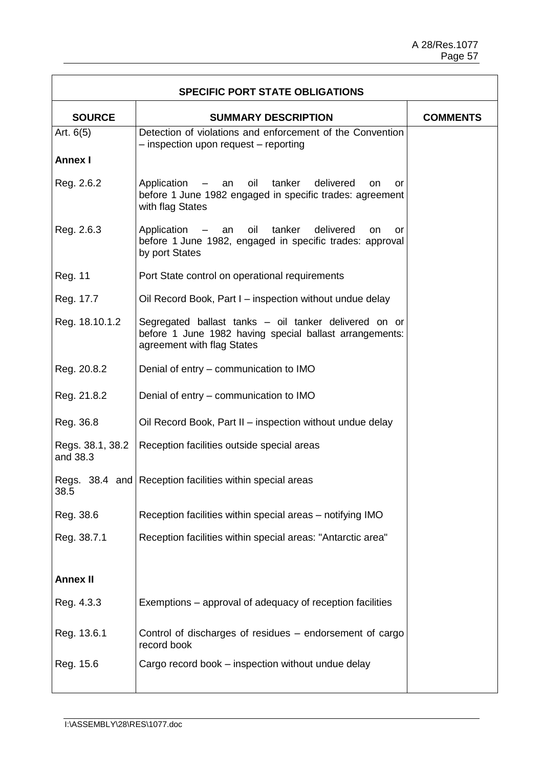| SPECIFIC PORT STATE OBLIGATIONS | | |
|---|---|---|
| **SOURCE** | **SUMMARY DESCRIPTION** | **COMMENTS** |
| Art. 6(5) | Detection of violations and enforcement of the Convention – inspection upon request – reporting | |
| **Annex I** | | |
| Reg. 2.6.2 | Application – an oil tanker delivered on or before 1 June 1982 engaged in specific trades: agreement with flag States | |
| Reg. 2.6.3 | Application – an oil tanker delivered on or before 1 June 1982, engaged in specific trades: approval by port States | |
| Reg. 11 | Port State control on operational requirements | |
| Reg. 17.7 | Oil Record Book, Part I – inspection without undue delay | |
| Reg. 18.10.1.2 | Segregated ballast tanks – oil tanker delivered on or before 1 June 1982 having special ballast arrangements: agreement with flag States | |
| Reg. 20.8.2 | Denial of entry – communication to IMO | |
| Reg. 21.8.2 | Denial of entry – communication to IMO | |
| Reg. 36.8 | Oil Record Book, Part II – inspection without undue delay | |
| Regs. 38.1, 38.2 and 38.3 | Reception facilities outside special areas | |
| Regs. 38.4 and 38.5 | Reception facilities within special areas | |
| Reg. 38.6 | Reception facilities within special areas – notifying IMO | |
| Reg. 38.7.1 | Reception facilities within special areas: "Antarctic area" | |
| **Annex II** | | |
| Reg. 4.3.3 | Exemptions – approval of adequacy of reception facilities | |
| Reg. 13.6.1 | Control of discharges of residues – endorsement of cargo record book | |
| Reg. 15.6 | Cargo record book – inspection without undue delay | |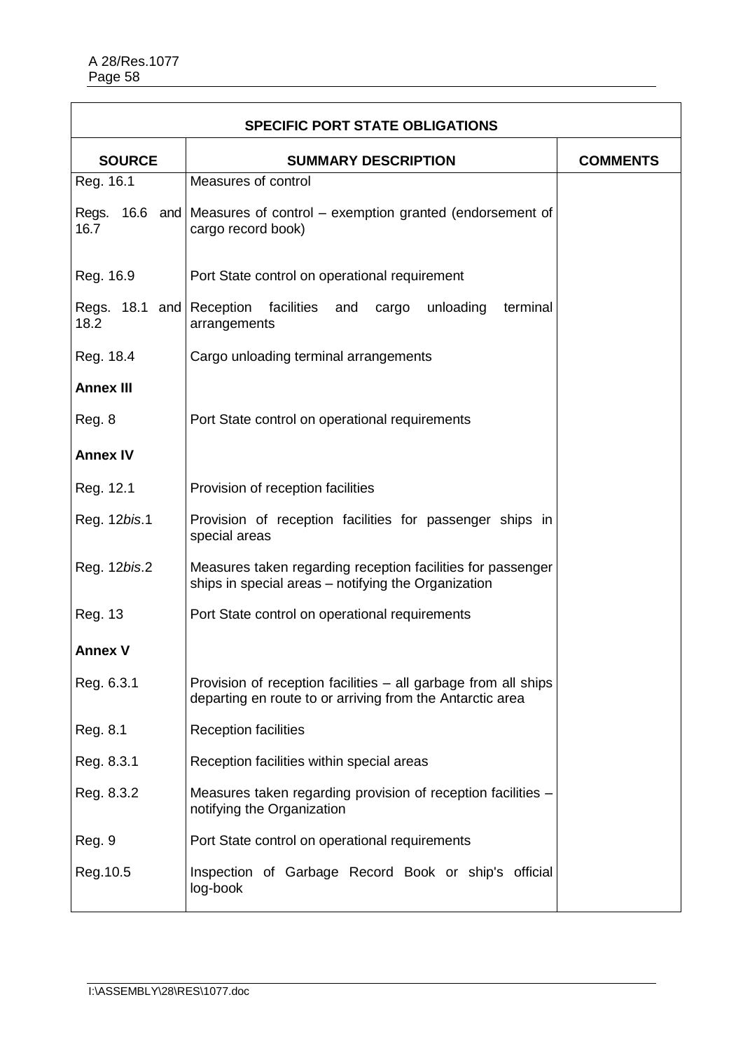| SPECIFIC PORT STATE OBLIGATIONS | | |
|---|---|---|
| **SOURCE** | **SUMMARY DESCRIPTION** | **COMMENTS** |
| Reg. 16.1 | Measures of control | |
| Regs. 16.6 and 16.7 | Measures of control – exemption granted (endorsement of cargo record book) | |
| Reg. 16.9 | Port State control on operational requirement | |
| Regs. 18.1 and 18.2 | Reception facilities and cargo unloading terminal arrangements | |
| Reg. 18.4 | Cargo unloading terminal arrangements | |
| **Annex III** | | |
| Reg. 8 | Port State control on operational requirements | |
| **Annex IV** | | |
| Reg. 12.1 | Provision of reception facilities | |
| Reg. 12*bis*.1 | Provision of reception facilities for passenger ships in special areas | |
| Reg. 12*bis*.2 | Measures taken regarding reception facilities for passenger ships in special areas – notifying the Organization | |
| Reg. 13 | Port State control on operational requirements | |
| **Annex V** | | |
| Reg. 6.3.1 | Provision of reception facilities – all garbage from all ships departing en route to or arriving from the Antarctic area | |
| Reg. 8.1 | Reception facilities | |
| Reg. 8.3.1 | Reception facilities within special areas | |
| Reg. 8.3.2 | Measures taken regarding provision of reception facilities – notifying the Organization | |
| Reg. 9 | Port State control on operational requirements | |
| Reg.10.5 | Inspection of Garbage Record Book or ship's official log-book | |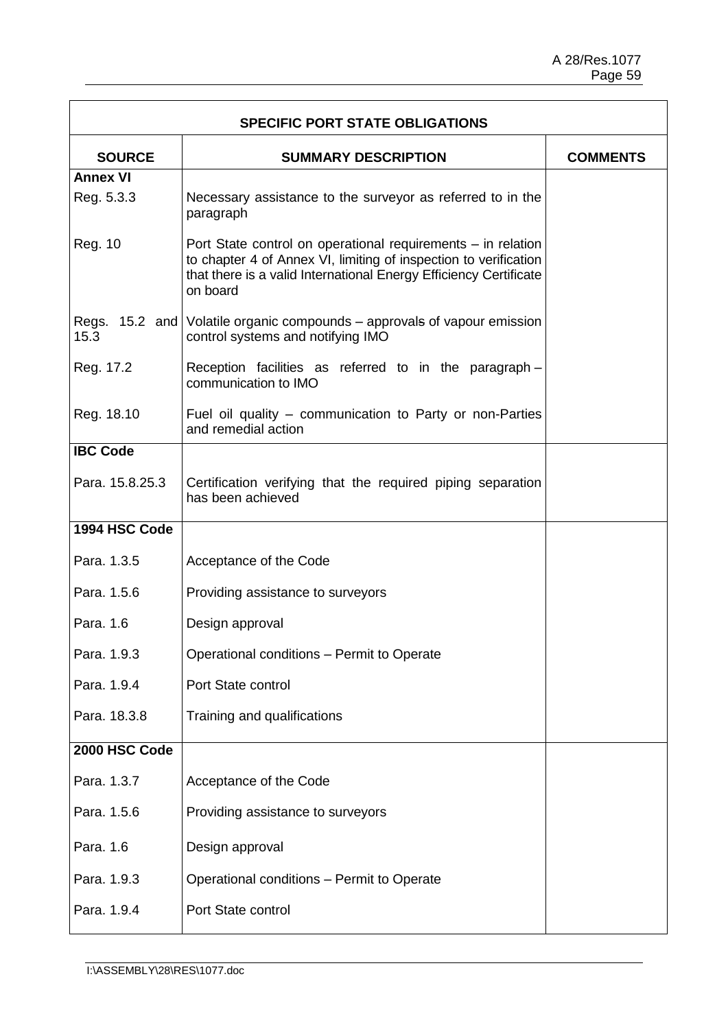| SPECIFIC PORT STATE OBLIGATIONS | | |
|---|---|---|
| **SOURCE** | **SUMMARY DESCRIPTION** | **COMMENTS** |
| **Annex VI** | | |
| Reg. 5.3.3 | Necessary assistance to the surveyor as referred to in the paragraph | |
| Reg. 10 | Port State control on operational requirements – in relation to chapter 4 of Annex VI, limiting of inspection to verification that there is a valid International Energy Efficiency Certificate on board | |
| Regs. 15.2 and 15.3 | Volatile organic compounds – approvals of vapour emission control systems and notifying IMO | |
| Reg. 17.2 | Reception facilities as referred to in the paragraph – communication to IMO | |
| Reg. 18.10 | Fuel oil quality – communication to Party or non-Parties and remedial action | |
| **IBC Code** | | |
| Para. 15.8.25.3 | Certification verifying that the required piping separation has been achieved | |
| **1994 HSC Code** | | |
| Para. 1.3.5 | Acceptance of the Code | |
| Para. 1.5.6 | Providing assistance to surveyors | |
| Para. 1.6 | Design approval | |
| Para. 1.9.3 | Operational conditions – Permit to Operate | |
| Para. 1.9.4 | Port State control | |
| Para. 18.3.8 | Training and qualifications | |
| **2000 HSC Code** | | |
| Para. 1.3.7 | Acceptance of the Code | |
| Para. 1.5.6 | Providing assistance to surveyors | |
| Para. 1.6 | Design approval | |
| Para. 1.9.3 | Operational conditions – Permit to Operate | |
| Para. 1.9.4 | Port State control | |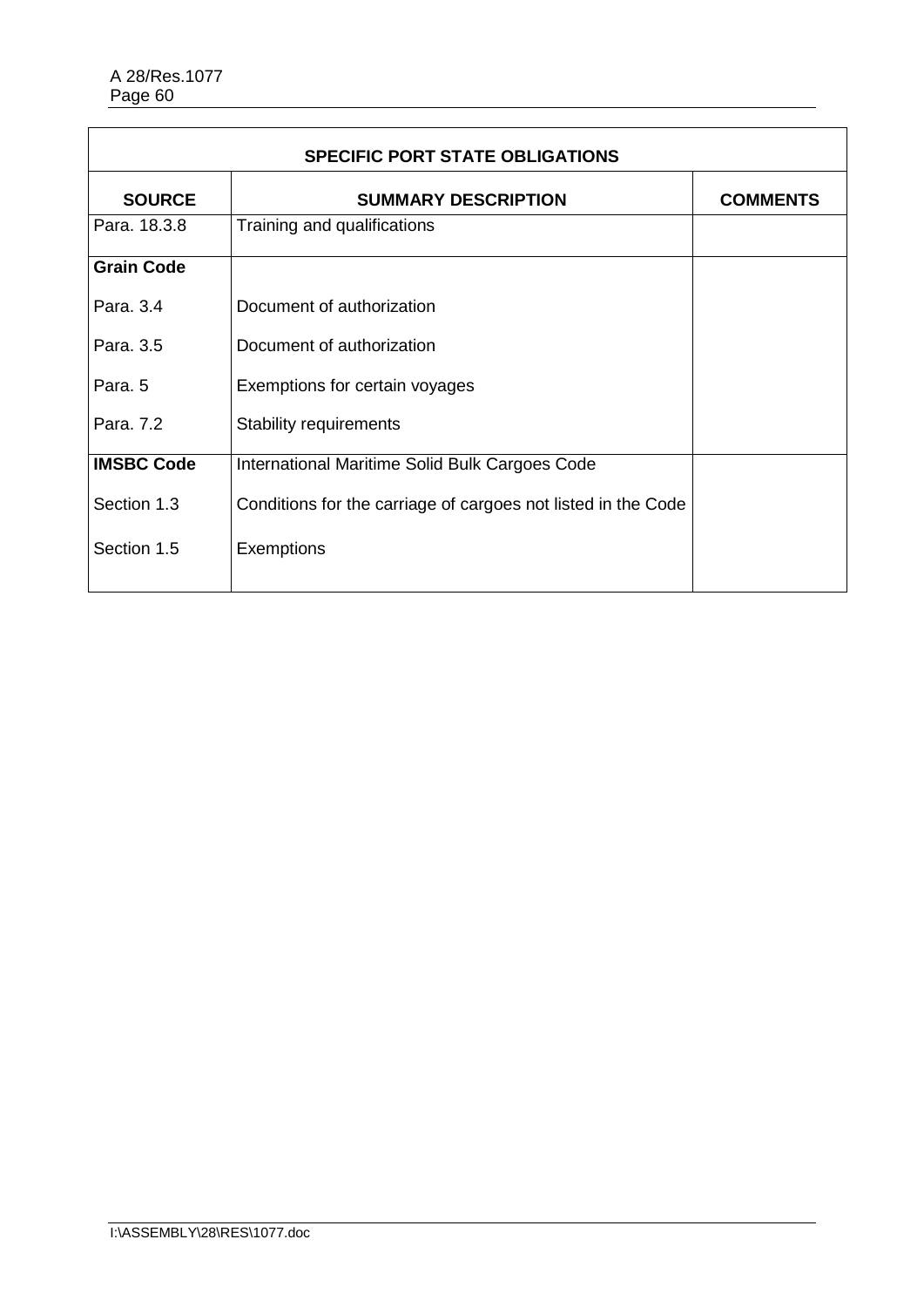| SPECIFIC PORT STATE OBLIGATIONS | | |
|---|---|---|
| **SOURCE** | **SUMMARY DESCRIPTION** | **COMMENTS** |
| Para. 18.3.8 | Training and qualifications | |
| **Grain Code** | | |
| Para. 3.4 | Document of authorization | |
| Para. 3.5 | Document of authorization | |
| Para. 5 | Exemptions for certain voyages | |
| Para. 7.2 | Stability requirements | |
| **IMSBC Code** | International Maritime Solid Bulk Cargoes Code | |
| Section 1.3 | Conditions for the carriage of cargoes not listed in the Code | |
| Section 1.5 | Exemptions | |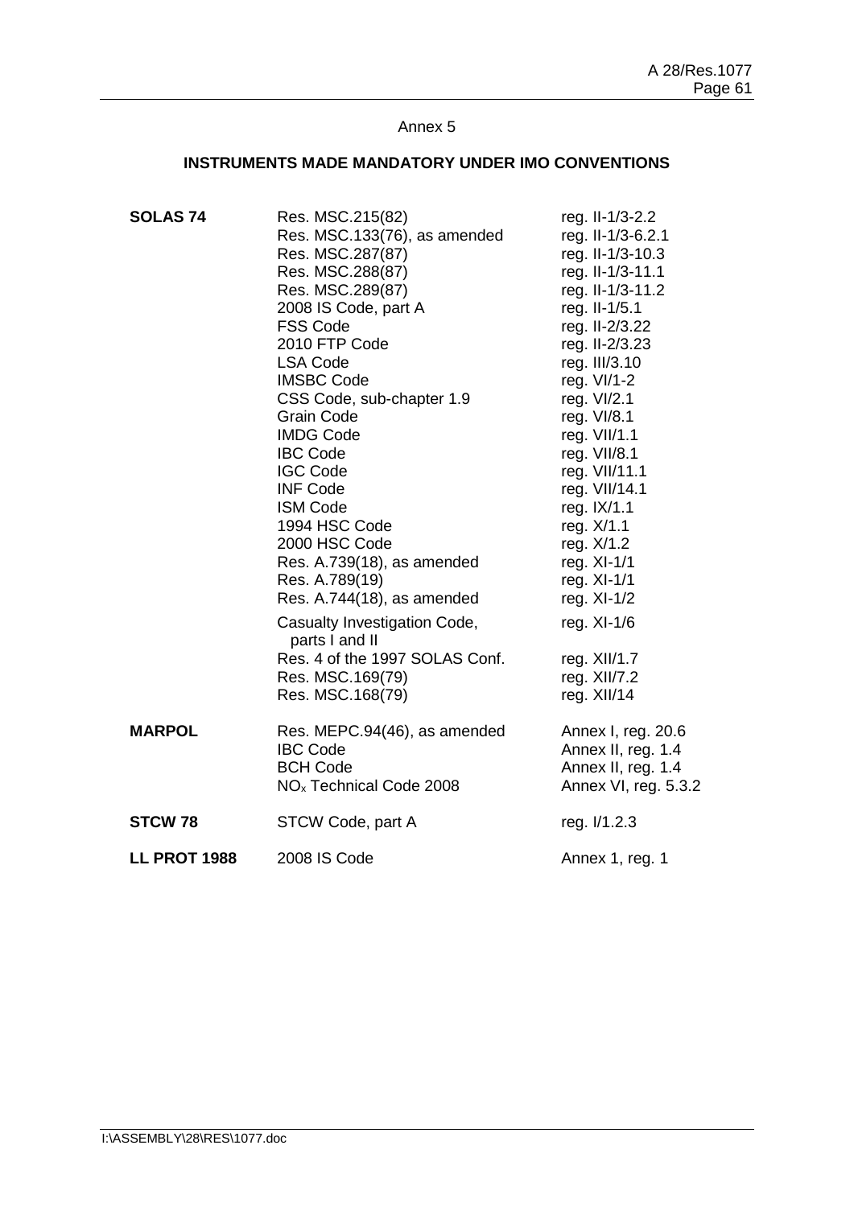Annex 5

## INSTRUMENTS MADE MANDATORY UNDER IMO CONVENTIONS

| | | |
|---|---|---|
| **SOLAS 74** | Res. MSC.215(82) | reg. II-1/3-2.2 |
| | Res. MSC.133(76), as amended | reg. II-1/3-6.2.1 |
| | Res. MSC.287(87) | reg. II-1/3-10.3 |
| | Res. MSC.288(87) | reg. II-1/3-11.1 |
| | Res. MSC.289(87) | reg. II-1/3-11.2 |
| | 2008 IS Code, part A | reg. II-1/5.1 |
| | FSS Code | reg. II-2/3.22 |
| | 2010 FTP Code | reg. II-2/3.23 |
| | LSA Code | reg. III/3.10 |
| | IMSBC Code | reg. VI/1-2 |
| | CSS Code, sub-chapter 1.9 | reg. VI/2.1 |
| | Grain Code | reg. VI/8.1 |
| | IMDG Code | reg. VII/1.1 |
| | IBC Code | reg. VII/8.1 |
| | IGC Code | reg. VII/11.1 |
| | INF Code | reg. VII/14.1 |
| | ISM Code | reg. IX/1.1 |
| | 1994 HSC Code | reg. X/1.1 |
| | 2000 HSC Code | reg. X/1.2 |
| | Res. A.739(18), as amended | reg. XI-1/1 |
| | Res. A.789(19) | reg. XI-1/1 |
| | Res. A.744(18), as amended | reg. XI-1/2 |
| | Casualty Investigation Code, parts I and II | reg. XI-1/6 |
| | Res. 4 of the 1997 SOLAS Conf. | reg. XII/1.7 |
| | Res. MSC.169(79) | reg. XII/7.2 |
| | Res. MSC.168(79) | reg. XII/14 |
| **MARPOL** | Res. MEPC.94(46), as amended | Annex I, reg. 20.6 |
| | IBC Code | Annex II, reg. 1.4 |
| | BCH Code | Annex II, reg. 1.4 |
| | $NO_x$ Technical Code 2008 | Annex VI, reg. 5.3.2 |
| **STCW 78** | STCW Code, part A | reg. I/1.2.3 |
| **LL PROT 1988** | 2008 IS Code | Annex 1, reg. 1 |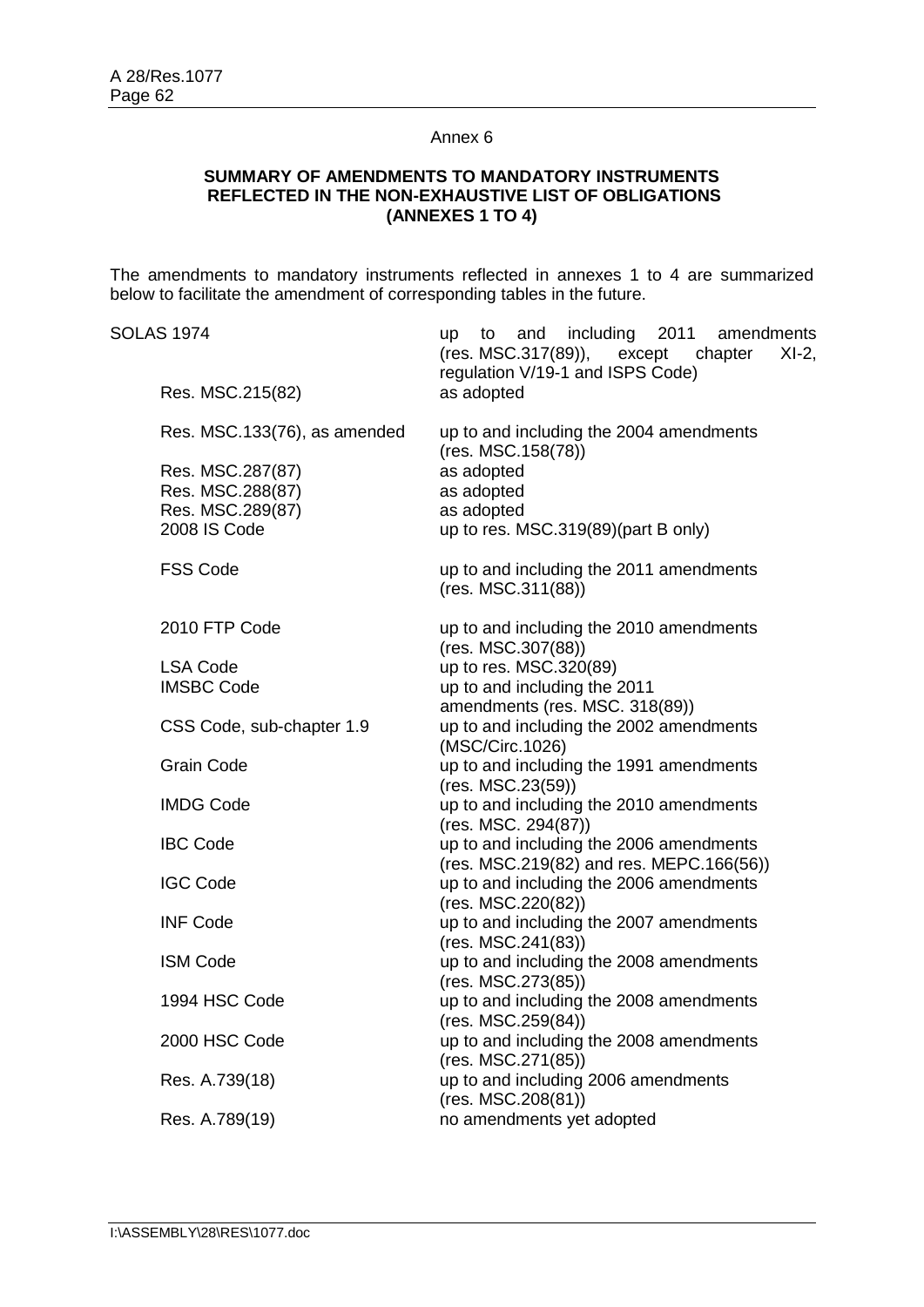Annex 6

**SUMMARY OF AMENDMENTS TO MANDATORY INSTRUMENTS REFLECTED IN THE NON-EXHAUSTIVE LIST OF OBLIGATIONS (ANNEXES 1 TO 4)**

The amendments to mandatory instruments reflected in annexes 1 to 4 are summarized below to facilitate the amendment of corresponding tables in the future.

| Instrument | Amendments |
|---|---|
| SOLAS 1974 | up to and including 2011 amendments (res. MSC.317(89)), except chapter XI-2, regulation V/19-1 and ISPS Code) |
| Res. MSC.215(82) | as adopted |
| Res. MSC.133(76), as amended | up to and including the 2004 amendments (res. MSC.158(78)) |
| Res. MSC.287(87) | as adopted |
| Res. MSC.288(87) | as adopted |
| Res. MSC.289(87) | as adopted |
| 2008 IS Code | up to res. MSC.319(89)(part B only) |
| FSS Code | up to and including the 2011 amendments (res. MSC.311(88)) |
| 2010 FTP Code | up to and including the 2010 amendments (res. MSC.307(88)) |
| LSA Code | up to res. MSC.320(89) |
| IMSBC Code | up to and including the 2011 amendments (res. MSC. 318(89)) |
| CSS Code, sub-chapter 1.9 | up to and including the 2002 amendments (MSC/Circ.1026) |
| Grain Code | up to and including the 1991 amendments (res. MSC.23(59)) |
| IMDG Code | up to and including the 2010 amendments (res. MSC. 294(87)) |
| IBC Code | up to and including the 2006 amendments (res. MSC.219(82) and res. MEPC.166(56)) |
| IGC Code | up to and including the 2006 amendments (res. MSC.220(82)) |
| INF Code | up to and including the 2007 amendments (res. MSC.241(83)) |
| ISM Code | up to and including the 2008 amendments (res. MSC.273(85)) |
| 1994 HSC Code | up to and including the 2008 amendments (res. MSC.259(84)) |
| 2000 HSC Code | up to and including the 2008 amendments (res. MSC.271(85)) |
| Res. A.739(18) | up to and including 2006 amendments (res. MSC.208(81)) |
| Res. A.789(19) | no amendments yet adopted |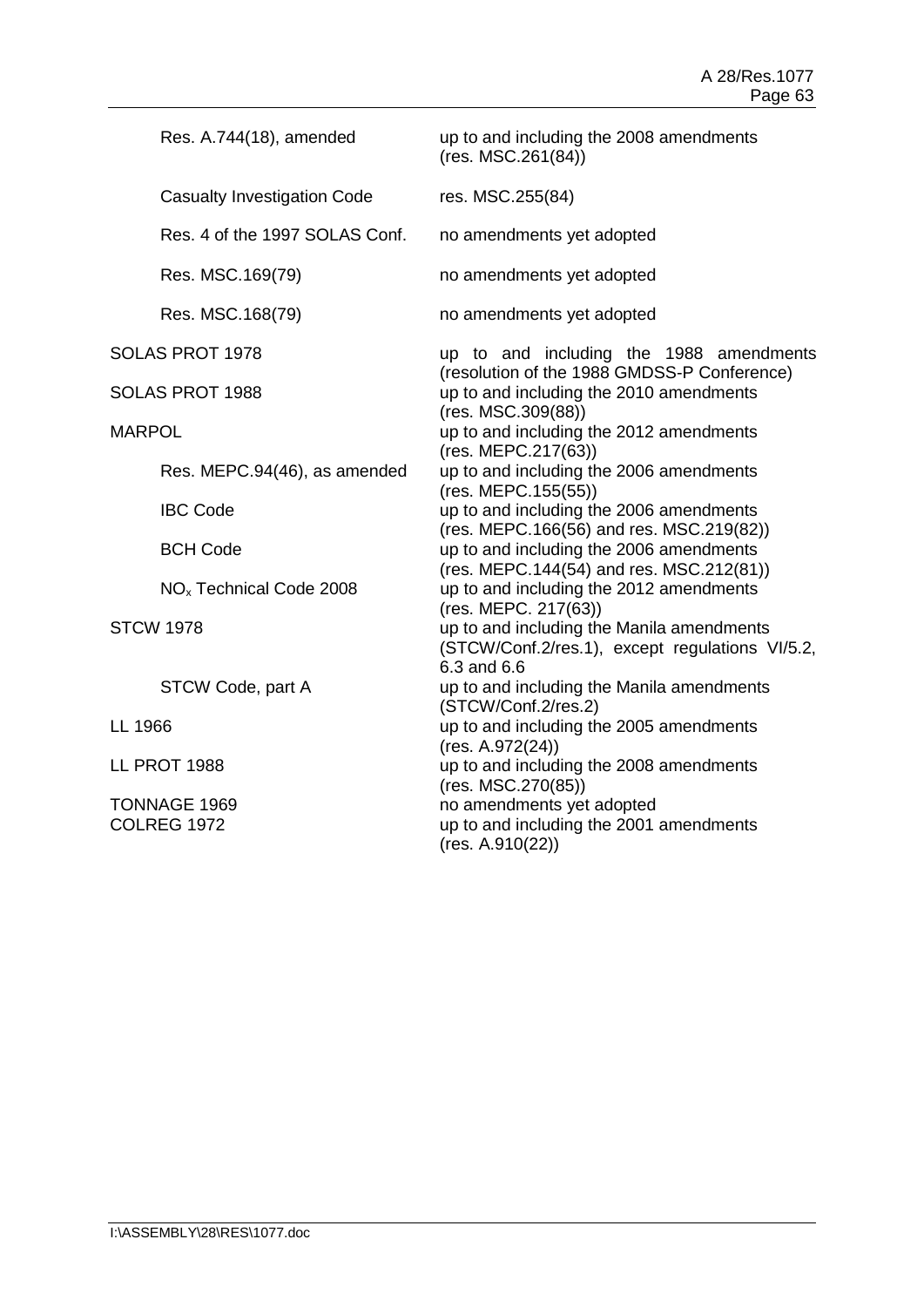| | |
|---|---|
| Res. A.744(18), amended | up to and including the 2008 amendments (res. MSC.261(84)) |
| Casualty Investigation Code | res. MSC.255(84) |
| Res. 4 of the 1997 SOLAS Conf. | no amendments yet adopted |
| Res. MSC.169(79) | no amendments yet adopted |
| Res. MSC.168(79) | no amendments yet adopted |
| SOLAS PROT 1978 | up to and including the 1988 amendments (resolution of the 1988 GMDSS-P Conference) |
| SOLAS PROT 1988 | up to and including the 2010 amendments (res. MSC.309(88)) |
| MARPOL | up to and including the 2012 amendments (res. MEPC.217(63)) |
| Res. MEPC.94(46), as amended | up to and including the 2006 amendments (res. MEPC.155(55)) |
| IBC Code | up to and including the 2006 amendments (res. MEPC.166(56) and res. MSC.219(82)) |
| BCH Code | up to and including the 2006 amendments (res. MEPC.144(54) and res. MSC.212(81)) |
| $NO_x$ Technical Code 2008 | up to and including the 2012 amendments (res. MEPC. 217(63)) |
| STCW 1978 | up to and including the Manila amendments (STCW/Conf.2/res.1), except regulations VI/5.2, 6.3 and 6.6 |
| STCW Code, part A | up to and including the Manila amendments (STCW/Conf.2/res.2) |
| LL 1966 | up to and including the 2005 amendments (res. A.972(24)) |
| LL PROT 1988 | up to and including the 2008 amendments (res. MSC.270(85)) |
| TONNAGE 1969 | no amendments yet adopted |
| COLREG 1972 | up to and including the 2001 amendments (res. A.910(22)) |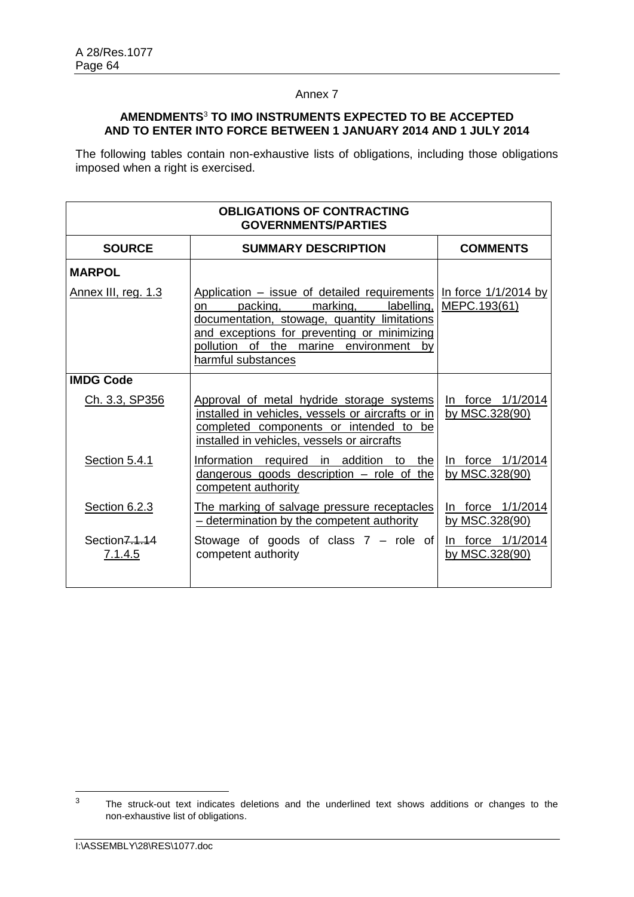Annex 7

### AMENDMENTS[3] TO IMO INSTRUMENTS EXPECTED TO BE ACCEPTED AND TO ENTER INTO FORCE BETWEEN 1 JANUARY 2014 AND 1 JULY 2014

The following tables contain non-exhaustive lists of obligations, including those obligations imposed when a right is exercised.

| OBLIGATIONS OF CONTRACTING GOVERNMENTS/PARTIES | | |
|---|---|---|
| **SOURCE** | **SUMMARY DESCRIPTION** | **COMMENTS** |
| **MARPOL** | | |
| Annex III, reg. 1.3 | Application – issue of detailed requirements on packing, marking, labelling, documentation, stowage, quantity limitations and exceptions for preventing or minimizing pollution of the marine environment by harmful substances | In force 1/1/2014 by MEPC.193(61) |
| **IMDG Code** | | |
| Ch. 3.3, SP356 | Approval of metal hydride storage systems installed in vehicles, vessels or aircrafts or in completed components or intended to be installed in vehicles, vessels or aircrafts | In force 1/1/2014 by MSC.328(90) |
| Section 5.4.1 | Information required in addition to the dangerous goods description – role of the competent authority | In force 1/1/2014 by MSC.328(90) |
| Section 6.2.3 | The marking of salvage pressure receptacles – determination by the competent authority | In force 1/1/2014 by MSC.328(90) |
| Section ~~7.1.14~~ 7.1.4.5 | Stowage of goods of class 7 – role of competent authority | In force 1/1/2014 by MSC.328(90) |

[3] The struck-out text indicates deletions and the underlined text shows additions or changes to the non-exhaustive list of obligations.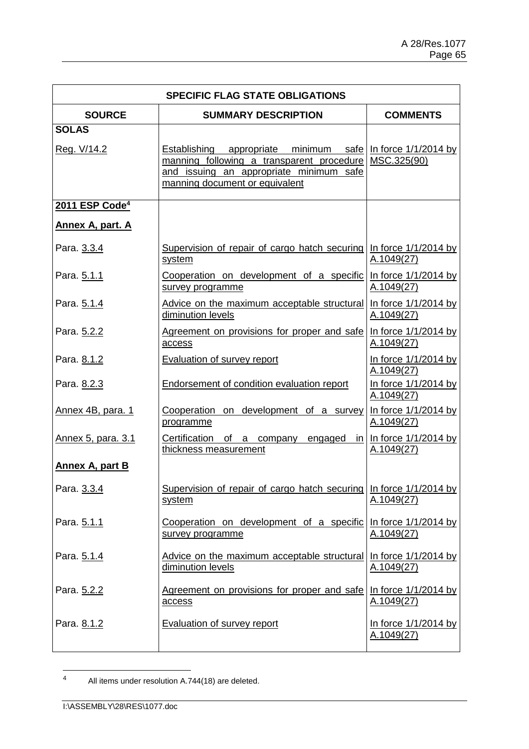| SPECIFIC FLAG STATE OBLIGATIONS | | |
|---|---|---|
| **SOURCE** | **SUMMARY DESCRIPTION** | **COMMENTS** |
| **SOLAS** | | |
| Reg. V/14.2 | Establishing appropriate minimum safe manning following a transparent procedure and issuing an appropriate minimum safe manning document or equivalent | In force 1/1/2014 by MSC.325(90) |
| **2011 ESP Code[4]** | | |
| **Annex A, part. A** | | |
| Para. 3.3.4 | Supervision of repair of cargo hatch securing system | In force 1/1/2014 by A.1049(27) |
| Para. 5.1.1 | Cooperation on development of a specific survey programme | In force 1/1/2014 by A.1049(27) |
| Para. 5.1.4 | Advice on the maximum acceptable structural diminution levels | In force 1/1/2014 by A.1049(27) |
| Para. 5.2.2 | Agreement on provisions for proper and safe access | In force 1/1/2014 by A.1049(27) |
| Para. 8.1.2 | Evaluation of survey report | In force 1/1/2014 by A.1049(27) |
| Para. 8.2.3 | Endorsement of condition evaluation report | In force 1/1/2014 by A.1049(27) |
| Annex 4B, para. 1 | Cooperation on development of a survey programme | In force 1/1/2014 by A.1049(27) |
| Annex 5, para. 3.1 | Certification of a company engaged in thickness measurement | In force 1/1/2014 by A.1049(27) |
| **Annex A, part B** | | |
| Para. 3.3.4 | Supervision of repair of cargo hatch securing system | In force 1/1/2014 by A.1049(27) |
| Para. 5.1.1 | Cooperation on development of a specific survey programme | In force 1/1/2014 by A.1049(27) |
| Para. 5.1.4 | Advice on the maximum acceptable structural diminution levels | In force 1/1/2014 by A.1049(27) |
| Para. 5.2.2 | Agreement on provisions for proper and safe access | In force 1/1/2014 by A.1049(27) |
| Para. 8.1.2 | Evaluation of survey report | In force 1/1/2014 by A.1049(27) |

[4] All items under resolution A.744(18) are deleted.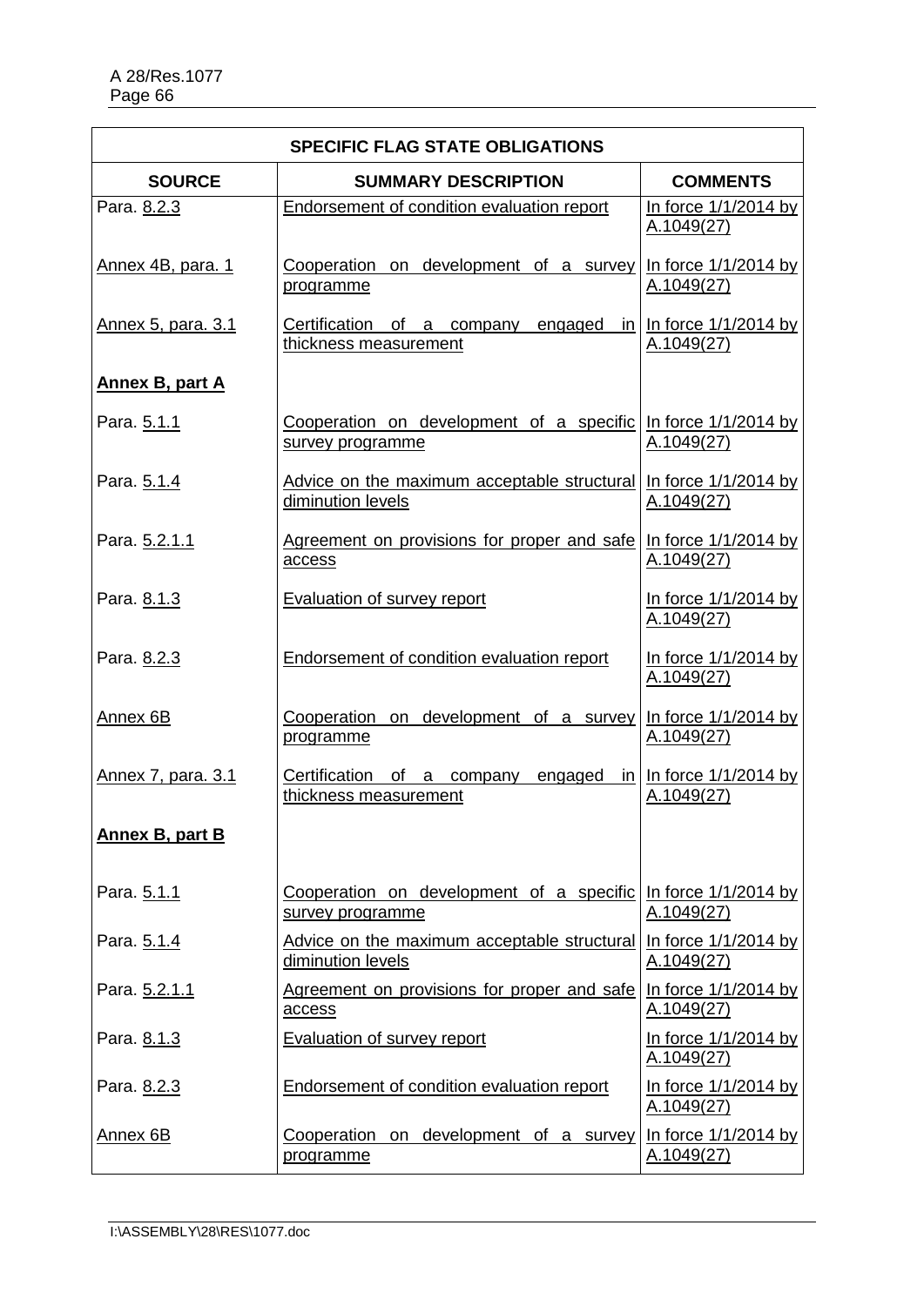| SPECIFIC FLAG STATE OBLIGATIONS | | |
|---|---|---|
| **SOURCE** | **SUMMARY DESCRIPTION** | **COMMENTS** |
| Para. 8.2.3 | Endorsement of condition evaluation report | In force 1/1/2014 by A.1049(27) |
| Annex 4B, para. 1 | Cooperation on development of a survey programme | In force 1/1/2014 by A.1049(27) |
| Annex 5, para. 3.1 | Certification of a company engaged in thickness measurement | In force 1/1/2014 by A.1049(27) |
| **Annex B, part A** | | |
| Para. 5.1.1 | Cooperation on development of a specific survey programme | In force 1/1/2014 by A.1049(27) |
| Para. 5.1.4 | Advice on the maximum acceptable structural diminution levels | In force 1/1/2014 by A.1049(27) |
| Para. 5.2.1.1 | Agreement on provisions for proper and safe access | In force 1/1/2014 by A.1049(27) |
| Para. 8.1.3 | Evaluation of survey report | In force 1/1/2014 by A.1049(27) |
| Para. 8.2.3 | Endorsement of condition evaluation report | In force 1/1/2014 by A.1049(27) |
| Annex 6B | Cooperation on development of a survey programme | In force 1/1/2014 by A.1049(27) |
| Annex 7, para. 3.1 | Certification of a company engaged in thickness measurement | In force 1/1/2014 by A.1049(27) |
| **Annex B, part B** | | |
| Para. 5.1.1 | Cooperation on development of a specific survey programme | In force 1/1/2014 by A.1049(27) |
| Para. 5.1.4 | Advice on the maximum acceptable structural diminution levels | In force 1/1/2014 by A.1049(27) |
| Para. 5.2.1.1 | Agreement on provisions for proper and safe access | In force 1/1/2014 by A.1049(27) |
| Para. 8.1.3 | Evaluation of survey report | In force 1/1/2014 by A.1049(27) |
| Para. 8.2.3 | Endorsement of condition evaluation report | In force 1/1/2014 by A.1049(27) |
| Annex 6B | Cooperation on development of a survey programme | In force 1/1/2014 by A.1049(27) |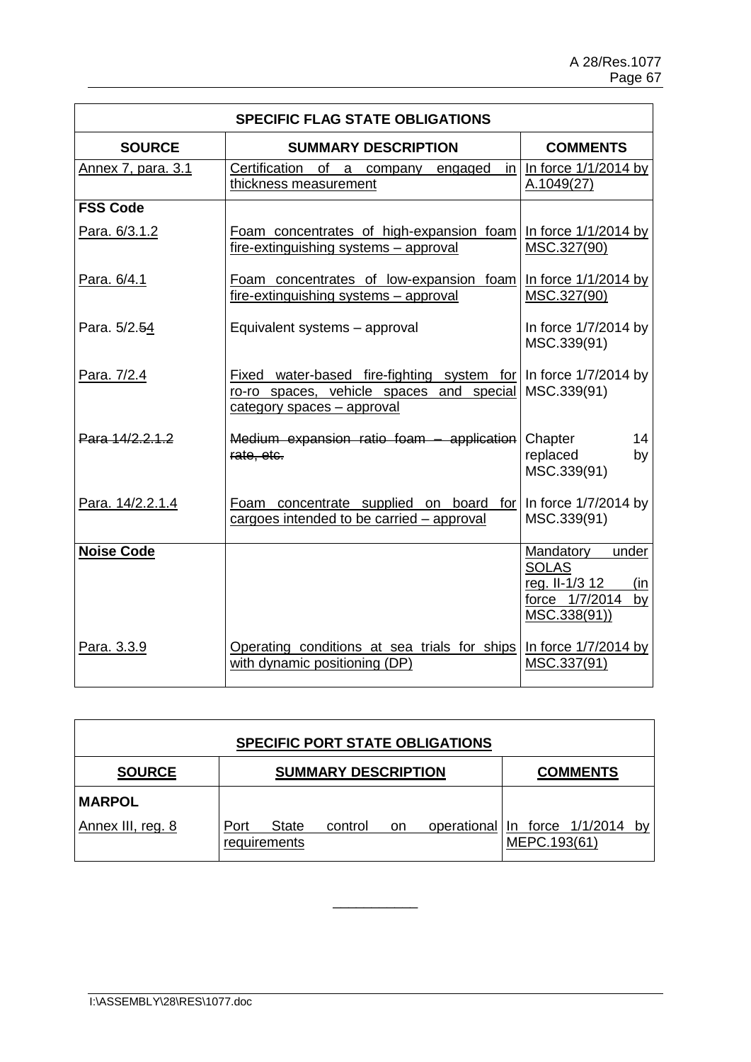| SPECIFIC FLAG STATE OBLIGATIONS | | |
|---|---|---|
| **SOURCE** | **SUMMARY DESCRIPTION** | **COMMENTS** |
| Annex 7, para. 3.1 | Certification of a company engaged in thickness measurement | In force 1/1/2014 by A.1049(27) |
| **FSS Code** | | |
| Para. 6/3.1.2 | Foam concentrates of high-expansion foam fire-extinguishing systems – approval | In force 1/1/2014 by MSC.327(90) |
| Para. 6/4.1 | Foam concentrates of low-expansion foam fire-extinguishing systems – approval | In force 1/1/2014 by MSC.327(90) |
| Para. 5/2.~~5~~4 | Equivalent systems – approval | In force 1/7/2014 by MSC.339(91) |
| Para. 7/2.4 | Fixed water-based fire-fighting system for ro-ro spaces, vehicle spaces and special category spaces – approval | In force 1/7/2014 by MSC.339(91) |
| ~~Para 14/2.2.1.2~~ | ~~Medium expansion ratio foam – application rate, etc.~~ | Chapter 14 replaced by MSC.339(91) |
| Para. 14/2.2.1.4 | Foam concentrate supplied on board for cargoes intended to be carried – approval | In force 1/7/2014 by MSC.339(91) |
| **Noise Code** | | Mandatory under SOLAS reg. II-1/3 12 (in force 1/7/2014 by MSC.338(91)) |
| Para. 3.3.9 | Operating conditions at sea trials for ships with dynamic positioning (DP) | In force 1/7/2014 by MSC.337(91) |

| SPECIFIC PORT STATE OBLIGATIONS | | |
|---|---|---|
| **SOURCE** | **SUMMARY DESCRIPTION** | **COMMENTS** |
| **MARPOL** | | |
| Annex III, reg. 8 | Port State control on operational requirements | In force 1/1/2014 by MEPC.193(61) |

___________